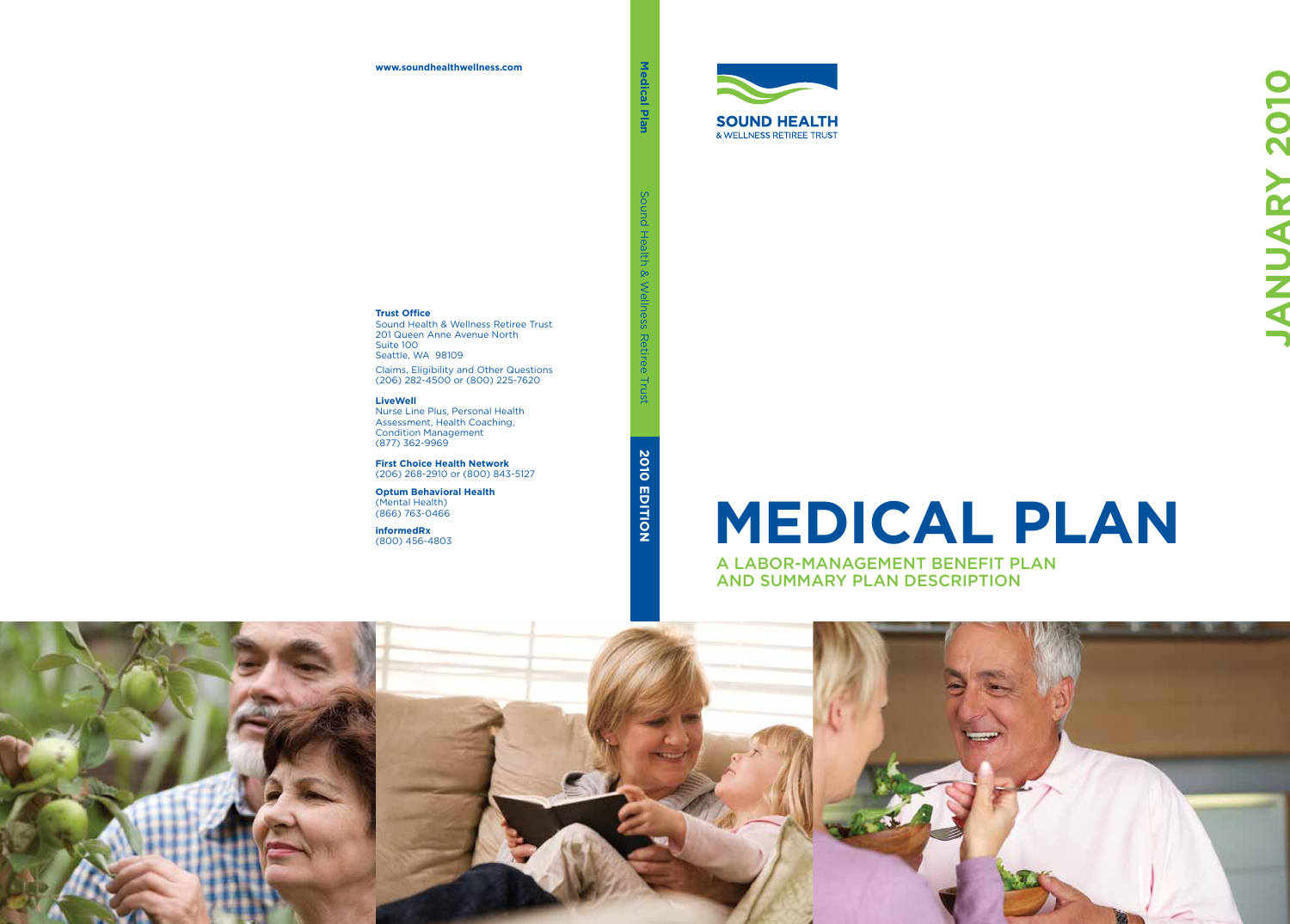www.soundhealthwellness.com

**Trust Office**
Sound Health & Wellness Retiree Trust
201 Queen Anne Avenue North
Suite 100
Seattle, WA 98109

Claims, Eligibility and Other Questions
(206) 282-4500 or (800) 225-7620

**LiveWell**
Nurse Line Plus, Personal Health Assessment, Health Coaching, Condition Management
(877) 362-9969

**First Choice Health Network**
(206) 268-2910 or (800) 843-5127

**Optum Behavioral Health**
(Mental Health)
(866) 763-0466

**informedRx**
(800) 456-4803

**Medical Plan** Sound Health & Wellness Retiree Trust **2010 EDITION**

**SOUND HEALTH**
& WELLNESS RETIREE TRUST

**JANUARY 2010**

# MEDICAL PLAN

## A LABOR-MANAGEMENT BENEFIT PLAN AND SUMMARY PLAN DESCRIPTION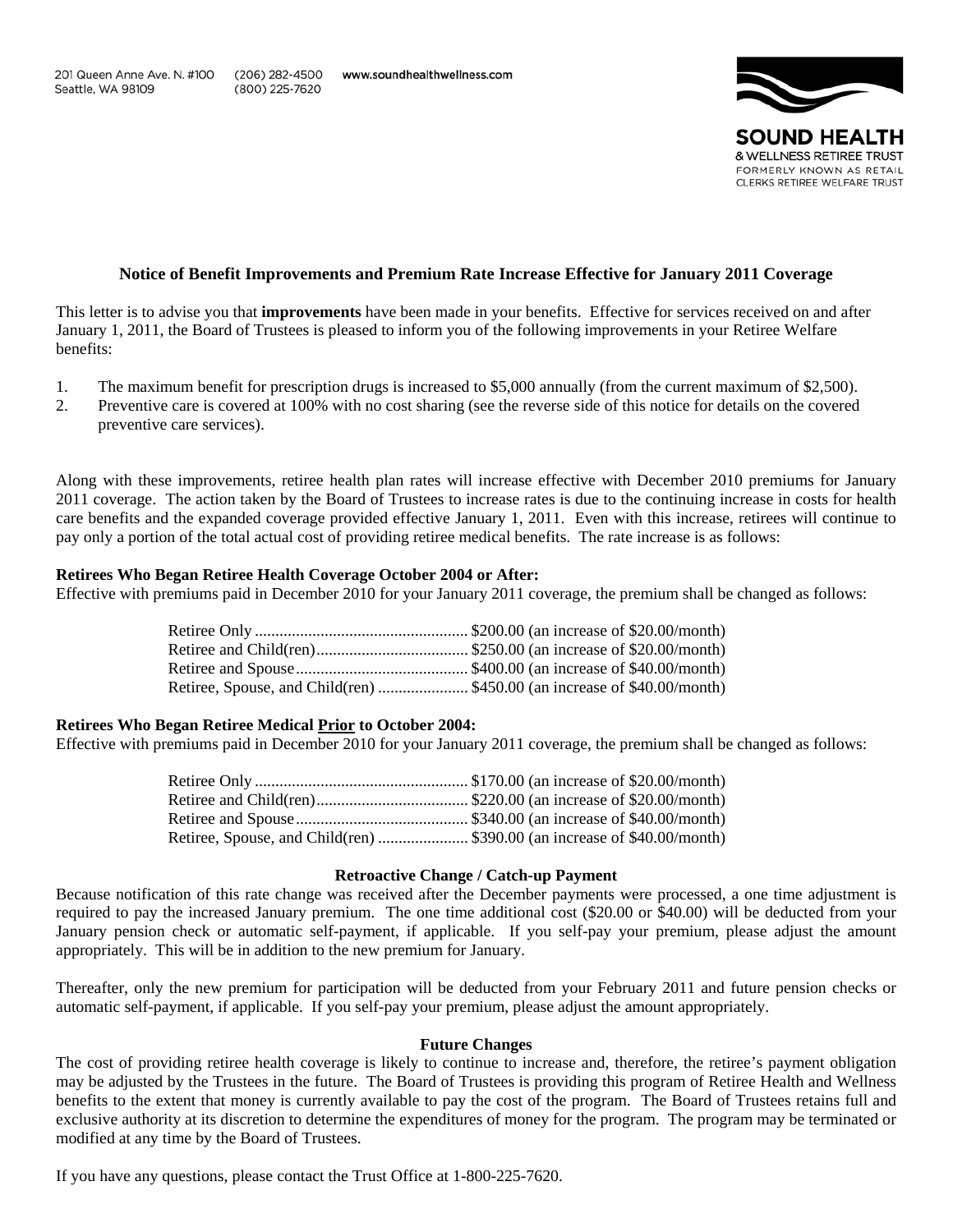201 Queen Anne Ave. N. #100
Seattle, WA 98109
(206) 282-4500
(800) 225-7620
www.soundhealthwellness.com

**SOUND HEALTH**
& WELLNESS RETIREE TRUST
FORMERLY KNOWN AS RETAIL CLERKS RETIREE WELFARE TRUST

## Notice of Benefit Improvements and Premium Rate Increase Effective for January 2011 Coverage

This letter is to advise you that **improvements** have been made in your benefits. Effective for services received on and after January 1, 2011, the Board of Trustees is pleased to inform you of the following improvements in your Retiree Welfare benefits:

1. The maximum benefit for prescription drugs is increased to $5,000 annually (from the current maximum of $2,500).
2. Preventive care is covered at 100% with no cost sharing (see the reverse side of this notice for details on the covered preventive care services).

Along with these improvements, retiree health plan rates will increase effective with December 2010 premiums for January 2011 coverage. The action taken by the Board of Trustees to increase rates is due to the continuing increase in costs for health care benefits and the expanded coverage provided effective January 1, 2011. Even with this increase, retirees will continue to pay only a portion of the total actual cost of providing retiree medical benefits. The rate increase is as follows:

**Retirees Who Began Retiree Health Coverage October 2004 or After:**
Effective with premiums paid in December 2010 for your January 2011 coverage, the premium shall be changed as follows:

| | |
|---|---|
| Retiree Only | $200.00 (an increase of $20.00/month) |
| Retiree and Child(ren) | $250.00 (an increase of $20.00/month) |
| Retiree and Spouse | $400.00 (an increase of $40.00/month) |
| Retiree, Spouse, and Child(ren) | $450.00 (an increase of $40.00/month) |

**Retirees Who Began Retiree Medical Prior to October 2004:**
Effective with premiums paid in December 2010 for your January 2011 coverage, the premium shall be changed as follows:

| | |
|---|---|
| Retiree Only | $170.00 (an increase of $20.00/month) |
| Retiree and Child(ren) | $220.00 (an increase of $20.00/month) |
| Retiree and Spouse | $340.00 (an increase of $40.00/month) |
| Retiree, Spouse, and Child(ren) | $390.00 (an increase of $40.00/month) |

### Retroactive Change / Catch-up Payment

Because notification of this rate change was received after the December payments were processed, a one time adjustment is required to pay the increased January premium. The one time additional cost ($20.00 or $40.00) will be deducted from your January pension check or automatic self-payment, if applicable. If you self-pay your premium, please adjust the amount appropriately. This will be in addition to the new premium for January.

Thereafter, only the new premium for participation will be deducted from your February 2011 and future pension checks or automatic self-payment, if applicable. If you self-pay your premium, please adjust the amount appropriately.

### Future Changes

The cost of providing retiree health coverage is likely to continue to increase and, therefore, the retiree's payment obligation may be adjusted by the Trustees in the future. The Board of Trustees is providing this program of Retiree Health and Wellness benefits to the extent that money is currently available to pay the cost of the program. The Board of Trustees retains full and exclusive authority at its discretion to determine the expenditures of money for the program. The program may be terminated or modified at any time by the Board of Trustees.

If you have any questions, please contact the Trust Office at 1-800-225-7620.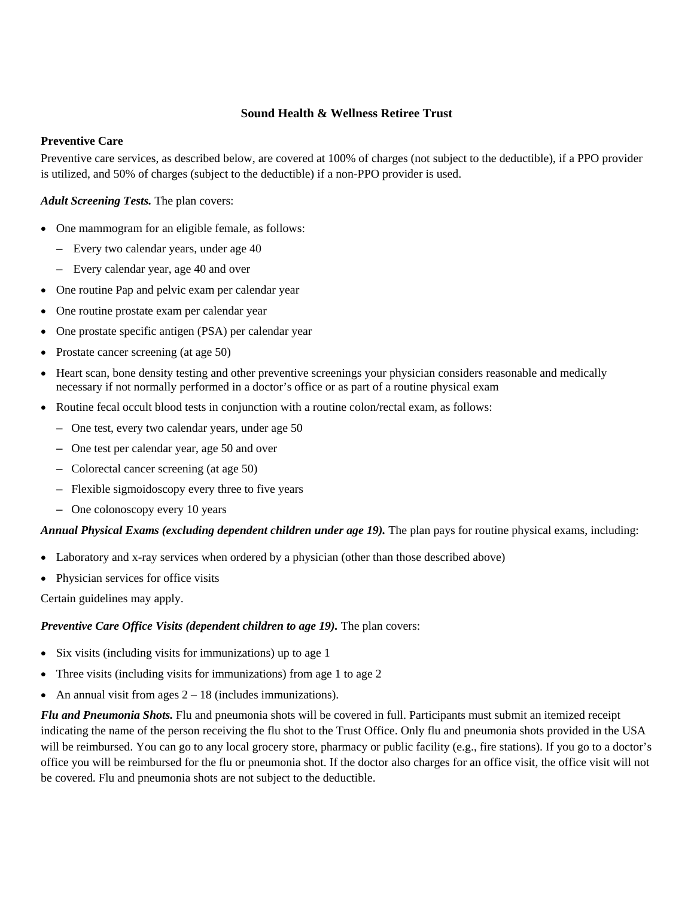# Sound Health & Wellness Retiree Trust

## Preventive Care

Preventive care services, as described below, are covered at 100% of charges (not subject to the deductible), if a PPO provider is utilized, and 50% of charges (subject to the deductible) if a non-PPO provider is used.

***Adult Screening Tests.*** The plan covers:

- One mammogram for an eligible female, as follows:
  - Every two calendar years, under age 40
  - Every calendar year, age 40 and over
- One routine Pap and pelvic exam per calendar year
- One routine prostate exam per calendar year
- One prostate specific antigen (PSA) per calendar year
- Prostate cancer screening (at age 50)
- Heart scan, bone density testing and other preventive screenings your physician considers reasonable and medically necessary if not normally performed in a doctor's office or as part of a routine physical exam
- Routine fecal occult blood tests in conjunction with a routine colon/rectal exam, as follows:
  - One test, every two calendar years, under age 50
  - One test per calendar year, age 50 and over
  - Colorectal cancer screening (at age 50)
  - Flexible sigmoidoscopy every three to five years
  - One colonoscopy every 10 years

***Annual Physical Exams (excluding dependent children under age 19).*** The plan pays for routine physical exams, including:

- Laboratory and x-ray services when ordered by a physician (other than those described above)
- Physician services for office visits

Certain guidelines may apply.

***Preventive Care Office Visits (dependent children to age 19).*** The plan covers:

- Six visits (including visits for immunizations) up to age 1
- Three visits (including visits for immunizations) from age 1 to age 2
- An annual visit from ages 2 – 18 (includes immunizations).

***Flu and Pneumonia Shots.*** Flu and pneumonia shots will be covered in full. Participants must submit an itemized receipt indicating the name of the person receiving the flu shot to the Trust Office. Only flu and pneumonia shots provided in the USA will be reimbursed. You can go to any local grocery store, pharmacy or public facility (e.g., fire stations). If you go to a doctor's office you will be reimbursed for the flu or pneumonia shot. If the doctor also charges for an office visit, the office visit will not be covered. Flu and pneumonia shots are not subject to the deductible.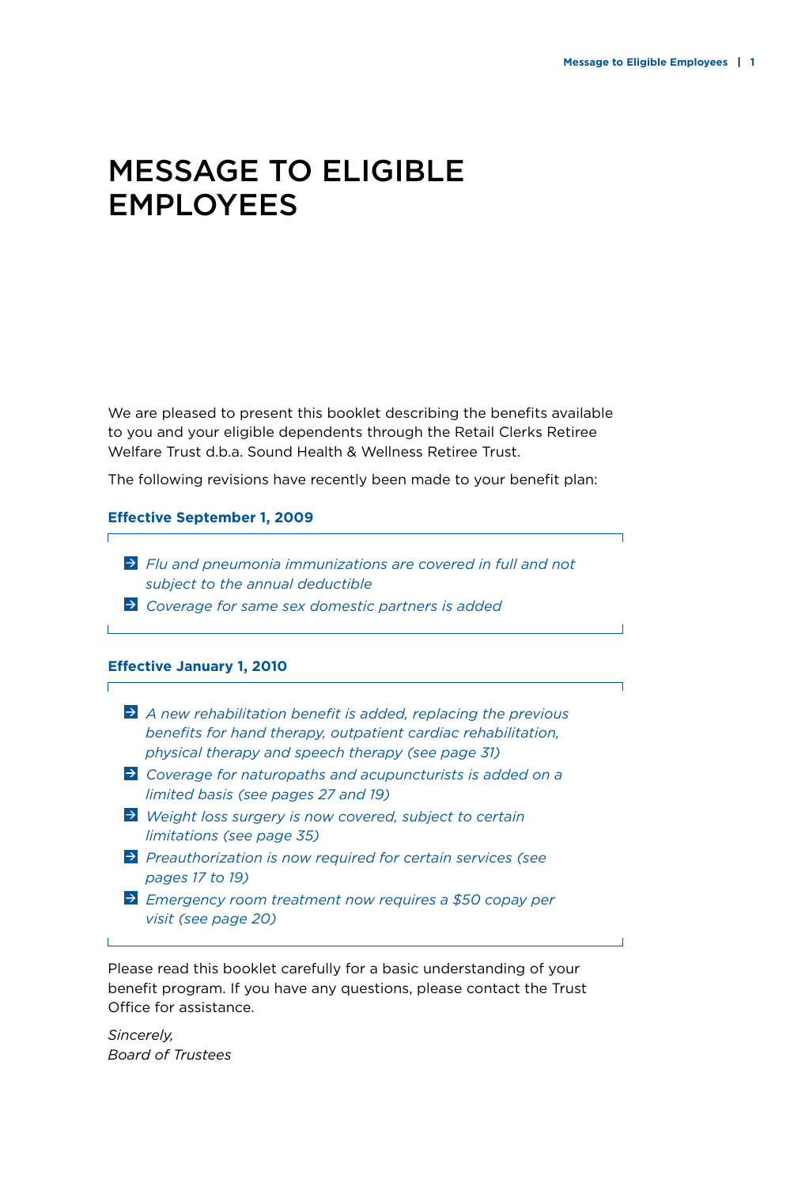# MESSAGE TO ELIGIBLE EMPLOYEES

We are pleased to present this booklet describing the benefits available to you and your eligible dependents through the Retail Clerks Retiree Welfare Trust d.b.a. Sound Health & Wellness Retiree Trust.

The following revisions have recently been made to your benefit plan:

**Effective September 1, 2009**

- *Flu and pneumonia immunizations are covered in full and not subject to the annual deductible*
- *Coverage for same sex domestic partners is added*

**Effective January 1, 2010**

- *A new rehabilitation benefit is added, replacing the previous benefits for hand therapy, outpatient cardiac rehabilitation, physical therapy and speech therapy (see page 31)*
- *Coverage for naturopaths and acupuncturists is added on a limited basis (see pages 27 and 19)*
- *Weight loss surgery is now covered, subject to certain limitations (see page 35)*
- *Preauthorization is now required for certain services (see pages 17 to 19)*
- *Emergency room treatment now requires a $50 copay per visit (see page 20)*

Please read this booklet carefully for a basic understanding of your benefit program. If you have any questions, please contact the Trust Office for assistance.

*Sincerely,*
*Board of Trustees*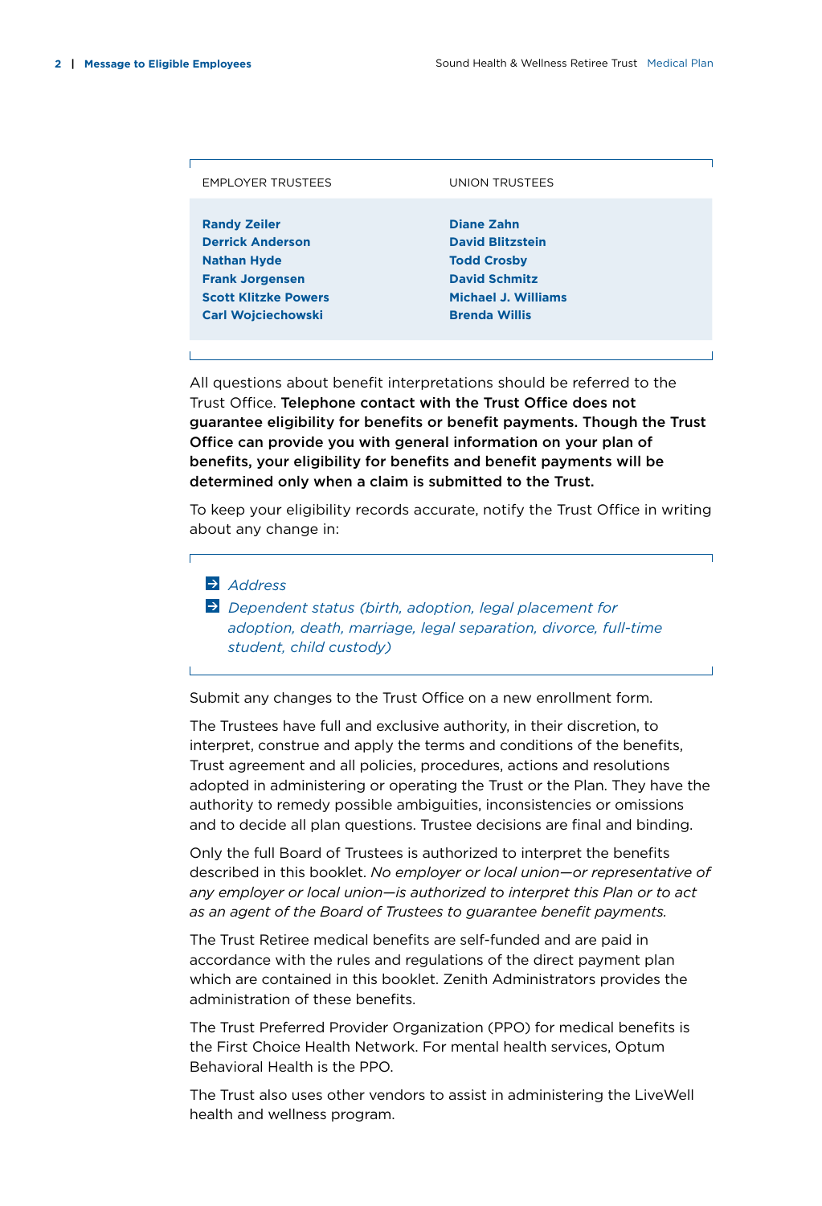| EMPLOYER TRUSTEES | UNION TRUSTEES |
|---|---|
| **Randy Zeiler** | **Diane Zahn** |
| **Derrick Anderson** | **David Blitzstein** |
| **Nathan Hyde** | **Todd Crosby** |
| **Frank Jorgensen** | **David Schmitz** |
| **Scott Klitzke Powers** | **Michael J. Williams** |
| **Carl Wojciechowski** | **Brenda Willis** |

All questions about benefit interpretations should be referred to the Trust Office. **Telephone contact with the Trust Office does not guarantee eligibility for benefits or benefit payments. Though the Trust Office can provide you with general information on your plan of benefits, your eligibility for benefits and benefit payments will be determined only when a claim is submitted to the Trust.**

To keep your eligibility records accurate, notify the Trust Office in writing about any change in:

- *Address*
- *Dependent status (birth, adoption, legal placement for adoption, death, marriage, legal separation, divorce, full-time student, child custody)*

Submit any changes to the Trust Office on a new enrollment form.

The Trustees have full and exclusive authority, in their discretion, to interpret, construe and apply the terms and conditions of the benefits, Trust agreement and all policies, procedures, actions and resolutions adopted in administering or operating the Trust or the Plan. They have the authority to remedy possible ambiguities, inconsistencies or omissions and to decide all plan questions. Trustee decisions are final and binding.

Only the full Board of Trustees is authorized to interpret the benefits described in this booklet. *No employer or local union—or representative of any employer or local union—is authorized to interpret this Plan or to act as an agent of the Board of Trustees to guarantee benefit payments.*

The Trust Retiree medical benefits are self-funded and are paid in accordance with the rules and regulations of the direct payment plan which are contained in this booklet. Zenith Administrators provides the administration of these benefits.

The Trust Preferred Provider Organization (PPO) for medical benefits is the First Choice Health Network. For mental health services, Optum Behavioral Health is the PPO.

The Trust also uses other vendors to assist in administering the LiveWell health and wellness program.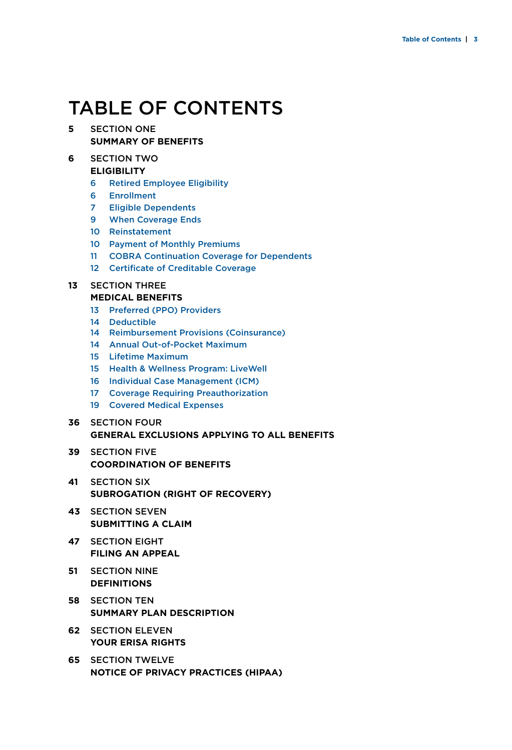# TABLE OF CONTENTS

**5** SECTION ONE
**SUMMARY OF BENEFITS**

**6** SECTION TWO
**ELIGIBILITY**

- 6 Retired Employee Eligibility
- 6 Enrollment
- 7 Eligible Dependents
- 9 When Coverage Ends
- 10 Reinstatement
- 10 Payment of Monthly Premiums
- 11 COBRA Continuation Coverage for Dependents
- 12 Certificate of Creditable Coverage

**13** SECTION THREE
**MEDICAL BENEFITS**

- 13 Preferred (PPO) Providers
- 14 Deductible
- 14 Reimbursement Provisions (Coinsurance)
- 14 Annual Out-of-Pocket Maximum
- 15 Lifetime Maximum
- 15 Health & Wellness Program: LiveWell
- 16 Individual Case Management (ICM)
- 17 Coverage Requiring Preauthorization
- 19 Covered Medical Expenses

**36** SECTION FOUR
**GENERAL EXCLUSIONS APPLYING TO ALL BENEFITS**

**39** SECTION FIVE
**COORDINATION OF BENEFITS**

**41** SECTION SIX
**SUBROGATION (RIGHT OF RECOVERY)**

**43** SECTION SEVEN
**SUBMITTING A CLAIM**

**47** SECTION EIGHT
**FILING AN APPEAL**

**51** SECTION NINE
**DEFINITIONS**

**58** SECTION TEN
**SUMMARY PLAN DESCRIPTION**

**62** SECTION ELEVEN
**YOUR ERISA RIGHTS**

**65** SECTION TWELVE
**NOTICE OF PRIVACY PRACTICES (HIPAA)**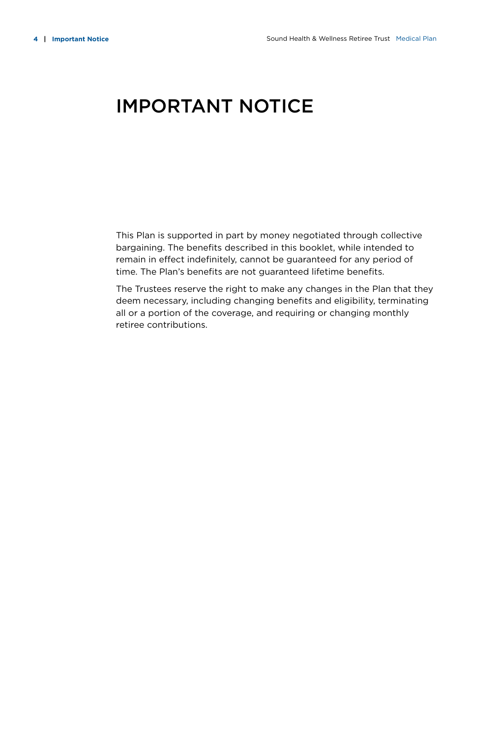# IMPORTANT NOTICE

This Plan is supported in part by money negotiated through collective bargaining. The benefits described in this booklet, while intended to remain in effect indefinitely, cannot be guaranteed for any period of time. The Plan's benefits are not guaranteed lifetime benefits.

The Trustees reserve the right to make any changes in the Plan that they deem necessary, including changing benefits and eligibility, terminating all or a portion of the coverage, and requiring or changing monthly retiree contributions.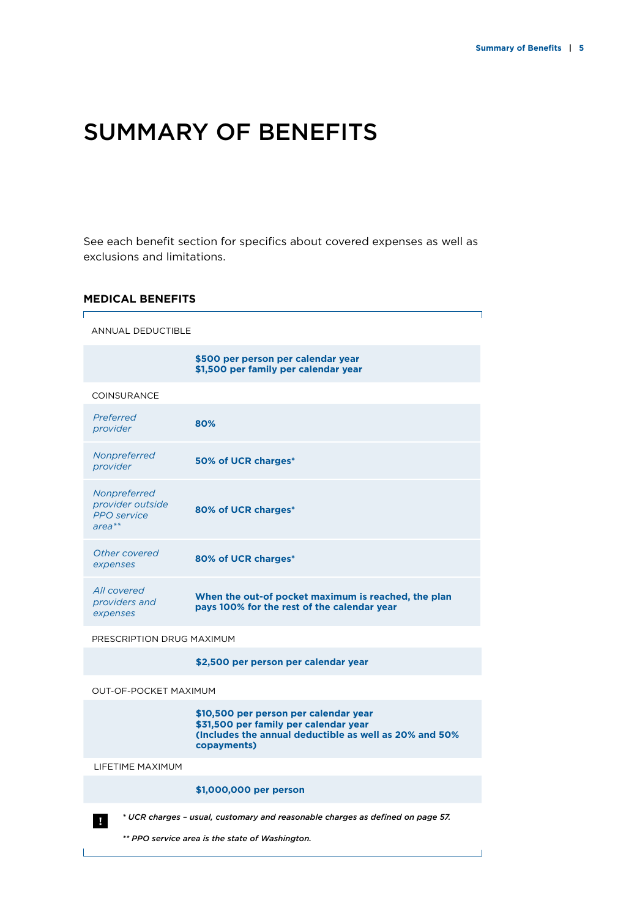# SUMMARY OF BENEFITS

See each benefit section for specifics about covered expenses as well as exclusions and limitations.

## MEDICAL BENEFITS

| | |
|---|---|
| ANNUAL DEDUCTIBLE | |
| | **$500 per person per calendar year**<br>**$1,500 per family per calendar year** |
| COINSURANCE | |
| *Preferred provider* | **80%** |
| *Nonpreferred provider* | **50% of UCR charges*** |
| *Nonpreferred provider outside PPO service area*** | **80% of UCR charges*** |
| *Other covered expenses* | **80% of UCR charges*** |
| *All covered providers and expenses* | **When the out-of pocket maximum is reached, the plan pays 100% for the rest of the calendar year** |
| PRESCRIPTION DRUG MAXIMUM | |
| | **$2,500 per person per calendar year** |
| OUT-OF-POCKET MAXIMUM | |
| | **$10,500 per person per calendar year**<br>**$31,500 per family per calendar year**<br>**(Includes the annual deductible as well as 20% and 50% copayments)** |
| LIFETIME MAXIMUM | |
| | **$1,000,000 per person** |

*\* UCR charges – usual, customary and reasonable charges as defined on page 57.*

*\*\* PPO service area is the state of Washington.*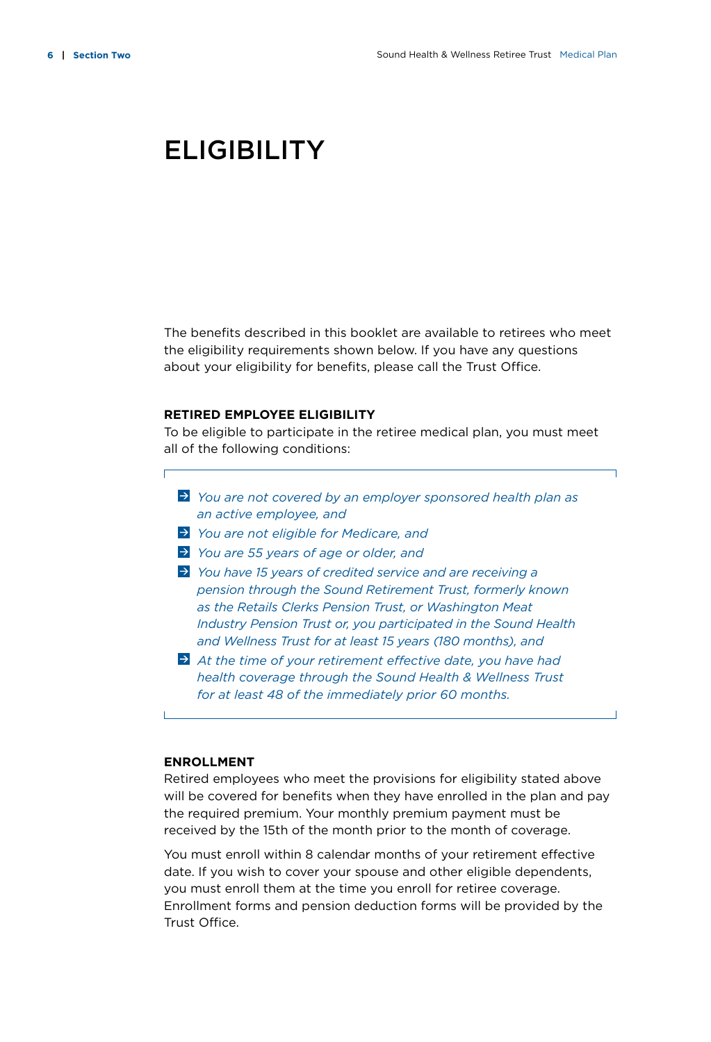# ELIGIBILITY

The benefits described in this booklet are available to retirees who meet the eligibility requirements shown below. If you have any questions about your eligibility for benefits, please call the Trust Office.

**RETIRED EMPLOYEE ELIGIBILITY**

To be eligible to participate in the retiree medical plan, you must meet all of the following conditions:

- *You are not covered by an employer sponsored health plan as an active employee, and*
- *You are not eligible for Medicare, and*
- *You are 55 years of age or older, and*
- *You have 15 years of credited service and are receiving a pension through the Sound Retirement Trust, formerly known as the Retails Clerks Pension Trust, or Washington Meat Industry Pension Trust or, you participated in the Sound Health and Wellness Trust for at least 15 years (180 months), and*
- *At the time of your retirement effective date, you have had health coverage through the Sound Health & Wellness Trust for at least 48 of the immediately prior 60 months.*

**ENROLLMENT**

Retired employees who meet the provisions for eligibility stated above will be covered for benefits when they have enrolled in the plan and pay the required premium. Your monthly premium payment must be received by the 15th of the month prior to the month of coverage.

You must enroll within 8 calendar months of your retirement effective date. If you wish to cover your spouse and other eligible dependents, you must enroll them at the time you enroll for retiree coverage. Enrollment forms and pension deduction forms will be provided by the Trust Office.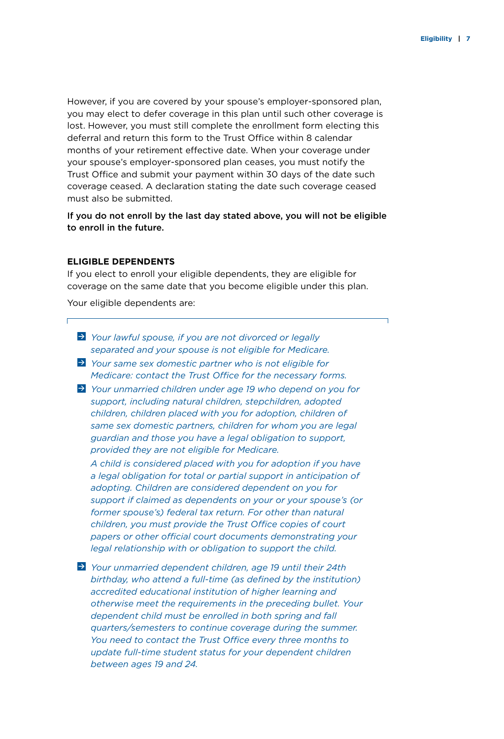However, if you are covered by your spouse's employer-sponsored plan, you may elect to defer coverage in this plan until such other coverage is lost. However, you must still complete the enrollment form electing this deferral and return this form to the Trust Office within 8 calendar months of your retirement effective date. When your coverage under your spouse's employer-sponsored plan ceases, you must notify the Trust Office and submit your payment within 30 days of the date such coverage ceased. A declaration stating the date such coverage ceased must also be submitted.

**If you do not enroll by the last day stated above, you will not be eligible to enroll in the future.**

### ELIGIBLE DEPENDENTS

If you elect to enroll your eligible dependents, they are eligible for coverage on the same date that you become eligible under this plan.

Your eligible dependents are:

- *Your lawful spouse, if you are not divorced or legally separated and your spouse is not eligible for Medicare.*
- *Your same sex domestic partner who is not eligible for Medicare: contact the Trust Office for the necessary forms.*
- *Your unmarried children under age 19 who depend on you for support, including natural children, stepchildren, adopted children, children placed with you for adoption, children of same sex domestic partners, children for whom you are legal guardian and those you have a legal obligation to support, provided they are not eligible for Medicare.*

  *A child is considered placed with you for adoption if you have a legal obligation for total or partial support in anticipation of adopting. Children are considered dependent on you for support if claimed as dependents on your or your spouse's (or former spouse's) federal tax return. For other than natural children, you must provide the Trust Office copies of court papers or other official court documents demonstrating your legal relationship with or obligation to support the child.*

- *Your unmarried dependent children, age 19 until their 24th birthday, who attend a full-time (as defined by the institution) accredited educational institution of higher learning and otherwise meet the requirements in the preceding bullet. Your dependent child must be enrolled in both spring and fall quarters/semesters to continue coverage during the summer. You need to contact the Trust Office every three months to update full-time student status for your dependent children between ages 19 and 24.*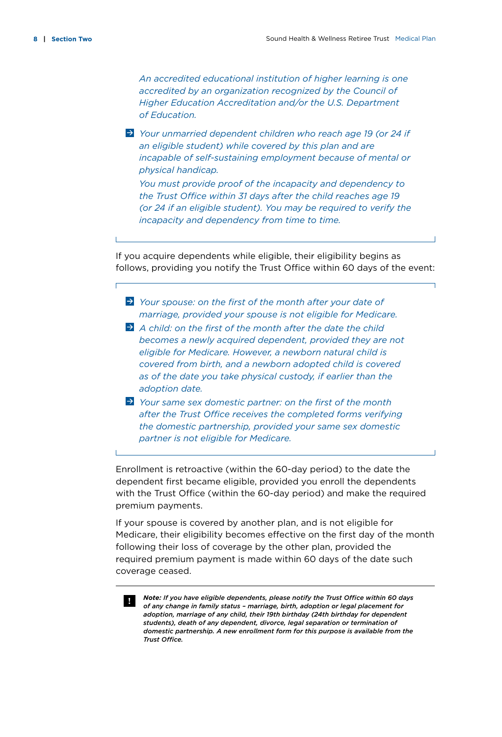*An accredited educational institution of higher learning is one accredited by an organization recognized by the Council of Higher Education Accreditation and/or the U.S. Department of Education.*

- *Your unmarried dependent children who reach age 19 (or 24 if an eligible student) while covered by this plan and are incapable of self-sustaining employment because of mental or physical handicap.*

  *You must provide proof of the incapacity and dependency to the Trust Office within 31 days after the child reaches age 19 (or 24 if an eligible student). You may be required to verify the incapacity and dependency from time to time.*

If you acquire dependents while eligible, their eligibility begins as follows, providing you notify the Trust Office within 60 days of the event:

- *Your spouse: on the first of the month after your date of marriage, provided your spouse is not eligible for Medicare.*
- *A child: on the first of the month after the date the child becomes a newly acquired dependent, provided they are not eligible for Medicare. However, a newborn natural child is covered from birth, and a newborn adopted child is covered as of the date you take physical custody, if earlier than the adoption date.*
- *Your same sex domestic partner: on the first of the month after the Trust Office receives the completed forms verifying the domestic partnership, provided your same sex domestic partner is not eligible for Medicare.*

Enrollment is retroactive (within the 60-day period) to the date the dependent first became eligible, provided you enroll the dependents with the Trust Office (within the 60-day period) and make the required premium payments.

If your spouse is covered by another plan, and is not eligible for Medicare, their eligibility becomes effective on the first day of the month following their loss of coverage by the other plan, provided the required premium payment is made within 60 days of the date such coverage ceased.

***Note:** If you have eligible dependents, please notify the Trust Office within 60 days of any change in family status – marriage, birth, adoption or legal placement for adoption, marriage of any child, their 19th birthday (24th birthday for dependent students), death of any dependent, divorce, legal separation or termination of domestic partnership. A new enrollment form for this purpose is available from the Trust Office.*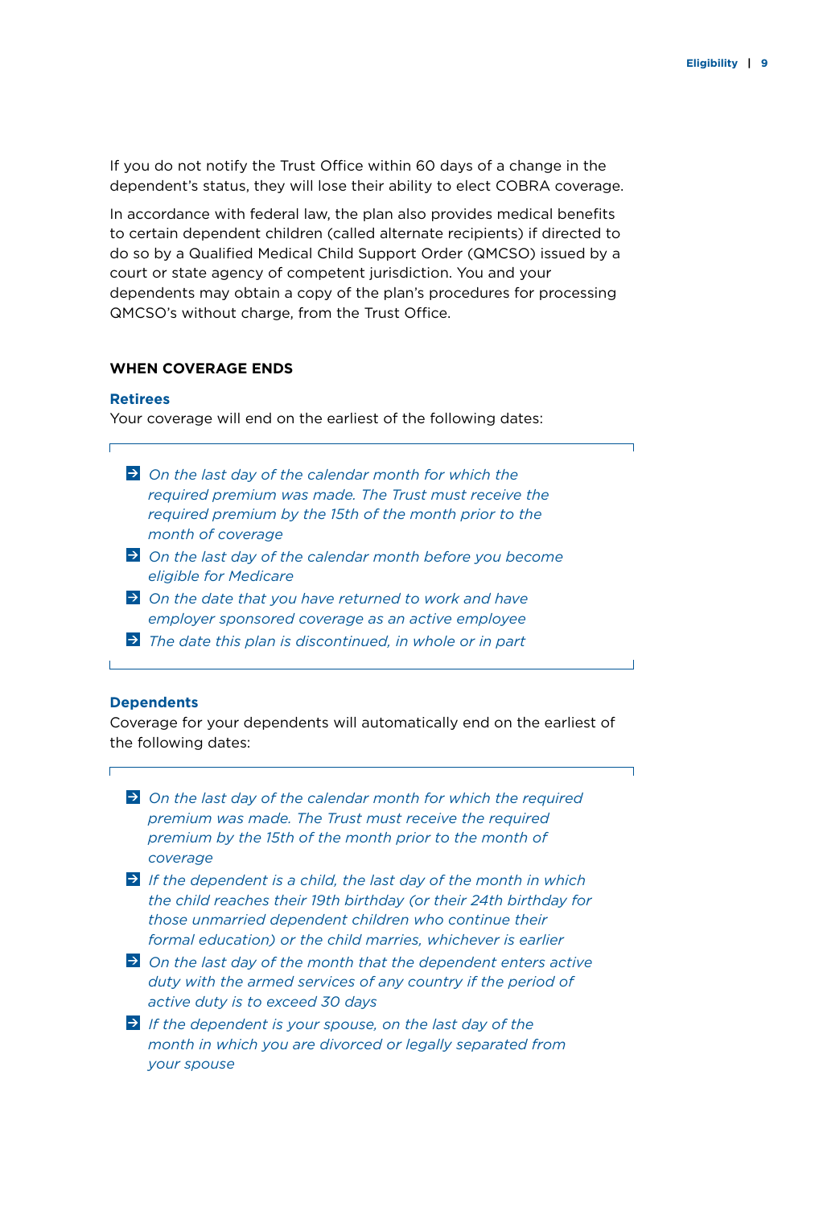If you do not notify the Trust Office within 60 days of a change in the dependent's status, they will lose their ability to elect COBRA coverage.

In accordance with federal law, the plan also provides medical benefits to certain dependent children (called alternate recipients) if directed to do so by a Qualified Medical Child Support Order (QMCSO) issued by a court or state agency of competent jurisdiction. You and your dependents may obtain a copy of the plan's procedures for processing QMCSO's without charge, from the Trust Office.

## WHEN COVERAGE ENDS

### Retirees

Your coverage will end on the earliest of the following dates:

- *On the last day of the calendar month for which the required premium was made. The Trust must receive the required premium by the 15th of the month prior to the month of coverage*
- *On the last day of the calendar month before you become eligible for Medicare*
- *On the date that you have returned to work and have employer sponsored coverage as an active employee*
- *The date this plan is discontinued, in whole or in part*

### Dependents

Coverage for your dependents will automatically end on the earliest of the following dates:

- *On the last day of the calendar month for which the required premium was made. The Trust must receive the required premium by the 15th of the month prior to the month of coverage*
- *If the dependent is a child, the last day of the month in which the child reaches their 19th birthday (or their 24th birthday for those unmarried dependent children who continue their formal education) or the child marries, whichever is earlier*
- *On the last day of the month that the dependent enters active duty with the armed services of any country if the period of active duty is to exceed 30 days*
- *If the dependent is your spouse, on the last day of the month in which you are divorced or legally separated from your spouse*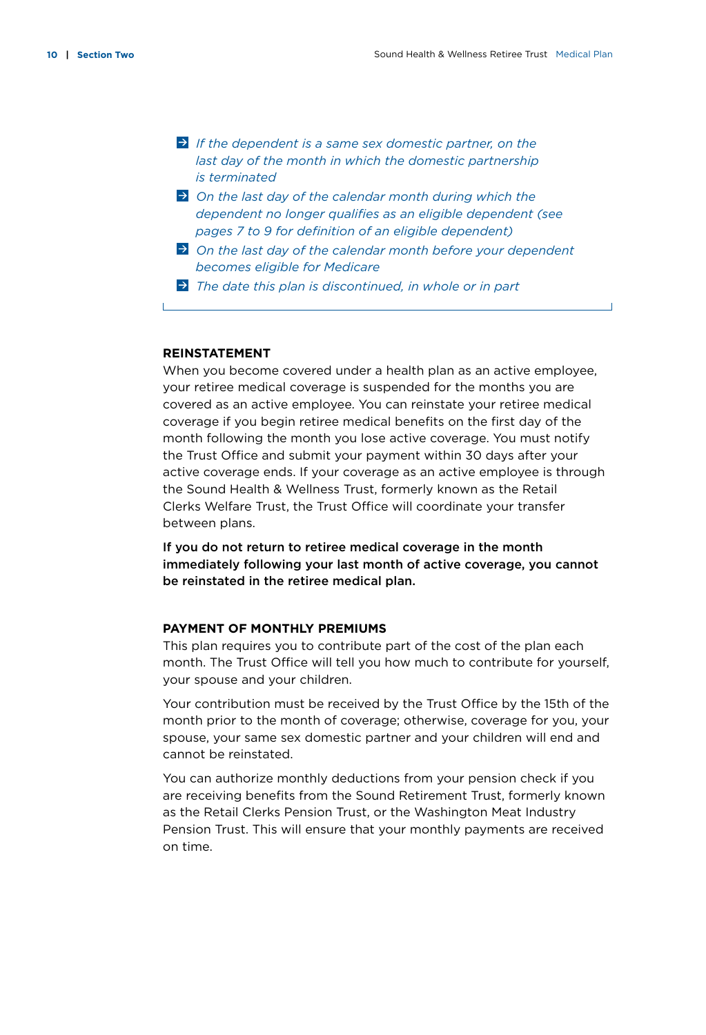- *If the dependent is a same sex domestic partner, on the last day of the month in which the domestic partnership is terminated*
- *On the last day of the calendar month during which the dependent no longer qualifies as an eligible dependent (see pages 7 to 9 for definition of an eligible dependent)*
- *On the last day of the calendar month before your dependent becomes eligible for Medicare*
- *The date this plan is discontinued, in whole or in part*

## REINSTATEMENT

When you become covered under a health plan as an active employee, your retiree medical coverage is suspended for the months you are covered as an active employee. You can reinstate your retiree medical coverage if you begin retiree medical benefits on the first day of the month following the month you lose active coverage. You must notify the Trust Office and submit your payment within 30 days after your active coverage ends. If your coverage as an active employee is through the Sound Health & Wellness Trust, formerly known as the Retail Clerks Welfare Trust, the Trust Office will coordinate your transfer between plans.

**If you do not return to retiree medical coverage in the month immediately following your last month of active coverage, you cannot be reinstated in the retiree medical plan.**

## PAYMENT OF MONTHLY PREMIUMS

This plan requires you to contribute part of the cost of the plan each month. The Trust Office will tell you how much to contribute for yourself, your spouse and your children.

Your contribution must be received by the Trust Office by the 15th of the month prior to the month of coverage; otherwise, coverage for you, your spouse, your same sex domestic partner and your children will end and cannot be reinstated.

You can authorize monthly deductions from your pension check if you are receiving benefits from the Sound Retirement Trust, formerly known as the Retail Clerks Pension Trust, or the Washington Meat Industry Pension Trust. This will ensure that your monthly payments are received on time.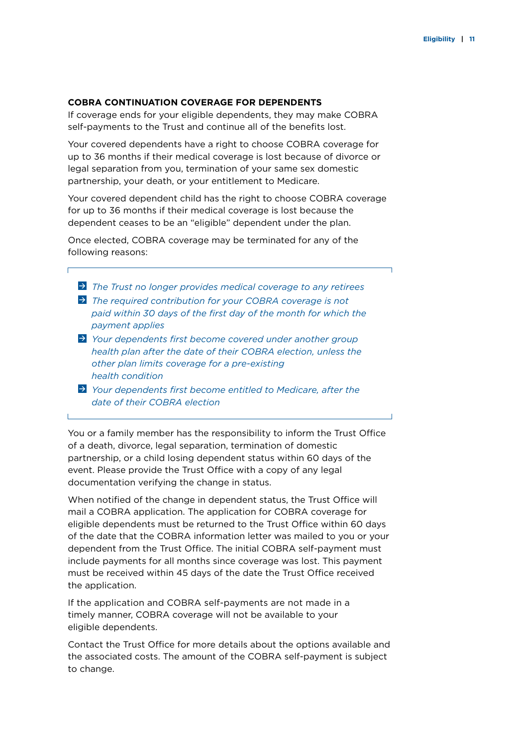### COBRA CONTINUATION COVERAGE FOR DEPENDENTS

If coverage ends for your eligible dependents, they may make COBRA self-payments to the Trust and continue all of the benefits lost.

Your covered dependents have a right to choose COBRA coverage for up to 36 months if their medical coverage is lost because of divorce or legal separation from you, termination of your same sex domestic partnership, your death, or your entitlement to Medicare.

Your covered dependent child has the right to choose COBRA coverage for up to 36 months if their medical coverage is lost because the dependent ceases to be an "eligible" dependent under the plan.

Once elected, COBRA coverage may be terminated for any of the following reasons:

- *The Trust no longer provides medical coverage to any retirees*
- *The required contribution for your COBRA coverage is not paid within 30 days of the first day of the month for which the payment applies*
- *Your dependents first become covered under another group health plan after the date of their COBRA election, unless the other plan limits coverage for a pre-existing health condition*
- *Your dependents first become entitled to Medicare, after the date of their COBRA election*

You or a family member has the responsibility to inform the Trust Office of a death, divorce, legal separation, termination of domestic partnership, or a child losing dependent status within 60 days of the event. Please provide the Trust Office with a copy of any legal documentation verifying the change in status.

When notified of the change in dependent status, the Trust Office will mail a COBRA application. The application for COBRA coverage for eligible dependents must be returned to the Trust Office within 60 days of the date that the COBRA information letter was mailed to you or your dependent from the Trust Office. The initial COBRA self-payment must include payments for all months since coverage was lost. This payment must be received within 45 days of the date the Trust Office received the application.

If the application and COBRA self-payments are not made in a timely manner, COBRA coverage will not be available to your eligible dependents.

Contact the Trust Office for more details about the options available and the associated costs. The amount of the COBRA self-payment is subject to change.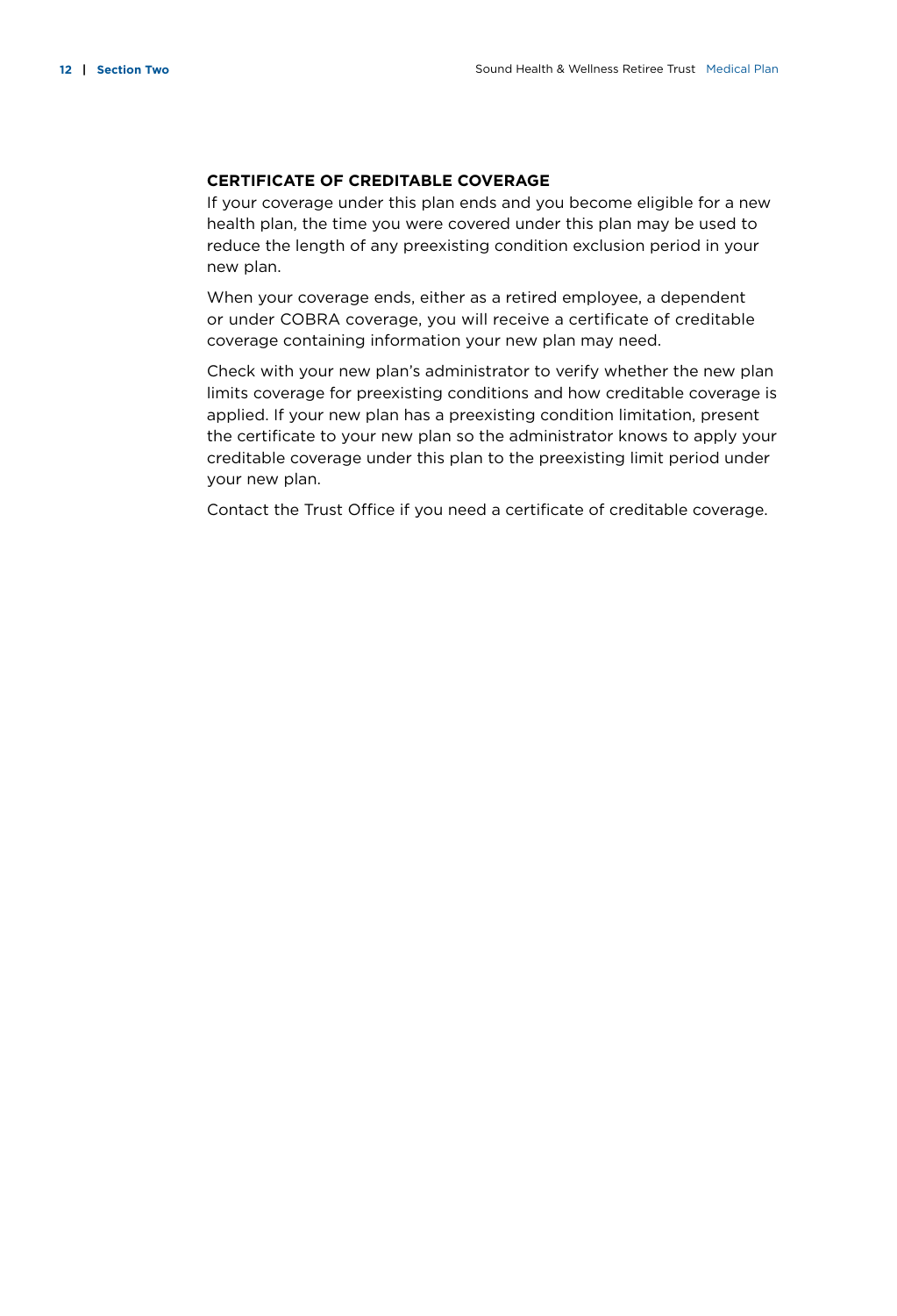### CERTIFICATE OF CREDITABLE COVERAGE

If your coverage under this plan ends and you become eligible for a new health plan, the time you were covered under this plan may be used to reduce the length of any preexisting condition exclusion period in your new plan.

When your coverage ends, either as a retired employee, a dependent or under COBRA coverage, you will receive a certificate of creditable coverage containing information your new plan may need.

Check with your new plan's administrator to verify whether the new plan limits coverage for preexisting conditions and how creditable coverage is applied. If your new plan has a preexisting condition limitation, present the certificate to your new plan so the administrator knows to apply your creditable coverage under this plan to the preexisting limit period under your new plan.

Contact the Trust Office if you need a certificate of creditable coverage.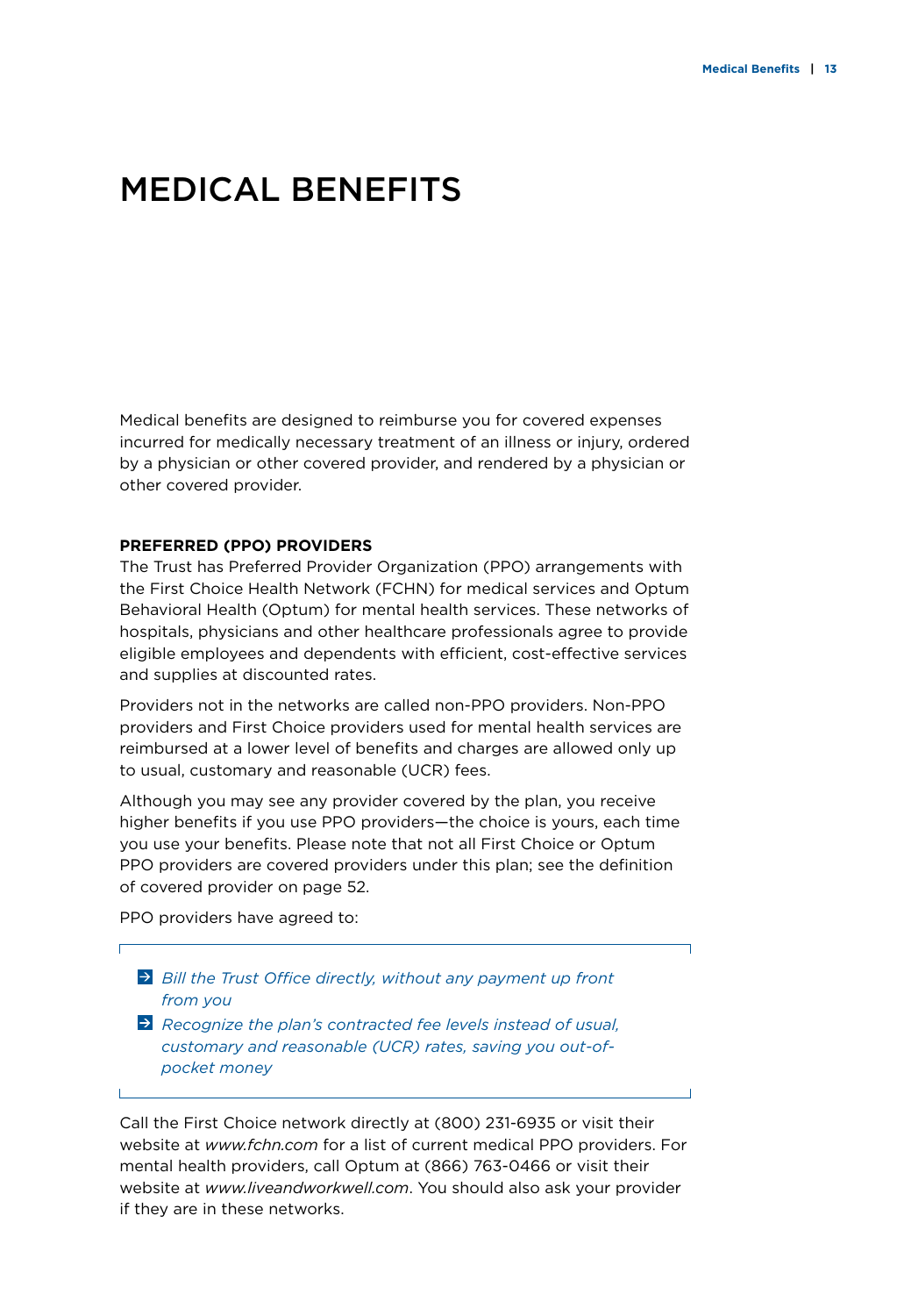# MEDICAL BENEFITS

Medical benefits are designed to reimburse you for covered expenses incurred for medically necessary treatment of an illness or injury, ordered by a physician or other covered provider, and rendered by a physician or other covered provider.

**PREFERRED (PPO) PROVIDERS**

The Trust has Preferred Provider Organization (PPO) arrangements with the First Choice Health Network (FCHN) for medical services and Optum Behavioral Health (Optum) for mental health services. These networks of hospitals, physicians and other healthcare professionals agree to provide eligible employees and dependents with efficient, cost-effective services and supplies at discounted rates.

Providers not in the networks are called non-PPO providers. Non-PPO providers and First Choice providers used for mental health services are reimbursed at a lower level of benefits and charges are allowed only up to usual, customary and reasonable (UCR) fees.

Although you may see any provider covered by the plan, you receive higher benefits if you use PPO providers—the choice is yours, each time you use your benefits. Please note that not all First Choice or Optum PPO providers are covered providers under this plan; see the definition of covered provider on page 52.

PPO providers have agreed to:

- *Bill the Trust Office directly, without any payment up front from you*
- *Recognize the plan's contracted fee levels instead of usual, customary and reasonable (UCR) rates, saving you out-of-pocket money*

Call the First Choice network directly at (800) 231-6935 or visit their website at *www.fchn.com* for a list of current medical PPO providers. For mental health providers, call Optum at (866) 763-0466 or visit their website at *www.liveandworkwell.com*. You should also ask your provider if they are in these networks.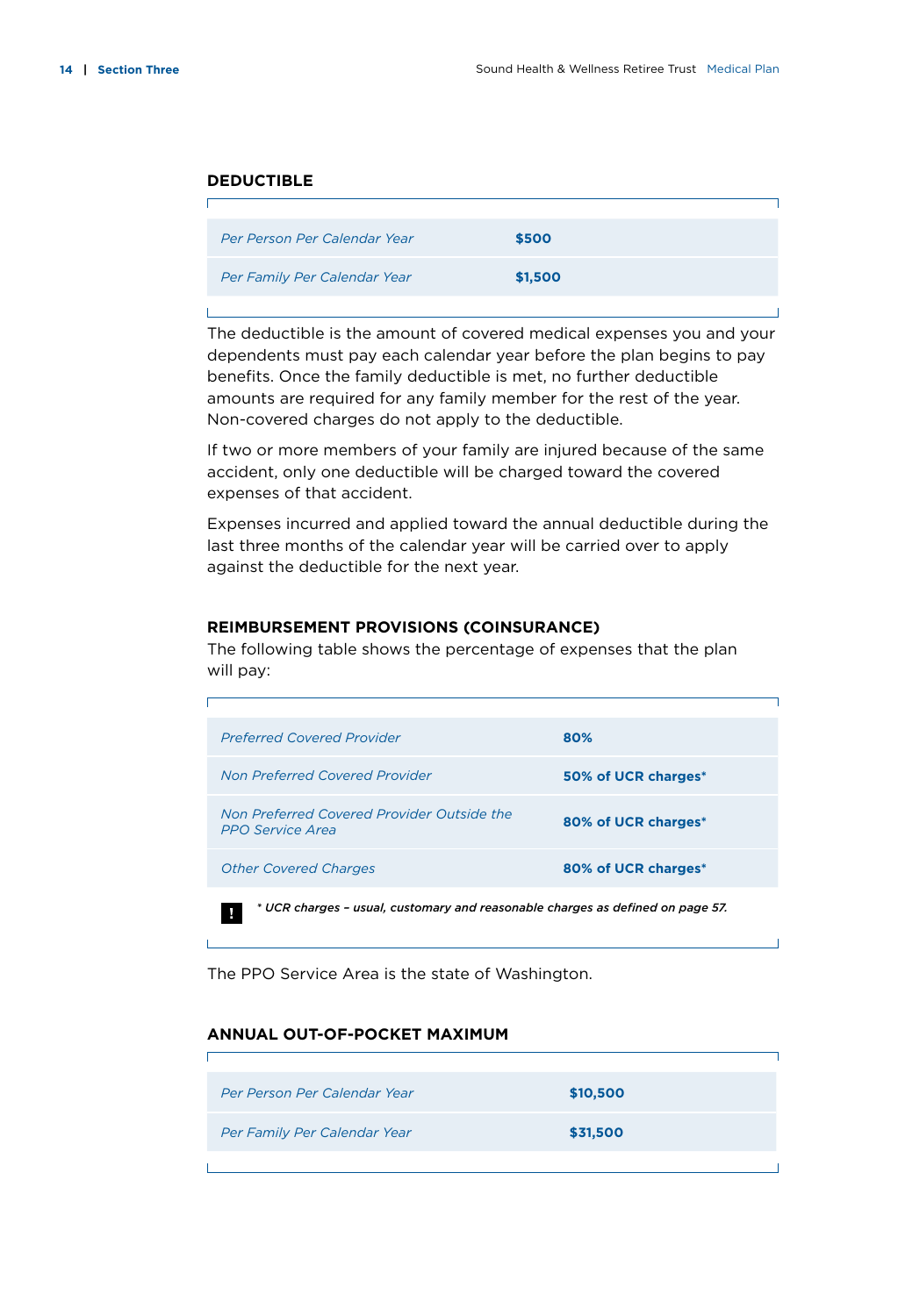### DEDUCTIBLE

| | |
|---|---|
| *Per Person Per Calendar Year* | **$500** |
| *Per Family Per Calendar Year* | **$1,500** |

The deductible is the amount of covered medical expenses you and your dependents must pay each calendar year before the plan begins to pay benefits. Once the family deductible is met, no further deductible amounts are required for any family member for the rest of the year. Non-covered charges do not apply to the deductible.

If two or more members of your family are injured because of the same accident, only one deductible will be charged toward the covered expenses of that accident.

Expenses incurred and applied toward the annual deductible during the last three months of the calendar year will be carried over to apply against the deductible for the next year.

### REIMBURSEMENT PROVISIONS (COINSURANCE)

The following table shows the percentage of expenses that the plan will pay:

| | |
|---|---|
| *Preferred Covered Provider* | **80%** |
| *Non Preferred Covered Provider* | **50% of UCR charges*** |
| *Non Preferred Covered Provider Outside the PPO Service Area* | **80% of UCR charges*** |
| *Other Covered Charges* | **80% of UCR charges*** |

! *\* UCR charges – usual, customary and reasonable charges as defined on page 57.*

The PPO Service Area is the state of Washington.

### ANNUAL OUT-OF-POCKET MAXIMUM

| | |
|---|---|
| *Per Person Per Calendar Year* | **$10,500** |
| *Per Family Per Calendar Year* | **$31,500** |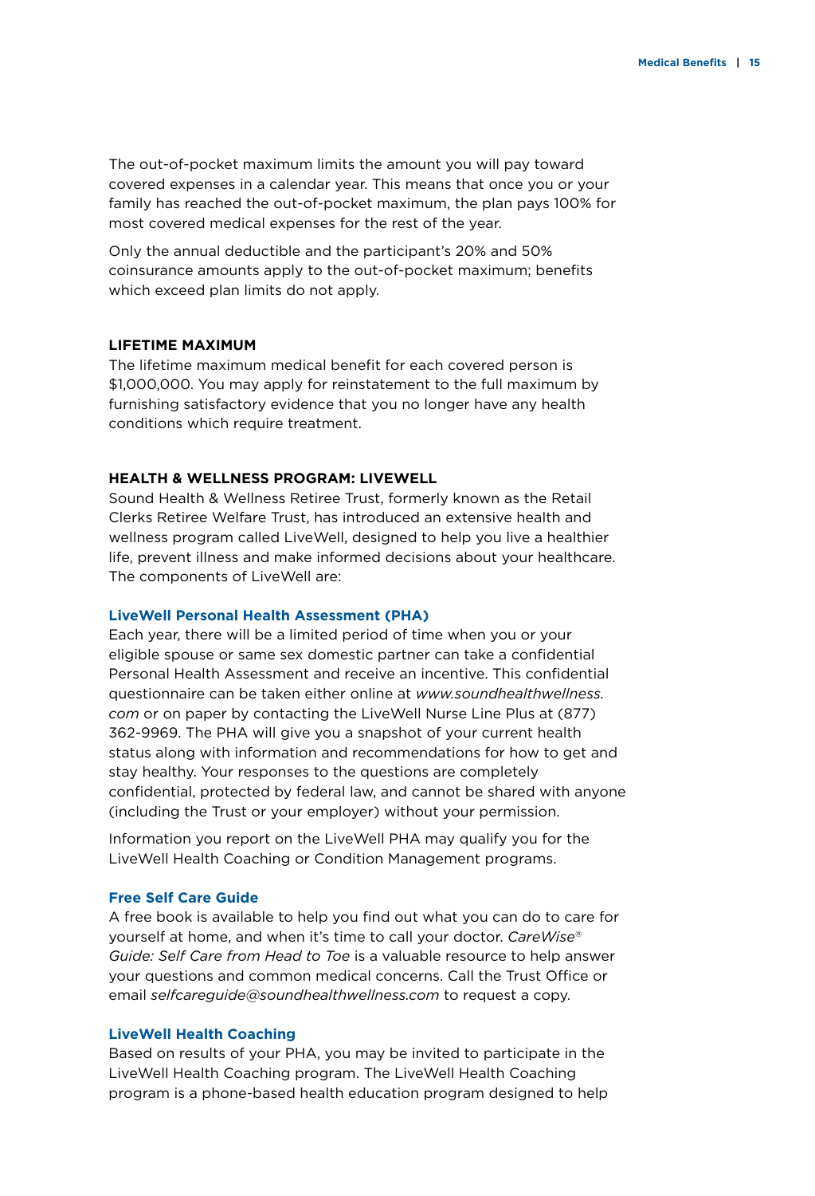The out-of-pocket maximum limits the amount you will pay toward covered expenses in a calendar year. This means that once you or your family has reached the out-of-pocket maximum, the plan pays 100% for most covered medical expenses for the rest of the year.

Only the annual deductible and the participant's 20% and 50% coinsurance amounts apply to the out-of-pocket maximum; benefits which exceed plan limits do not apply.

## LIFETIME MAXIMUM

The lifetime maximum medical benefit for each covered person is $1,000,000. You may apply for reinstatement to the full maximum by furnishing satisfactory evidence that you no longer have any health conditions which require treatment.

## HEALTH & WELLNESS PROGRAM: LIVEWELL

Sound Health & Wellness Retiree Trust, formerly known as the Retail Clerks Retiree Welfare Trust, has introduced an extensive health and wellness program called LiveWell, designed to help you live a healthier life, prevent illness and make informed decisions about your healthcare. The components of LiveWell are:

### LiveWell Personal Health Assessment (PHA)

Each year, there will be a limited period of time when you or your eligible spouse or same sex domestic partner can take a confidential Personal Health Assessment and receive an incentive. This confidential questionnaire can be taken either online at *www.soundhealthwellness.com* or on paper by contacting the LiveWell Nurse Line Plus at (877) 362-9969. The PHA will give you a snapshot of your current health status along with information and recommendations for how to get and stay healthy. Your responses to the questions are completely confidential, protected by federal law, and cannot be shared with anyone (including the Trust or your employer) without your permission.

Information you report on the LiveWell PHA may qualify you for the LiveWell Health Coaching or Condition Management programs.

### Free Self Care Guide

A free book is available to help you find out what you can do to care for yourself at home, and when it's time to call your doctor. *CareWise® Guide: Self Care from Head to Toe* is a valuable resource to help answer your questions and common medical concerns. Call the Trust Office or email *selfcareguide@soundhealthwellness.com* to request a copy.

### LiveWell Health Coaching

Based on results of your PHA, you may be invited to participate in the LiveWell Health Coaching program. The LiveWell Health Coaching program is a phone-based health education program designed to help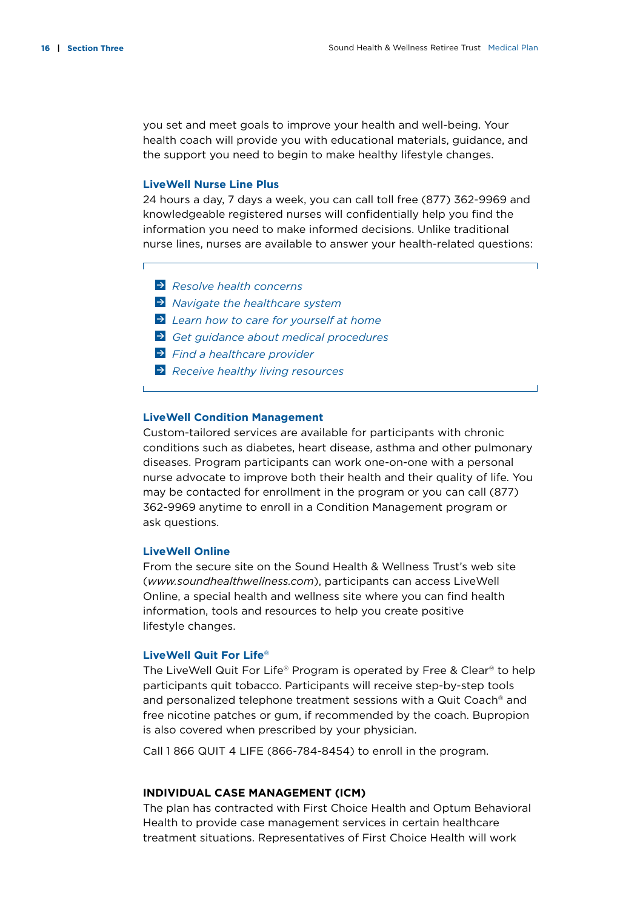you set and meet goals to improve your health and well-being. Your health coach will provide you with educational materials, guidance, and the support you need to begin to make healthy lifestyle changes.

### LiveWell Nurse Line Plus

24 hours a day, 7 days a week, you can call toll free (877) 362-9969 and knowledgeable registered nurses will confidentially help you find the information you need to make informed decisions. Unlike traditional nurse lines, nurses are available to answer your health-related questions:

- *Resolve health concerns*
- *Navigate the healthcare system*
- *Learn how to care for yourself at home*
- *Get guidance about medical procedures*
- *Find a healthcare provider*
- *Receive healthy living resources*

### LiveWell Condition Management

Custom-tailored services are available for participants with chronic conditions such as diabetes, heart disease, asthma and other pulmonary diseases. Program participants can work one-on-one with a personal nurse advocate to improve both their health and their quality of life. You may be contacted for enrollment in the program or you can call (877) 362-9969 anytime to enroll in a Condition Management program or ask questions.

### LiveWell Online

From the secure site on the Sound Health & Wellness Trust's web site (*www.soundhealthwellness.com*), participants can access LiveWell Online, a special health and wellness site where you can find health information, tools and resources to help you create positive lifestyle changes.

### LiveWell Quit For Life®

The LiveWell Quit For Life® Program is operated by Free & Clear® to help participants quit tobacco. Participants will receive step-by-step tools and personalized telephone treatment sessions with a Quit Coach® and free nicotine patches or gum, if recommended by the coach. Bupropion is also covered when prescribed by your physician.

Call 1 866 QUIT 4 LIFE (866-784-8454) to enroll in the program.

## INDIVIDUAL CASE MANAGEMENT (ICM)

The plan has contracted with First Choice Health and Optum Behavioral Health to provide case management services in certain healthcare treatment situations. Representatives of First Choice Health will work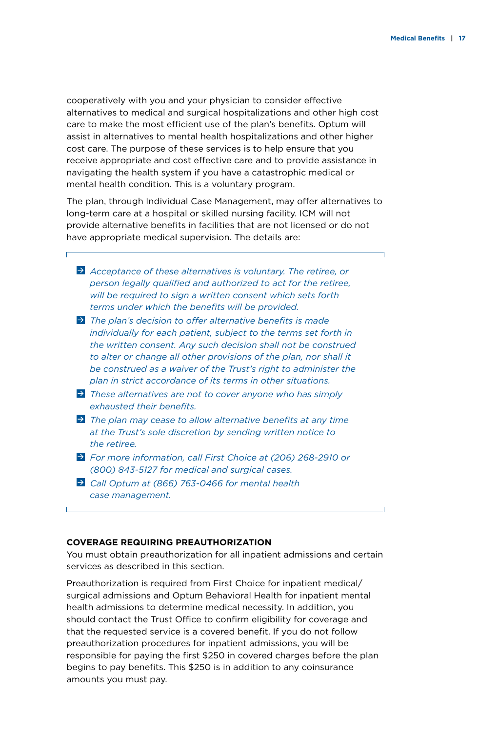cooperatively with you and your physician to consider effective alternatives to medical and surgical hospitalizations and other high cost care to make the most efficient use of the plan's benefits. Optum will assist in alternatives to mental health hospitalizations and other higher cost care. The purpose of these services is to help ensure that you receive appropriate and cost effective care and to provide assistance in navigating the health system if you have a catastrophic medical or mental health condition. This is a voluntary program.

The plan, through Individual Case Management, may offer alternatives to long-term care at a hospital or skilled nursing facility. ICM will not provide alternative benefits in facilities that are not licensed or do not have appropriate medical supervision. The details are:

- *Acceptance of these alternatives is voluntary. The retiree, or person legally qualified and authorized to act for the retiree, will be required to sign a written consent which sets forth terms under which the benefits will be provided.*
- *The plan's decision to offer alternative benefits is made individually for each patient, subject to the terms set forth in the written consent. Any such decision shall not be construed to alter or change all other provisions of the plan, nor shall it be construed as a waiver of the Trust's right to administer the plan in strict accordance of its terms in other situations.*
- *These alternatives are not to cover anyone who has simply exhausted their benefits.*
- *The plan may cease to allow alternative benefits at any time at the Trust's sole discretion by sending written notice to the retiree.*
- *For more information, call First Choice at (206) 268-2910 or (800) 843-5127 for medical and surgical cases.*
- *Call Optum at (866) 763-0466 for mental health case management.*

**COVERAGE REQUIRING PREAUTHORIZATION**

You must obtain preauthorization for all inpatient admissions and certain services as described in this section.

Preauthorization is required from First Choice for inpatient medical/surgical admissions and Optum Behavioral Health for inpatient mental health admissions to determine medical necessity. In addition, you should contact the Trust Office to confirm eligibility for coverage and that the requested service is a covered benefit. If you do not follow preauthorization procedures for inpatient admissions, you will be responsible for paying the first $250 in covered charges before the plan begins to pay benefits. This $250 is in addition to any coinsurance amounts you must pay.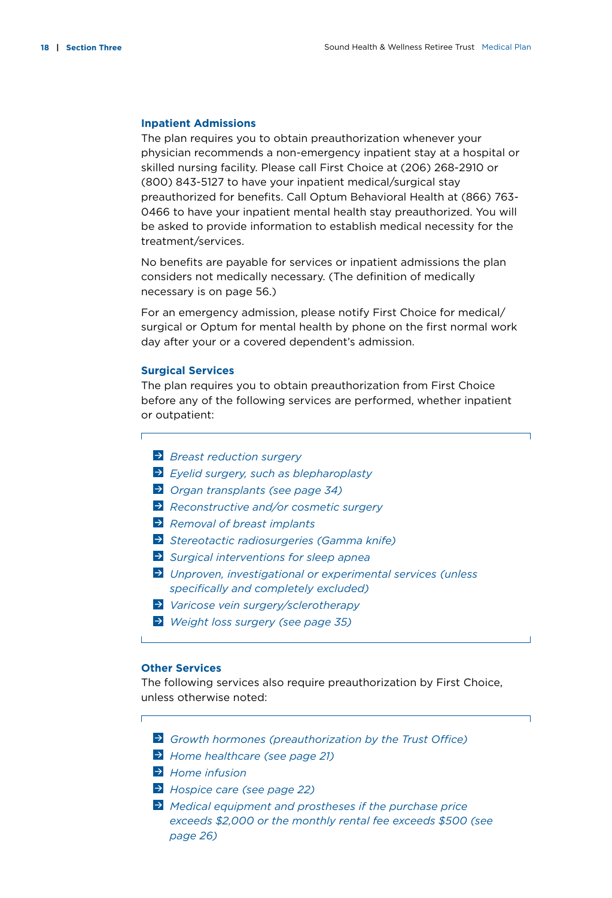### Inpatient Admissions

The plan requires you to obtain preauthorization whenever your physician recommends a non-emergency inpatient stay at a hospital or skilled nursing facility. Please call First Choice at (206) 268-2910 or (800) 843-5127 to have your inpatient medical/surgical stay preauthorized for benefits. Call Optum Behavioral Health at (866) 763-0466 to have your inpatient mental health stay preauthorized. You will be asked to provide information to establish medical necessity for the treatment/services.

No benefits are payable for services or inpatient admissions the plan considers not medically necessary. (The definition of medically necessary is on page 56.)

For an emergency admission, please notify First Choice for medical/surgical or Optum for mental health by phone on the first normal work day after your or a covered dependent's admission.

### Surgical Services

The plan requires you to obtain preauthorization from First Choice before any of the following services are performed, whether inpatient or outpatient:

- *Breast reduction surgery*
- *Eyelid surgery, such as blepharoplasty*
- *Organ transplants (see page 34)*
- *Reconstructive and/or cosmetic surgery*
- *Removal of breast implants*
- *Stereotactic radiosurgeries (Gamma knife)*
- *Surgical interventions for sleep apnea*
- *Unproven, investigational or experimental services (unless specifically and completely excluded)*
- *Varicose vein surgery/sclerotherapy*
- *Weight loss surgery (see page 35)*

### Other Services

The following services also require preauthorization by First Choice, unless otherwise noted:

- *Growth hormones (preauthorization by the Trust Office)*
- *Home healthcare (see page 21)*
- *Home infusion*
- *Hospice care (see page 22)*
- *Medical equipment and prostheses if the purchase price exceeds $2,000 or the monthly rental fee exceeds $500 (see page 26)*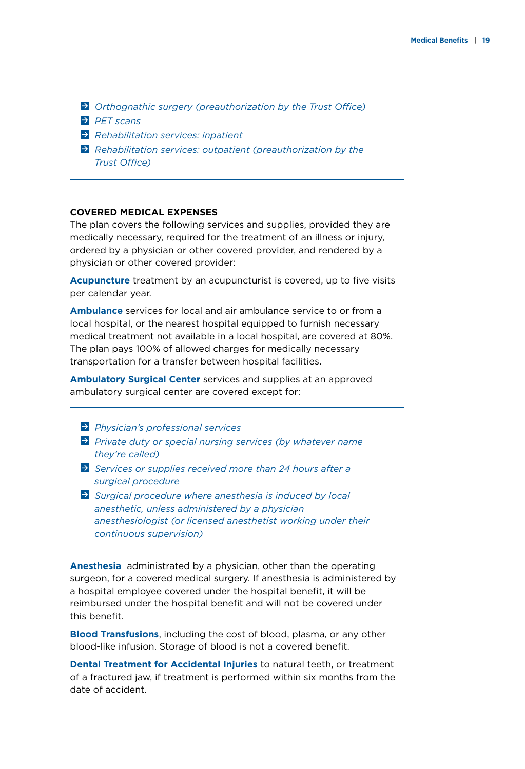- *Orthognathic surgery (preauthorization by the Trust Office)*
- *PET scans*
- *Rehabilitation services: inpatient*
- *Rehabilitation services: outpatient (preauthorization by the Trust Office)*

### COVERED MEDICAL EXPENSES

The plan covers the following services and supplies, provided they are medically necessary, required for the treatment of an illness or injury, ordered by a physician or other covered provider, and rendered by a physician or other covered provider:

**Acupuncture** treatment by an acupuncturist is covered, up to five visits per calendar year.

**Ambulance** services for local and air ambulance service to or from a local hospital, or the nearest hospital equipped to furnish necessary medical treatment not available in a local hospital, are covered at 80%. The plan pays 100% of allowed charges for medically necessary transportation for a transfer between hospital facilities.

**Ambulatory Surgical Center** services and supplies at an approved ambulatory surgical center are covered except for:

- *Physician's professional services*
- *Private duty or special nursing services (by whatever name they're called)*
- *Services or supplies received more than 24 hours after a surgical procedure*
- *Surgical procedure where anesthesia is induced by local anesthetic, unless administered by a physician anesthesiologist (or licensed anesthetist working under their continuous supervision)*

**Anesthesia** administrated by a physician, other than the operating surgeon, for a covered medical surgery. If anesthesia is administered by a hospital employee covered under the hospital benefit, it will be reimbursed under the hospital benefit and will not be covered under this benefit.

**Blood Transfusions**, including the cost of blood, plasma, or any other blood-like infusion. Storage of blood is not a covered benefit.

**Dental Treatment for Accidental Injuries** to natural teeth, or treatment of a fractured jaw, if treatment is performed within six months from the date of accident.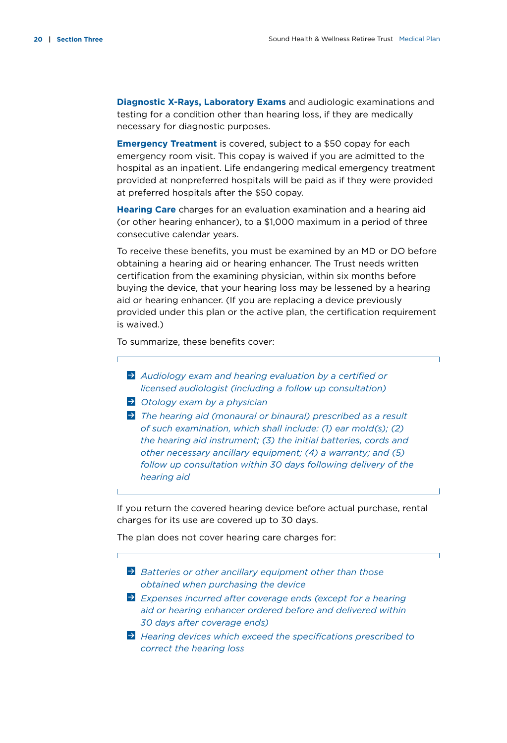**Diagnostic X-Rays, Laboratory Exams** and audiologic examinations and testing for a condition other than hearing loss, if they are medically necessary for diagnostic purposes.

**Emergency Treatment** is covered, subject to a $50 copay for each emergency room visit. This copay is waived if you are admitted to the hospital as an inpatient. Life endangering medical emergency treatment provided at nonpreferred hospitals will be paid as if they were provided at preferred hospitals after the $50 copay.

**Hearing Care** charges for an evaluation examination and a hearing aid (or other hearing enhancer), to a $1,000 maximum in a period of three consecutive calendar years.

To receive these benefits, you must be examined by an MD or DO before obtaining a hearing aid or hearing enhancer. The Trust needs written certification from the examining physician, within six months before buying the device, that your hearing loss may be lessened by a hearing aid or hearing enhancer. (If you are replacing a device previously provided under this plan or the active plan, the certification requirement is waived.)

To summarize, these benefits cover:

- *Audiology exam and hearing evaluation by a certified or licensed audiologist (including a follow up consultation)*
- *Otology exam by a physician*
- *The hearing aid (monaural or binaural) prescribed as a result of such examination, which shall include: (1) ear mold(s); (2) the hearing aid instrument; (3) the initial batteries, cords and other necessary ancillary equipment; (4) a warranty; and (5) follow up consultation within 30 days following delivery of the hearing aid*

If you return the covered hearing device before actual purchase, rental charges for its use are covered up to 30 days.

The plan does not cover hearing care charges for:

- *Batteries or other ancillary equipment other than those obtained when purchasing the device*
- *Expenses incurred after coverage ends (except for a hearing aid or hearing enhancer ordered before and delivered within 30 days after coverage ends)*
- *Hearing devices which exceed the specifications prescribed to correct the hearing loss*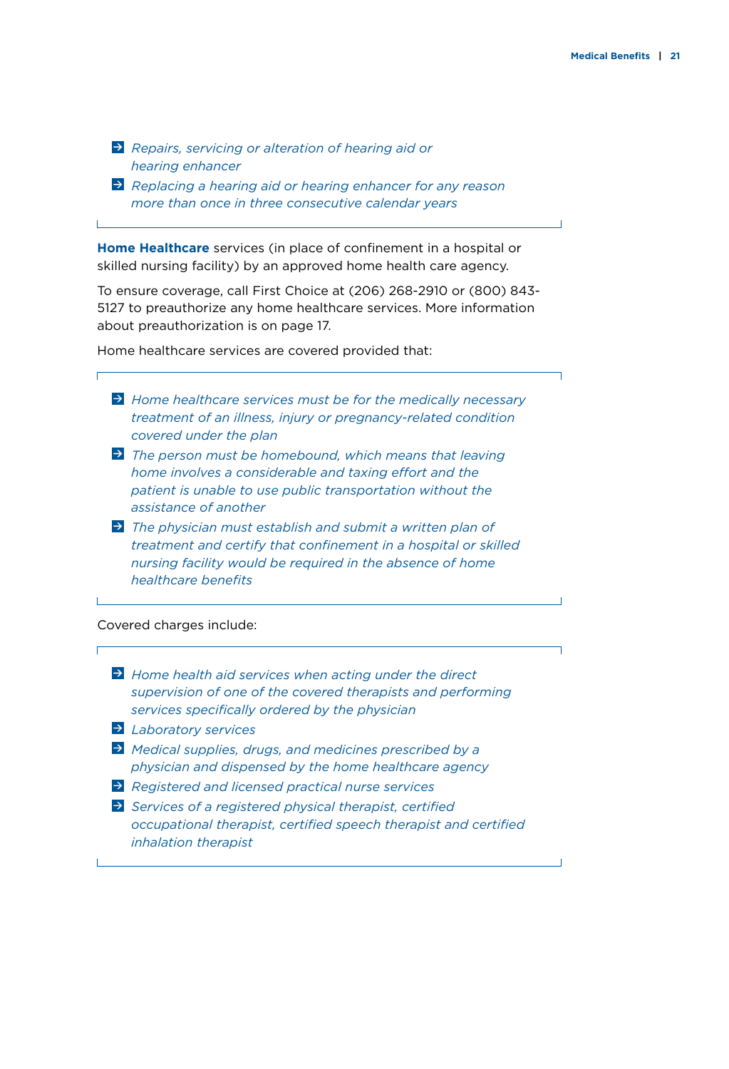- *Repairs, servicing or alteration of hearing aid or hearing enhancer*
- *Replacing a hearing aid or hearing enhancer for any reason more than once in three consecutive calendar years*

**Home Healthcare** services (in place of confinement in a hospital or skilled nursing facility) by an approved home health care agency.

To ensure coverage, call First Choice at (206) 268-2910 or (800) 843-5127 to preauthorize any home healthcare services. More information about preauthorization is on page 17.

Home healthcare services are covered provided that:

- *Home healthcare services must be for the medically necessary treatment of an illness, injury or pregnancy-related condition covered under the plan*
- *The person must be homebound, which means that leaving home involves a considerable and taxing effort and the patient is unable to use public transportation without the assistance of another*
- *The physician must establish and submit a written plan of treatment and certify that confinement in a hospital or skilled nursing facility would be required in the absence of home healthcare benefits*

Covered charges include:

- *Home health aid services when acting under the direct supervision of one of the covered therapists and performing services specifically ordered by the physician*
- *Laboratory services*
- *Medical supplies, drugs, and medicines prescribed by a physician and dispensed by the home healthcare agency*
- *Registered and licensed practical nurse services*
- *Services of a registered physical therapist, certified occupational therapist, certified speech therapist and certified inhalation therapist*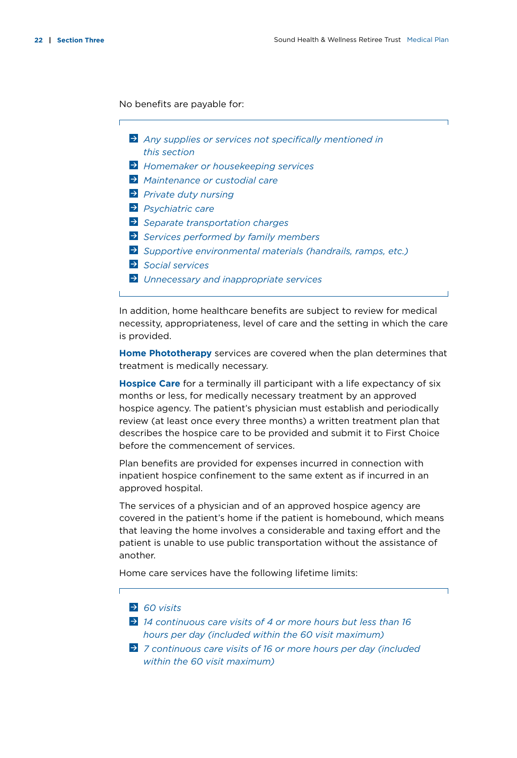No benefits are payable for:

- *Any supplies or services not specifically mentioned in this section*
- *Homemaker or housekeeping services*
- *Maintenance or custodial care*
- *Private duty nursing*
- *Psychiatric care*
- *Separate transportation charges*
- *Services performed by family members*
- *Supportive environmental materials (handrails, ramps, etc.)*
- *Social services*
- *Unnecessary and inappropriate services*

In addition, home healthcare benefits are subject to review for medical necessity, appropriateness, level of care and the setting in which the care is provided.

**Home Phototherapy** services are covered when the plan determines that treatment is medically necessary.

**Hospice Care** for a terminally ill participant with a life expectancy of six months or less, for medically necessary treatment by an approved hospice agency. The patient's physician must establish and periodically review (at least once every three months) a written treatment plan that describes the hospice care to be provided and submit it to First Choice before the commencement of services.

Plan benefits are provided for expenses incurred in connection with inpatient hospice confinement to the same extent as if incurred in an approved hospital.

The services of a physician and of an approved hospice agency are covered in the patient's home if the patient is homebound, which means that leaving the home involves a considerable and taxing effort and the patient is unable to use public transportation without the assistance of another.

Home care services have the following lifetime limits:

- *60 visits*
- *14 continuous care visits of 4 or more hours but less than 16 hours per day (included within the 60 visit maximum)*
- *7 continuous care visits of 16 or more hours per day (included within the 60 visit maximum)*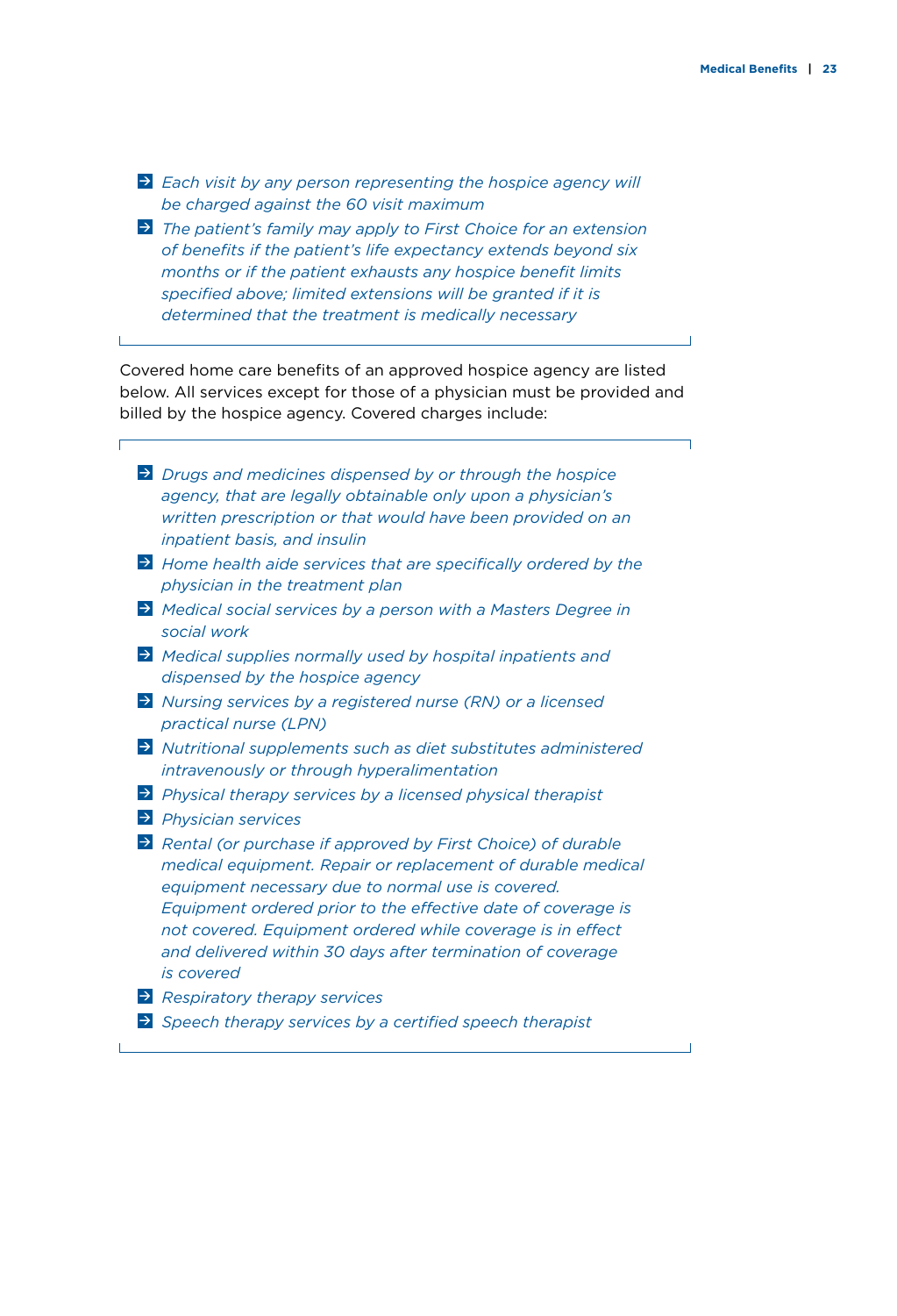- *Each visit by any person representing the hospice agency will be charged against the 60 visit maximum*
- *The patient's family may apply to First Choice for an extension of benefits if the patient's life expectancy extends beyond six months or if the patient exhausts any hospice benefit limits specified above; limited extensions will be granted if it is determined that the treatment is medically necessary*

Covered home care benefits of an approved hospice agency are listed below. All services except for those of a physician must be provided and billed by the hospice agency. Covered charges include:

- *Drugs and medicines dispensed by or through the hospice agency, that are legally obtainable only upon a physician's written prescription or that would have been provided on an inpatient basis, and insulin*
- *Home health aide services that are specifically ordered by the physician in the treatment plan*
- *Medical social services by a person with a Masters Degree in social work*
- *Medical supplies normally used by hospital inpatients and dispensed by the hospice agency*
- *Nursing services by a registered nurse (RN) or a licensed practical nurse (LPN)*
- *Nutritional supplements such as diet substitutes administered intravenously or through hyperalimentation*
- *Physical therapy services by a licensed physical therapist*
- *Physician services*
- *Rental (or purchase if approved by First Choice) of durable medical equipment. Repair or replacement of durable medical equipment necessary due to normal use is covered. Equipment ordered prior to the effective date of coverage is not covered. Equipment ordered while coverage is in effect and delivered within 30 days after termination of coverage is covered*
- *Respiratory therapy services*
- *Speech therapy services by a certified speech therapist*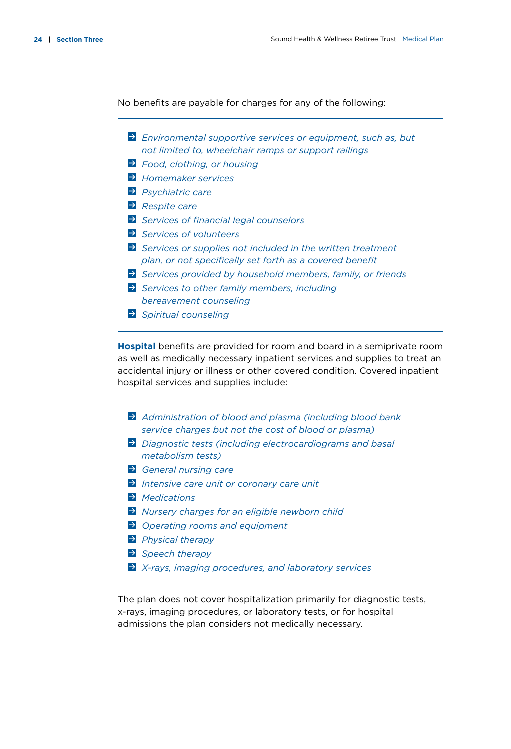No benefits are payable for charges for any of the following:

- *Environmental supportive services or equipment, such as, but not limited to, wheelchair ramps or support railings*
- *Food, clothing, or housing*
- *Homemaker services*
- *Psychiatric care*
- *Respite care*
- *Services of financial legal counselors*
- *Services of volunteers*
- *Services or supplies not included in the written treatment plan, or not specifically set forth as a covered benefit*
- *Services provided by household members, family, or friends*
- *Services to other family members, including bereavement counseling*
- *Spiritual counseling*

**Hospital** benefits are provided for room and board in a semiprivate room as well as medically necessary inpatient services and supplies to treat an accidental injury or illness or other covered condition. Covered inpatient hospital services and supplies include:

- *Administration of blood and plasma (including blood bank service charges but not the cost of blood or plasma)*
- *Diagnostic tests (including electrocardiograms and basal metabolism tests)*
- *General nursing care*
- *Intensive care unit or coronary care unit*
- *Medications*
- *Nursery charges for an eligible newborn child*
- *Operating rooms and equipment*
- *Physical therapy*
- *Speech therapy*
- *X-rays, imaging procedures, and laboratory services*

The plan does not cover hospitalization primarily for diagnostic tests, x-rays, imaging procedures, or laboratory tests, or for hospital admissions the plan considers not medically necessary.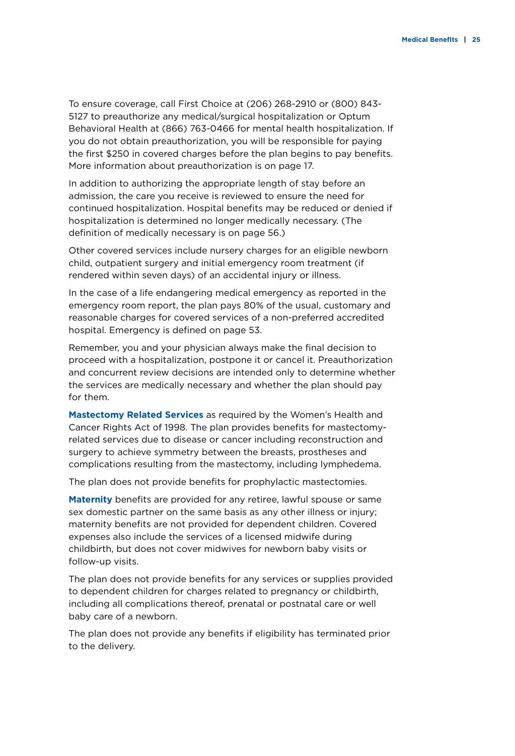To ensure coverage, call First Choice at (206) 268-2910 or (800) 843-5127 to preauthorize any medical/surgical hospitalization or Optum Behavioral Health at (866) 763-0466 for mental health hospitalization. If you do not obtain preauthorization, you will be responsible for paying the first $250 in covered charges before the plan begins to pay benefits. More information about preauthorization is on page 17.

In addition to authorizing the appropriate length of stay before an admission, the care you receive is reviewed to ensure the need for continued hospitalization. Hospital benefits may be reduced or denied if hospitalization is determined no longer medically necessary. (The definition of medically necessary is on page 56.)

Other covered services include nursery charges for an eligible newborn child, outpatient surgery and initial emergency room treatment (if rendered within seven days) of an accidental injury or illness.

In the case of a life endangering medical emergency as reported in the emergency room report, the plan pays 80% of the usual, customary and reasonable charges for covered services of a non-preferred accredited hospital. Emergency is defined on page 53.

Remember, you and your physician always make the final decision to proceed with a hospitalization, postpone it or cancel it. Preauthorization and concurrent review decisions are intended only to determine whether the services are medically necessary and whether the plan should pay for them.

**Mastectomy Related Services** as required by the Women's Health and Cancer Rights Act of 1998. The plan provides benefits for mastectomy-related services due to disease or cancer including reconstruction and surgery to achieve symmetry between the breasts, prostheses and complications resulting from the mastectomy, including lymphedema.

The plan does not provide benefits for prophylactic mastectomies.

**Maternity** benefits are provided for any retiree, lawful spouse or same sex domestic partner on the same basis as any other illness or injury; maternity benefits are not provided for dependent children. Covered expenses also include the services of a licensed midwife during childbirth, but does not cover midwives for newborn baby visits or follow-up visits.

The plan does not provide benefits for any services or supplies provided to dependent children for charges related to pregnancy or childbirth, including all complications thereof, prenatal or postnatal care or well baby care of a newborn.

The plan does not provide any benefits if eligibility has terminated prior to the delivery.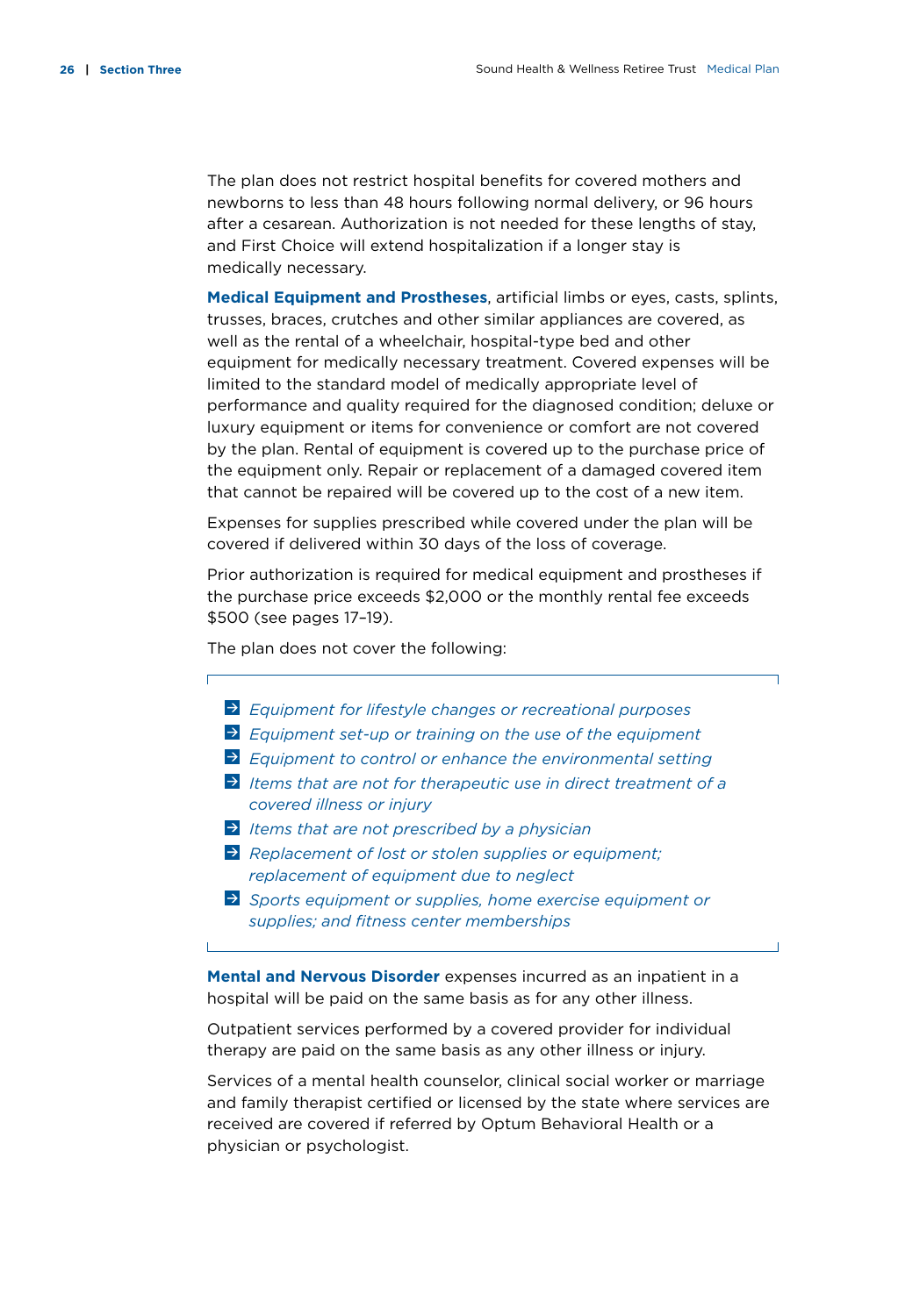The plan does not restrict hospital benefits for covered mothers and newborns to less than 48 hours following normal delivery, or 96 hours after a cesarean. Authorization is not needed for these lengths of stay, and First Choice will extend hospitalization if a longer stay is medically necessary.

**Medical Equipment and Prostheses**, artificial limbs or eyes, casts, splints, trusses, braces, crutches and other similar appliances are covered, as well as the rental of a wheelchair, hospital-type bed and other equipment for medically necessary treatment. Covered expenses will be limited to the standard model of medically appropriate level of performance and quality required for the diagnosed condition; deluxe or luxury equipment or items for convenience or comfort are not covered by the plan. Rental of equipment is covered up to the purchase price of the equipment only. Repair or replacement of a damaged covered item that cannot be repaired will be covered up to the cost of a new item.

Expenses for supplies prescribed while covered under the plan will be covered if delivered within 30 days of the loss of coverage.

Prior authorization is required for medical equipment and prostheses if the purchase price exceeds $2,000 or the monthly rental fee exceeds $500 (see pages 17–19).

The plan does not cover the following:

- *Equipment for lifestyle changes or recreational purposes*
- *Equipment set-up or training on the use of the equipment*
- *Equipment to control or enhance the environmental setting*
- *Items that are not for therapeutic use in direct treatment of a covered illness or injury*
- *Items that are not prescribed by a physician*
- *Replacement of lost or stolen supplies or equipment; replacement of equipment due to neglect*
- *Sports equipment or supplies, home exercise equipment or supplies; and fitness center memberships*

**Mental and Nervous Disorder** expenses incurred as an inpatient in a hospital will be paid on the same basis as for any other illness.

Outpatient services performed by a covered provider for individual therapy are paid on the same basis as any other illness or injury.

Services of a mental health counselor, clinical social worker or marriage and family therapist certified or licensed by the state where services are received are covered if referred by Optum Behavioral Health or a physician or psychologist.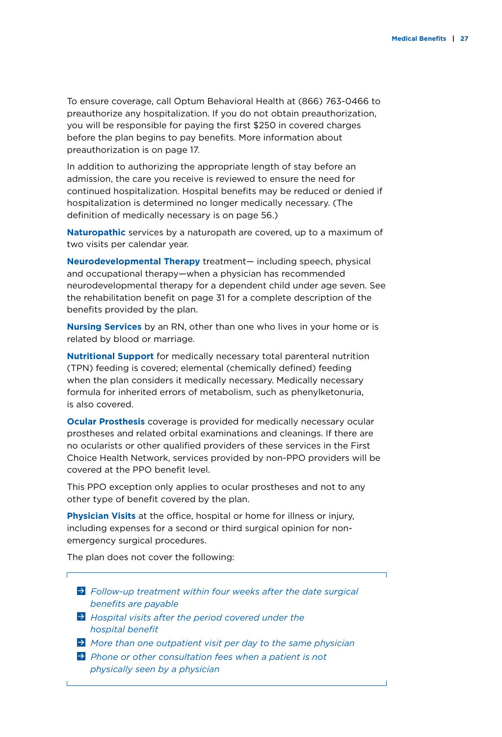To ensure coverage, call Optum Behavioral Health at (866) 763-0466 to preauthorize any hospitalization. If you do not obtain preauthorization, you will be responsible for paying the first $250 in covered charges before the plan begins to pay benefits. More information about preauthorization is on page 17.

In addition to authorizing the appropriate length of stay before an admission, the care you receive is reviewed to ensure the need for continued hospitalization. Hospital benefits may be reduced or denied if hospitalization is determined no longer medically necessary. (The definition of medically necessary is on page 56.)

**Naturopathic** services by a naturopath are covered, up to a maximum of two visits per calendar year.

**Neurodevelopmental Therapy** treatment— including speech, physical and occupational therapy—when a physician has recommended neurodevelopmental therapy for a dependent child under age seven. See the rehabilitation benefit on page 31 for a complete description of the benefits provided by the plan.

**Nursing Services** by an RN, other than one who lives in your home or is related by blood or marriage.

**Nutritional Support** for medically necessary total parenteral nutrition (TPN) feeding is covered; elemental (chemically defined) feeding when the plan considers it medically necessary. Medically necessary formula for inherited errors of metabolism, such as phenylketonuria, is also covered.

**Ocular Prosthesis** coverage is provided for medically necessary ocular prostheses and related orbital examinations and cleanings. If there are no ocularists or other qualified providers of these services in the First Choice Health Network, services provided by non-PPO providers will be covered at the PPO benefit level.

This PPO exception only applies to ocular prostheses and not to any other type of benefit covered by the plan.

**Physician Visits** at the office, hospital or home for illness or injury, including expenses for a second or third surgical opinion for non-emergency surgical procedures.

The plan does not cover the following:

- *Follow-up treatment within four weeks after the date surgical benefits are payable*
- *Hospital visits after the period covered under the hospital benefit*
- *More than one outpatient visit per day to the same physician*
- *Phone or other consultation fees when a patient is not physically seen by a physician*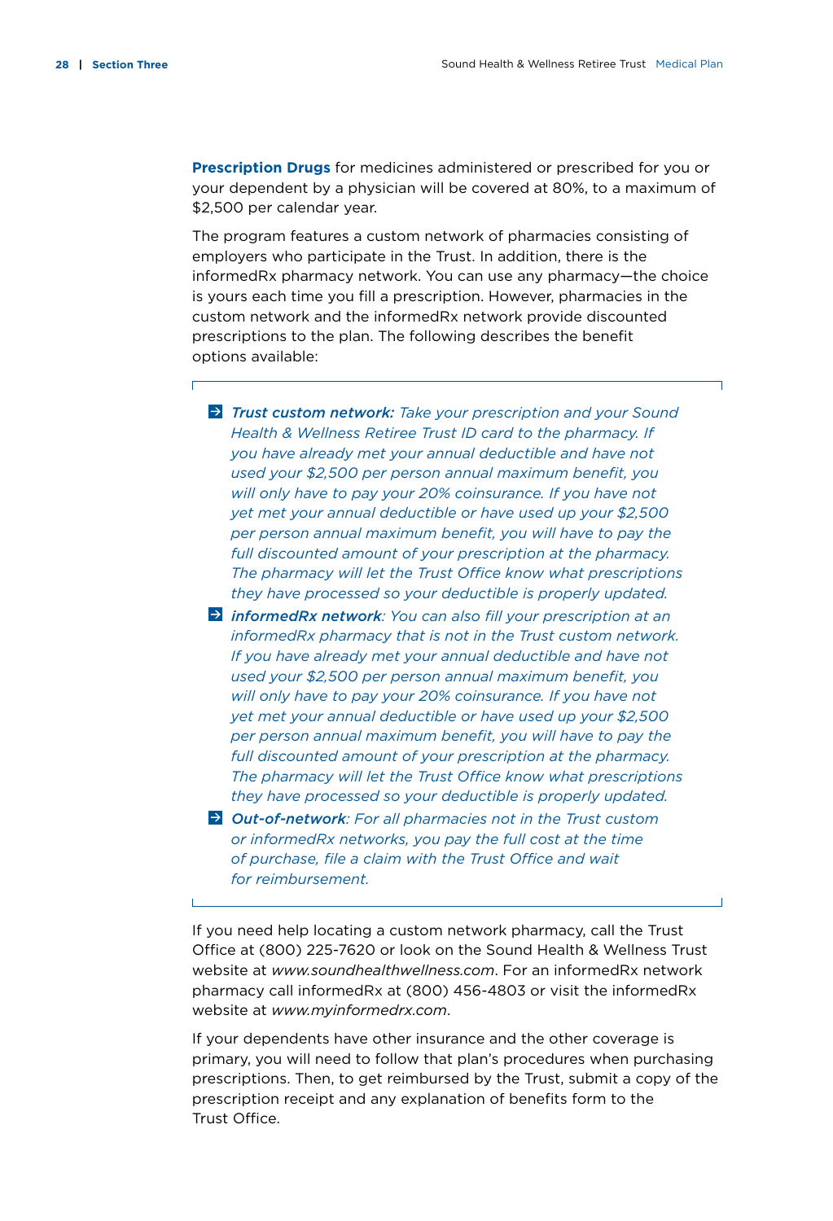**Prescription Drugs** for medicines administered or prescribed for you or your dependent by a physician will be covered at 80%, to a maximum of $2,500 per calendar year.

The program features a custom network of pharmacies consisting of employers who participate in the Trust. In addition, there is the informedRx pharmacy network. You can use any pharmacy—the choice is yours each time you fill a prescription. However, pharmacies in the custom network and the informedRx network provide discounted prescriptions to the plan. The following describes the benefit options available:

- ***Trust custom network:*** *Take your prescription and your Sound Health & Wellness Retiree Trust ID card to the pharmacy. If you have already met your annual deductible and have not used your $2,500 per person annual maximum benefit, you will only have to pay your 20% coinsurance. If you have not yet met your annual deductible or have used up your $2,500 per person annual maximum benefit, you will have to pay the full discounted amount of your prescription at the pharmacy. The pharmacy will let the Trust Office know what prescriptions they have processed so your deductible is properly updated.*
- ***informedRx network****: You can also fill your prescription at an informedRx pharmacy that is not in the Trust custom network. If you have already met your annual deductible and have not used your $2,500 per person annual maximum benefit, you will only have to pay your 20% coinsurance. If you have not yet met your annual deductible or have used up your $2,500 per person annual maximum benefit, you will have to pay the full discounted amount of your prescription at the pharmacy. The pharmacy will let the Trust Office know what prescriptions they have processed so your deductible is properly updated.*
- ***Out-of-network****: For all pharmacies not in the Trust custom or informedRx networks, you pay the full cost at the time of purchase, file a claim with the Trust Office and wait for reimbursement.*

If you need help locating a custom network pharmacy, call the Trust Office at (800) 225-7620 or look on the Sound Health & Wellness Trust website at *www.soundhealthwellness.com*. For an informedRx network pharmacy call informedRx at (800) 456-4803 or visit the informedRx website at *www.myinformedrx.com*.

If your dependents have other insurance and the other coverage is primary, you will need to follow that plan's procedures when purchasing prescriptions. Then, to get reimbursed by the Trust, submit a copy of the prescription receipt and any explanation of benefits form to the Trust Office.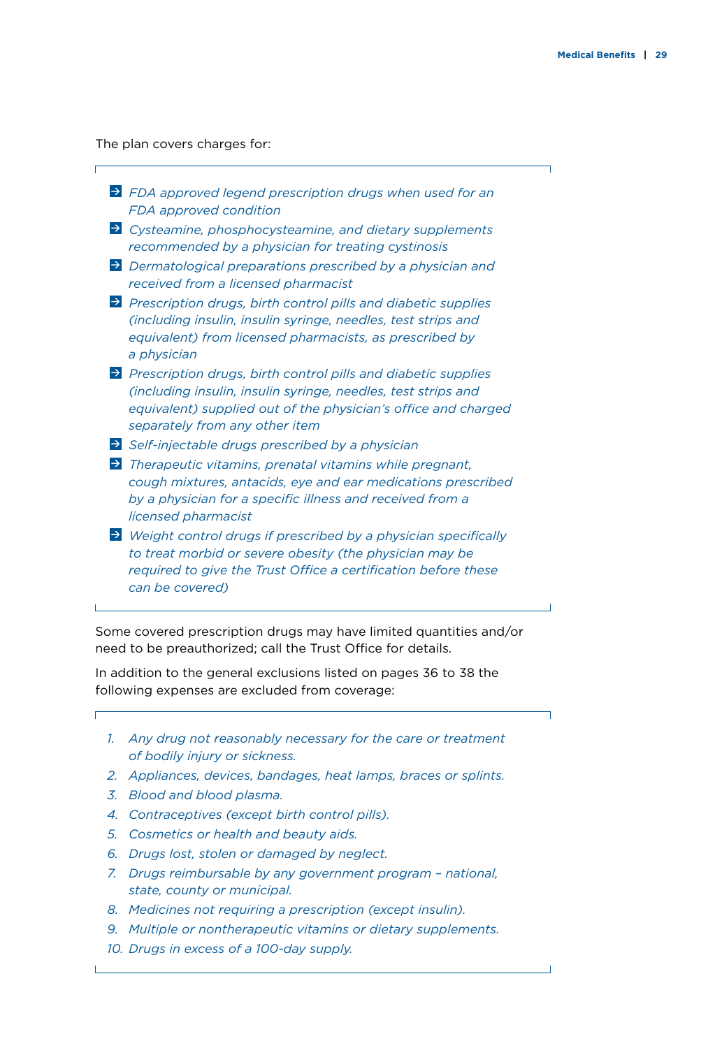The plan covers charges for:

- *FDA approved legend prescription drugs when used for an FDA approved condition*
- *Cysteamine, phosphocysteamine, and dietary supplements recommended by a physician for treating cystinosis*
- *Dermatological preparations prescribed by a physician and received from a licensed pharmacist*
- *Prescription drugs, birth control pills and diabetic supplies (including insulin, insulin syringe, needles, test strips and equivalent) from licensed pharmacists, as prescribed by a physician*
- *Prescription drugs, birth control pills and diabetic supplies (including insulin, insulin syringe, needles, test strips and equivalent) supplied out of the physician's office and charged separately from any other item*
- *Self-injectable drugs prescribed by a physician*
- *Therapeutic vitamins, prenatal vitamins while pregnant, cough mixtures, antacids, eye and ear medications prescribed by a physician for a specific illness and received from a licensed pharmacist*
- *Weight control drugs if prescribed by a physician specifically to treat morbid or severe obesity (the physician may be required to give the Trust Office a certification before these can be covered)*

Some covered prescription drugs may have limited quantities and/or need to be preauthorized; call the Trust Office for details.

In addition to the general exclusions listed on pages 36 to 38 the following expenses are excluded from coverage:

1. *Any drug not reasonably necessary for the care or treatment of bodily injury or sickness.*
2. *Appliances, devices, bandages, heat lamps, braces or splints.*
3. *Blood and blood plasma.*
4. *Contraceptives (except birth control pills).*
5. *Cosmetics or health and beauty aids.*
6. *Drugs lost, stolen or damaged by neglect.*
7. *Drugs reimbursable by any government program – national, state, county or municipal.*
8. *Medicines not requiring a prescription (except insulin).*
9. *Multiple or nontherapeutic vitamins or dietary supplements.*
10. *Drugs in excess of a 100-day supply.*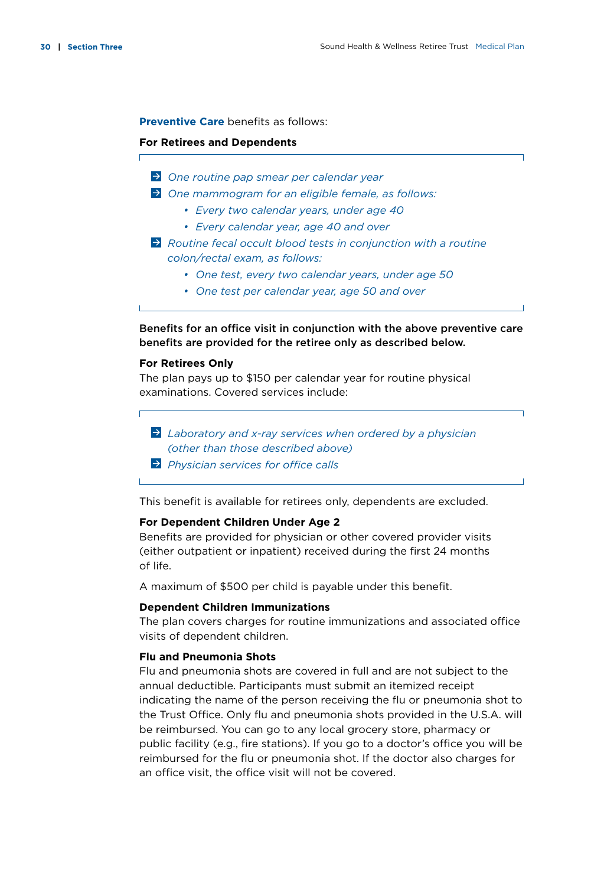**Preventive Care** benefits as follows:

**For Retirees and Dependents**

- *One routine pap smear per calendar year*
- *One mammogram for an eligible female, as follows:*
  - *Every two calendar years, under age 40*
  - *Every calendar year, age 40 and over*
- *Routine fecal occult blood tests in conjunction with a routine colon/rectal exam, as follows:*
  - *One test, every two calendar years, under age 50*
  - *One test per calendar year, age 50 and over*

**Benefits for an office visit in conjunction with the above preventive care benefits are provided for the retiree only as described below.**

**For Retirees Only**

The plan pays up to $150 per calendar year for routine physical examinations. Covered services include:

- *Laboratory and x-ray services when ordered by a physician (other than those described above)*
- *Physician services for office calls*

This benefit is available for retirees only, dependents are excluded.

**For Dependent Children Under Age 2**

Benefits are provided for physician or other covered provider visits (either outpatient or inpatient) received during the first 24 months of life.

A maximum of $500 per child is payable under this benefit.

**Dependent Children Immunizations**

The plan covers charges for routine immunizations and associated office visits of dependent children.

**Flu and Pneumonia Shots**

Flu and pneumonia shots are covered in full and are not subject to the annual deductible. Participants must submit an itemized receipt indicating the name of the person receiving the flu or pneumonia shot to the Trust Office. Only flu and pneumonia shots provided in the U.S.A. will be reimbursed. You can go to any local grocery store, pharmacy or public facility (e.g., fire stations). If you go to a doctor's office you will be reimbursed for the flu or pneumonia shot. If the doctor also charges for an office visit, the office visit will not be covered.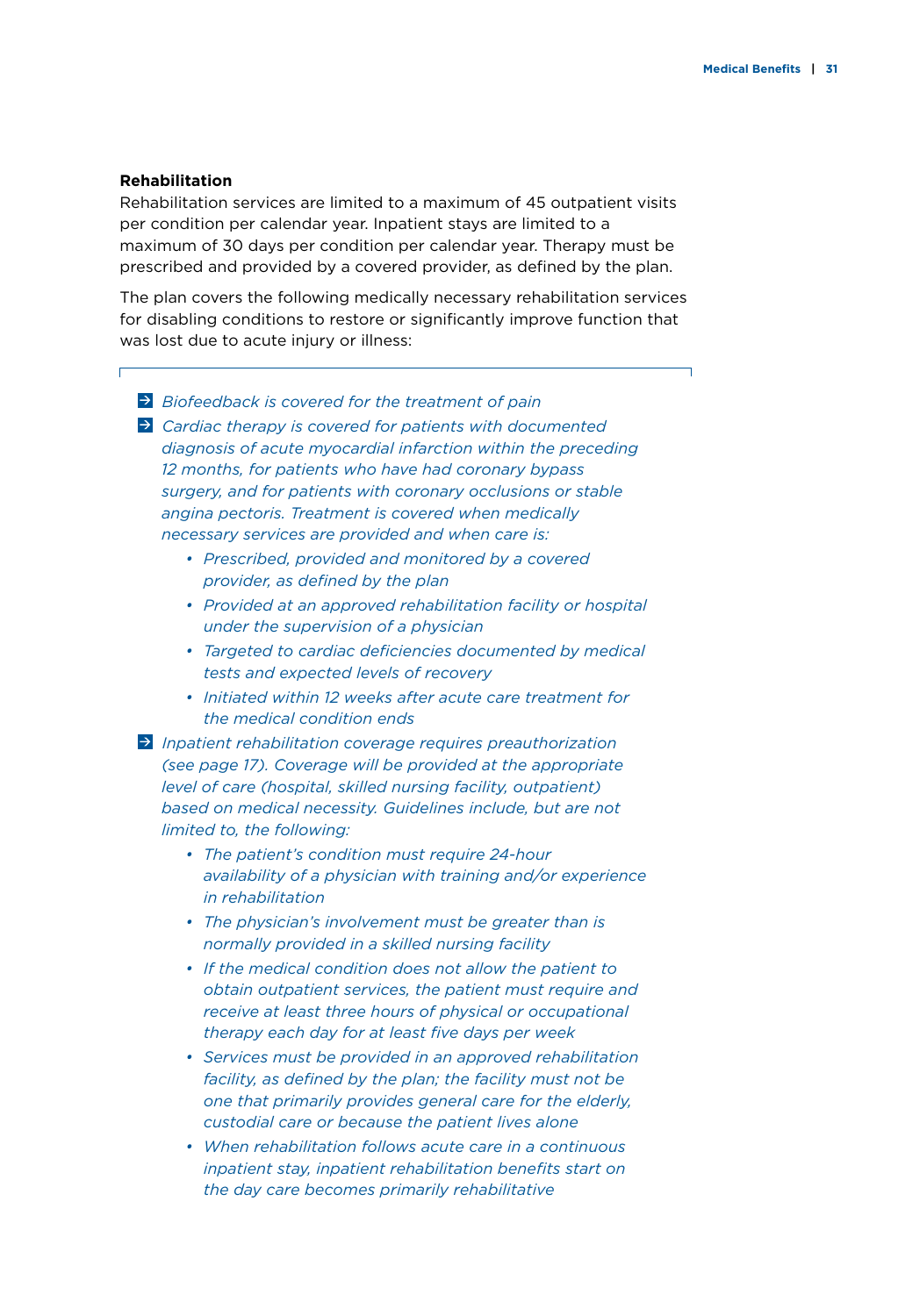**Rehabilitation**

Rehabilitation services are limited to a maximum of 45 outpatient visits per condition per calendar year. Inpatient stays are limited to a maximum of 30 days per condition per calendar year. Therapy must be prescribed and provided by a covered provider, as defined by the plan.

The plan covers the following medically necessary rehabilitation services for disabling conditions to restore or significantly improve function that was lost due to acute injury or illness:

- *Biofeedback is covered for the treatment of pain*
- *Cardiac therapy is covered for patients with documented diagnosis of acute myocardial infarction within the preceding 12 months, for patients who have had coronary bypass surgery, and for patients with coronary occlusions or stable angina pectoris. Treatment is covered when medically necessary services are provided and when care is:*
  - *Prescribed, provided and monitored by a covered provider, as defined by the plan*
  - *Provided at an approved rehabilitation facility or hospital under the supervision of a physician*
  - *Targeted to cardiac deficiencies documented by medical tests and expected levels of recovery*
  - *Initiated within 12 weeks after acute care treatment for the medical condition ends*
- *Inpatient rehabilitation coverage requires preauthorization (see page 17). Coverage will be provided at the appropriate level of care (hospital, skilled nursing facility, outpatient) based on medical necessity. Guidelines include, but are not limited to, the following:*
  - *The patient's condition must require 24-hour availability of a physician with training and/or experience in rehabilitation*
  - *The physician's involvement must be greater than is normally provided in a skilled nursing facility*
  - *If the medical condition does not allow the patient to obtain outpatient services, the patient must require and receive at least three hours of physical or occupational therapy each day for at least five days per week*
  - *Services must be provided in an approved rehabilitation facility, as defined by the plan; the facility must not be one that primarily provides general care for the elderly, custodial care or because the patient lives alone*
  - *When rehabilitation follows acute care in a continuous inpatient stay, inpatient rehabilitation benefits start on the day care becomes primarily rehabilitative*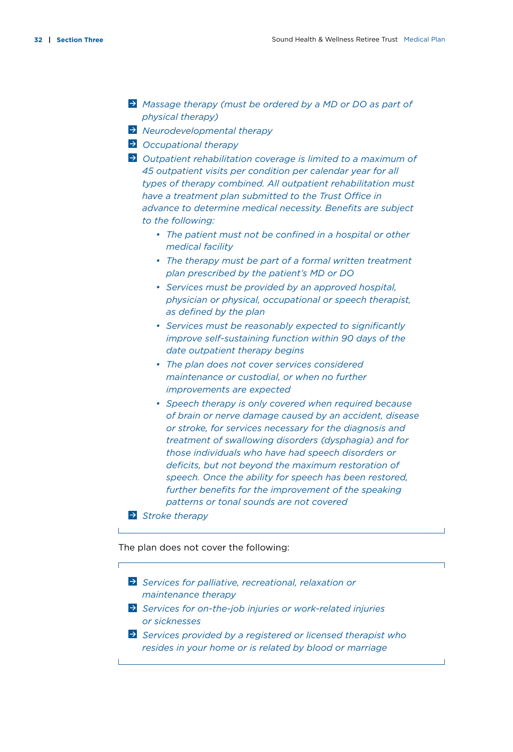- *Massage therapy (must be ordered by a MD or DO as part of physical therapy)*
- *Neurodevelopmental therapy*
- *Occupational therapy*
- *Outpatient rehabilitation coverage is limited to a maximum of 45 outpatient visits per condition per calendar year for all types of therapy combined. All outpatient rehabilitation must have a treatment plan submitted to the Trust Office in advance to determine medical necessity. Benefits are subject to the following:*
  - *The patient must not be confined in a hospital or other medical facility*
  - *The therapy must be part of a formal written treatment plan prescribed by the patient's MD or DO*
  - *Services must be provided by an approved hospital, physician or physical, occupational or speech therapist, as defined by the plan*
  - *Services must be reasonably expected to significantly improve self-sustaining function within 90 days of the date outpatient therapy begins*
  - *The plan does not cover services considered maintenance or custodial, or when no further improvements are expected*
  - *Speech therapy is only covered when required because of brain or nerve damage caused by an accident, disease or stroke, for services necessary for the diagnosis and treatment of swallowing disorders (dysphagia) and for those individuals who have had speech disorders or deficits, but not beyond the maximum restoration of speech. Once the ability for speech has been restored, further benefits for the improvement of the speaking patterns or tonal sounds are not covered*
- *Stroke therapy*

The plan does not cover the following:

- *Services for palliative, recreational, relaxation or maintenance therapy*
- *Services for on-the-job injuries or work-related injuries or sicknesses*
- *Services provided by a registered or licensed therapist who resides in your home or is related by blood or marriage*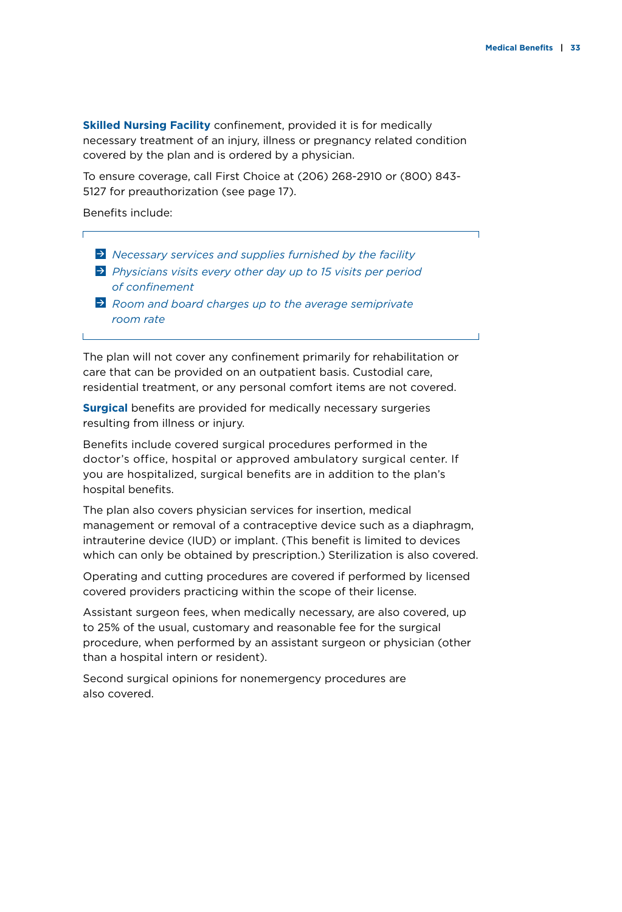**Skilled Nursing Facility** confinement, provided it is for medically necessary treatment of an injury, illness or pregnancy related condition covered by the plan and is ordered by a physician.

To ensure coverage, call First Choice at (206) 268-2910 or (800) 843-5127 for preauthorization (see page 17).

Benefits include:

- *Necessary services and supplies furnished by the facility*
- *Physicians visits every other day up to 15 visits per period of confinement*
- *Room and board charges up to the average semiprivate room rate*

The plan will not cover any confinement primarily for rehabilitation or care that can be provided on an outpatient basis. Custodial care, residential treatment, or any personal comfort items are not covered.

**Surgical** benefits are provided for medically necessary surgeries resulting from illness or injury.

Benefits include covered surgical procedures performed in the doctor's office, hospital or approved ambulatory surgical center. If you are hospitalized, surgical benefits are in addition to the plan's hospital benefits.

The plan also covers physician services for insertion, medical management or removal of a contraceptive device such as a diaphragm, intrauterine device (IUD) or implant. (This benefit is limited to devices which can only be obtained by prescription.) Sterilization is also covered.

Operating and cutting procedures are covered if performed by licensed covered providers practicing within the scope of their license.

Assistant surgeon fees, when medically necessary, are also covered, up to 25% of the usual, customary and reasonable fee for the surgical procedure, when performed by an assistant surgeon or physician (other than a hospital intern or resident).

Second surgical opinions for nonemergency procedures are also covered.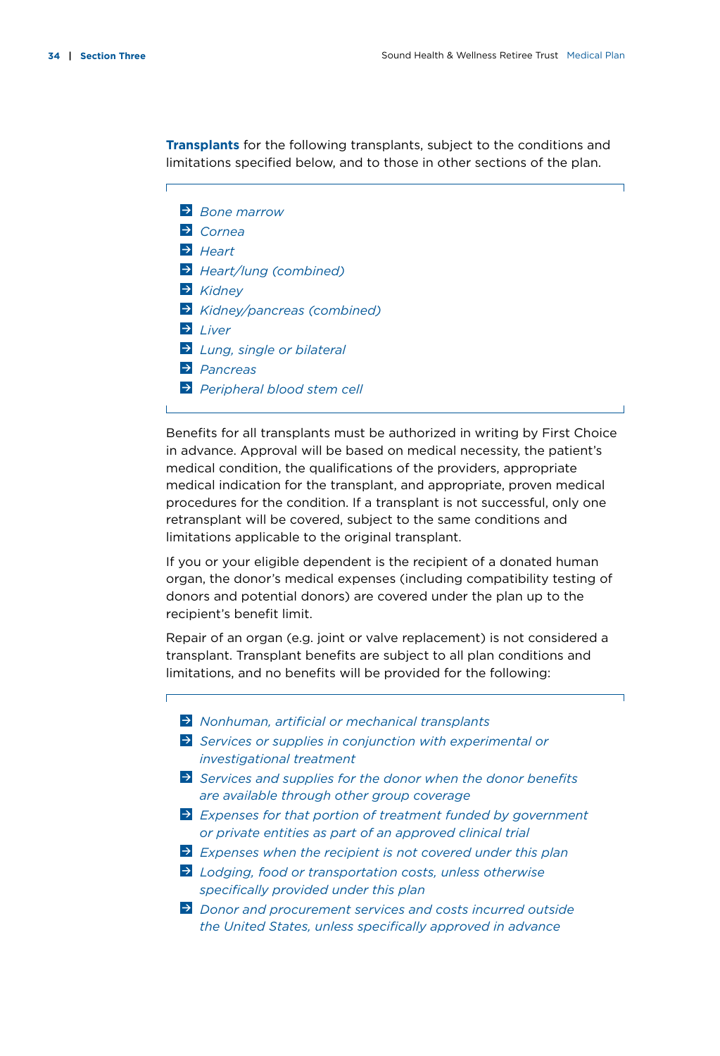**Transplants** for the following transplants, subject to the conditions and limitations specified below, and to those in other sections of the plan.

- *Bone marrow*
- *Cornea*
- *Heart*
- *Heart/lung (combined)*
- *Kidney*
- *Kidney/pancreas (combined)*
- *Liver*
- *Lung, single or bilateral*
- *Pancreas*
- *Peripheral blood stem cell*

Benefits for all transplants must be authorized in writing by First Choice in advance. Approval will be based on medical necessity, the patient's medical condition, the qualifications of the providers, appropriate medical indication for the transplant, and appropriate, proven medical procedures for the condition. If a transplant is not successful, only one retransplant will be covered, subject to the same conditions and limitations applicable to the original transplant.

If you or your eligible dependent is the recipient of a donated human organ, the donor's medical expenses (including compatibility testing of donors and potential donors) are covered under the plan up to the recipient's benefit limit.

Repair of an organ (e.g. joint or valve replacement) is not considered a transplant. Transplant benefits are subject to all plan conditions and limitations, and no benefits will be provided for the following:

- *Nonhuman, artificial or mechanical transplants*
- *Services or supplies in conjunction with experimental or investigational treatment*
- *Services and supplies for the donor when the donor benefits are available through other group coverage*
- *Expenses for that portion of treatment funded by government or private entities as part of an approved clinical trial*
- *Expenses when the recipient is not covered under this plan*
- *Lodging, food or transportation costs, unless otherwise specifically provided under this plan*
- *Donor and procurement services and costs incurred outside the United States, unless specifically approved in advance*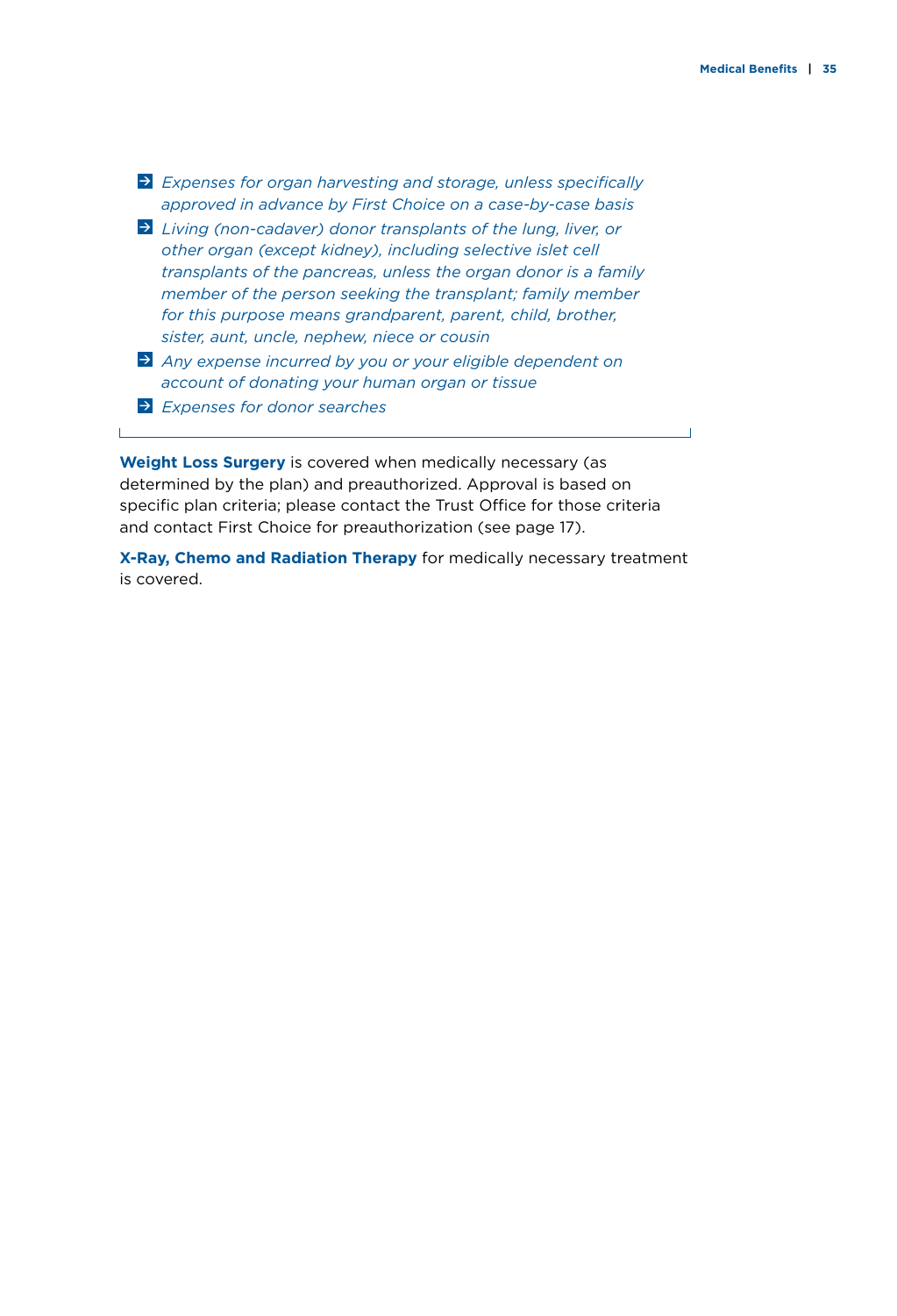- *Expenses for organ harvesting and storage, unless specifically approved in advance by First Choice on a case-by-case basis*
- *Living (non-cadaver) donor transplants of the lung, liver, or other organ (except kidney), including selective islet cell transplants of the pancreas, unless the organ donor is a family member of the person seeking the transplant; family member for this purpose means grandparent, parent, child, brother, sister, aunt, uncle, nephew, niece or cousin*
- *Any expense incurred by you or your eligible dependent on account of donating your human organ or tissue*
- *Expenses for donor searches*

**Weight Loss Surgery** is covered when medically necessary (as determined by the plan) and preauthorized. Approval is based on specific plan criteria; please contact the Trust Office for those criteria and contact First Choice for preauthorization (see page 17).

**X-Ray, Chemo and Radiation Therapy** for medically necessary treatment is covered.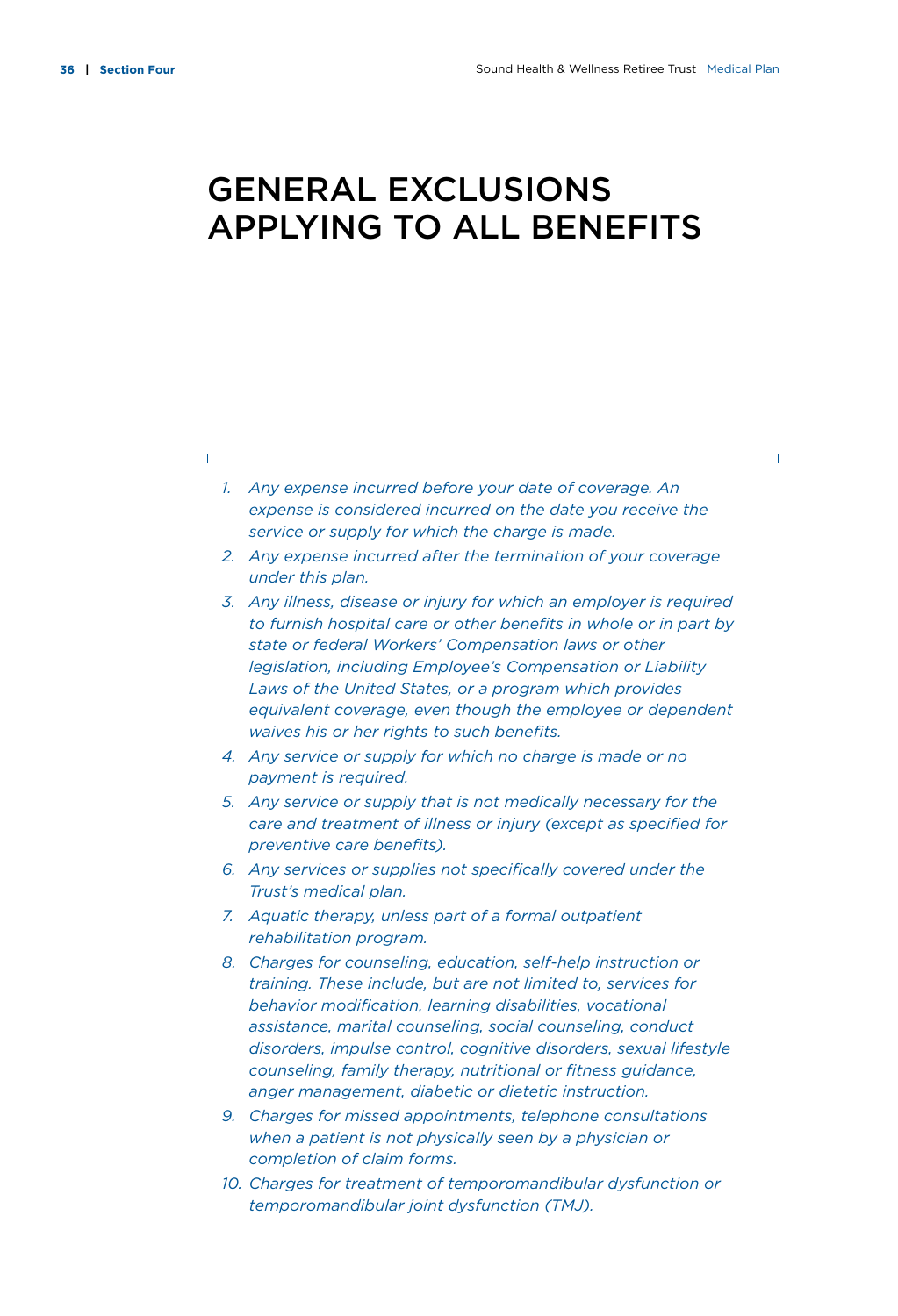# GENERAL EXCLUSIONS APPLYING TO ALL BENEFITS

1. *Any expense incurred before your date of coverage. An expense is considered incurred on the date you receive the service or supply for which the charge is made.*
2. *Any expense incurred after the termination of your coverage under this plan.*
3. *Any illness, disease or injury for which an employer is required to furnish hospital care or other benefits in whole or in part by state or federal Workers' Compensation laws or other legislation, including Employee's Compensation or Liability Laws of the United States, or a program which provides equivalent coverage, even though the employee or dependent waives his or her rights to such benefits.*
4. *Any service or supply for which no charge is made or no payment is required.*
5. *Any service or supply that is not medically necessary for the care and treatment of illness or injury (except as specified for preventive care benefits).*
6. *Any services or supplies not specifically covered under the Trust's medical plan.*
7. *Aquatic therapy, unless part of a formal outpatient rehabilitation program.*
8. *Charges for counseling, education, self-help instruction or training. These include, but are not limited to, services for behavior modification, learning disabilities, vocational assistance, marital counseling, social counseling, conduct disorders, impulse control, cognitive disorders, sexual lifestyle counseling, family therapy, nutritional or fitness guidance, anger management, diabetic or dietetic instruction.*
9. *Charges for missed appointments, telephone consultations when a patient is not physically seen by a physician or completion of claim forms.*
10. *Charges for treatment of temporomandibular dysfunction or temporomandibular joint dysfunction (TMJ).*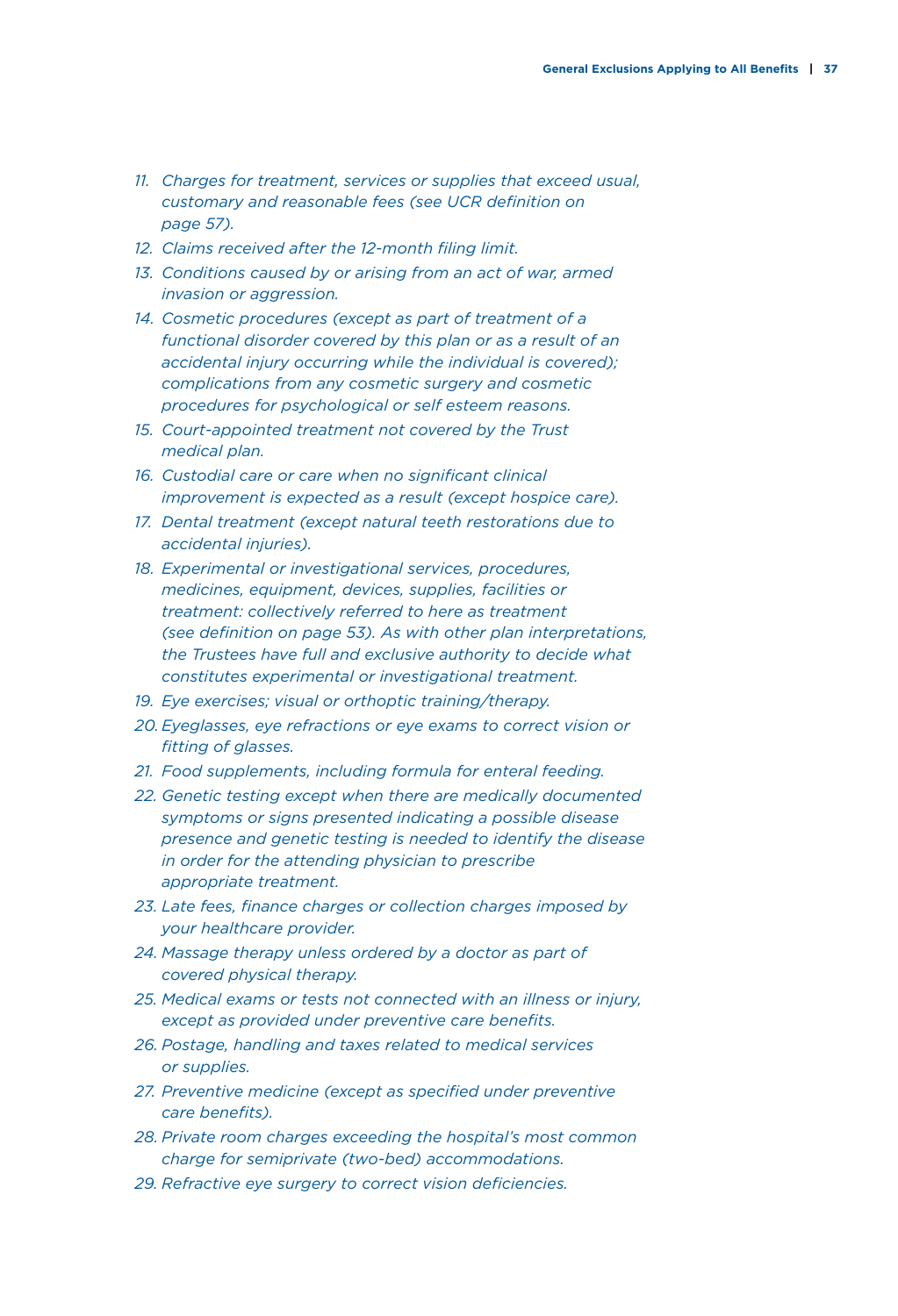11. *Charges for treatment, services or supplies that exceed usual, customary and reasonable fees (see UCR definition on page 57).*
12. *Claims received after the 12-month filing limit.*
13. *Conditions caused by or arising from an act of war, armed invasion or aggression.*
14. *Cosmetic procedures (except as part of treatment of a functional disorder covered by this plan or as a result of an accidental injury occurring while the individual is covered); complications from any cosmetic surgery and cosmetic procedures for psychological or self esteem reasons.*
15. *Court-appointed treatment not covered by the Trust medical plan.*
16. *Custodial care or care when no significant clinical improvement is expected as a result (except hospice care).*
17. *Dental treatment (except natural teeth restorations due to accidental injuries).*
18. *Experimental or investigational services, procedures, medicines, equipment, devices, supplies, facilities or treatment: collectively referred to here as treatment (see definition on page 53). As with other plan interpretations, the Trustees have full and exclusive authority to decide what constitutes experimental or investigational treatment.*
19. *Eye exercises; visual or orthoptic training/therapy.*
20. *Eyeglasses, eye refractions or eye exams to correct vision or fitting of glasses.*
21. *Food supplements, including formula for enteral feeding.*
22. *Genetic testing except when there are medically documented symptoms or signs presented indicating a possible disease presence and genetic testing is needed to identify the disease in order for the attending physician to prescribe appropriate treatment.*
23. *Late fees, finance charges or collection charges imposed by your healthcare provider.*
24. *Massage therapy unless ordered by a doctor as part of covered physical therapy.*
25. *Medical exams or tests not connected with an illness or injury, except as provided under preventive care benefits.*
26. *Postage, handling and taxes related to medical services or supplies.*
27. *Preventive medicine (except as specified under preventive care benefits).*
28. *Private room charges exceeding the hospital's most common charge for semiprivate (two-bed) accommodations.*
29. *Refractive eye surgery to correct vision deficiencies.*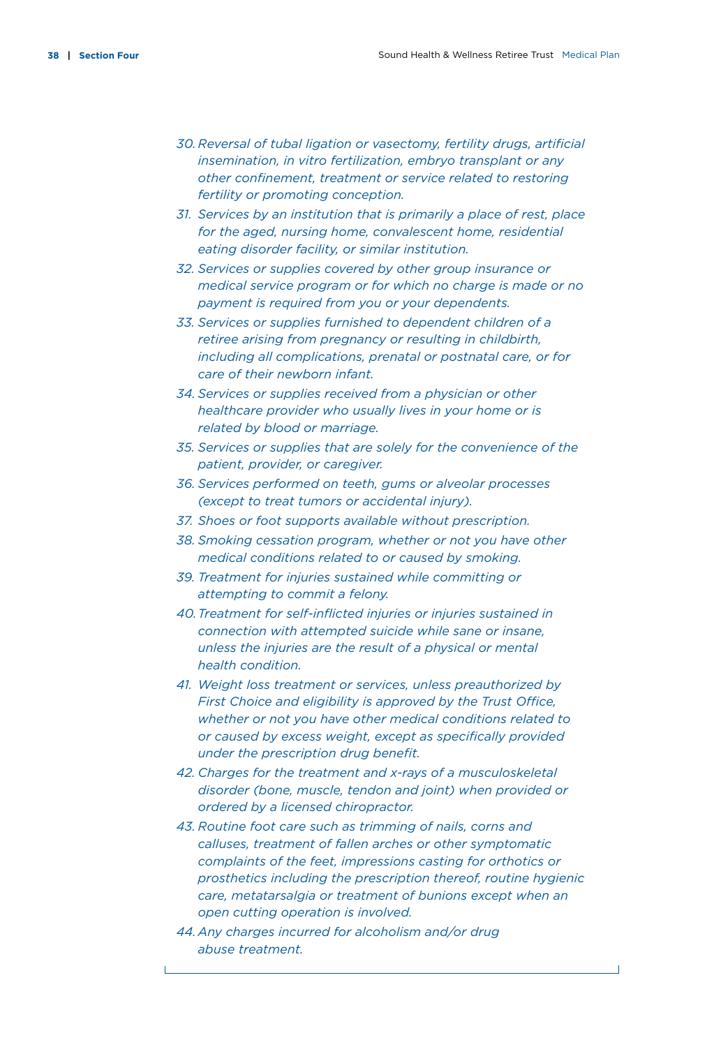30. *Reversal of tubal ligation or vasectomy, fertility drugs, artificial insemination, in vitro fertilization, embryo transplant or any other confinement, treatment or service related to restoring fertility or promoting conception.*
31. *Services by an institution that is primarily a place of rest, place for the aged, nursing home, convalescent home, residential eating disorder facility, or similar institution.*
32. *Services or supplies covered by other group insurance or medical service program or for which no charge is made or no payment is required from you or your dependents.*
33. *Services or supplies furnished to dependent children of a retiree arising from pregnancy or resulting in childbirth, including all complications, prenatal or postnatal care, or for care of their newborn infant.*
34. *Services or supplies received from a physician or other healthcare provider who usually lives in your home or is related by blood or marriage.*
35. *Services or supplies that are solely for the convenience of the patient, provider, or caregiver.*
36. *Services performed on teeth, gums or alveolar processes (except to treat tumors or accidental injury).*
37. *Shoes or foot supports available without prescription.*
38. *Smoking cessation program, whether or not you have other medical conditions related to or caused by smoking.*
39. *Treatment for injuries sustained while committing or attempting to commit a felony.*
40. *Treatment for self-inflicted injuries or injuries sustained in connection with attempted suicide while sane or insane, unless the injuries are the result of a physical or mental health condition.*
41. *Weight loss treatment or services, unless preauthorized by First Choice and eligibility is approved by the Trust Office, whether or not you have other medical conditions related to or caused by excess weight, except as specifically provided under the prescription drug benefit.*
42. *Charges for the treatment and x-rays of a musculoskeletal disorder (bone, muscle, tendon and joint) when provided or ordered by a licensed chiropractor.*
43. *Routine foot care such as trimming of nails, corns and calluses, treatment of fallen arches or other symptomatic complaints of the feet, impressions casting for orthotics or prosthetics including the prescription thereof, routine hygienic care, metatarsalgia or treatment of bunions except when an open cutting operation is involved.*
44. *Any charges incurred for alcoholism and/or drug abuse treatment.*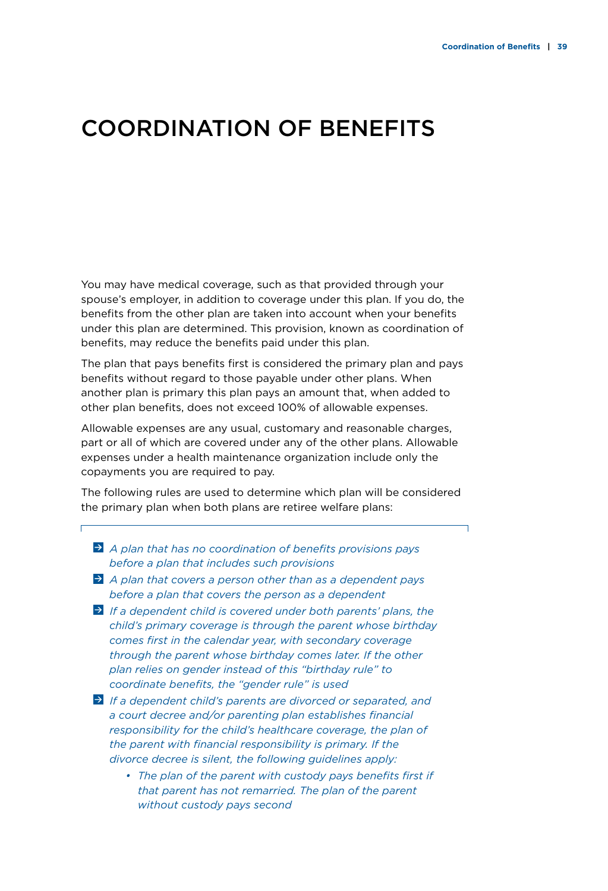# COORDINATION OF BENEFITS

You may have medical coverage, such as that provided through your spouse's employer, in addition to coverage under this plan. If you do, the benefits from the other plan are taken into account when your benefits under this plan are determined. This provision, known as coordination of benefits, may reduce the benefits paid under this plan.

The plan that pays benefits first is considered the primary plan and pays benefits without regard to those payable under other plans. When another plan is primary this plan pays an amount that, when added to other plan benefits, does not exceed 100% of allowable expenses.

Allowable expenses are any usual, customary and reasonable charges, part or all of which are covered under any of the other plans. Allowable expenses under a health maintenance organization include only the copayments you are required to pay.

The following rules are used to determine which plan will be considered the primary plan when both plans are retiree welfare plans:

- *A plan that has no coordination of benefits provisions pays before a plan that includes such provisions*
- *A plan that covers a person other than as a dependent pays before a plan that covers the person as a dependent*
- *If a dependent child is covered under both parents' plans, the child's primary coverage is through the parent whose birthday comes first in the calendar year, with secondary coverage through the parent whose birthday comes later. If the other plan relies on gender instead of this "birthday rule" to coordinate benefits, the "gender rule" is used*
- *If a dependent child's parents are divorced or separated, and a court decree and/or parenting plan establishes financial responsibility for the child's healthcare coverage, the plan of the parent with financial responsibility is primary. If the divorce decree is silent, the following guidelines apply:*
  - *The plan of the parent with custody pays benefits first if that parent has not remarried. The plan of the parent without custody pays second*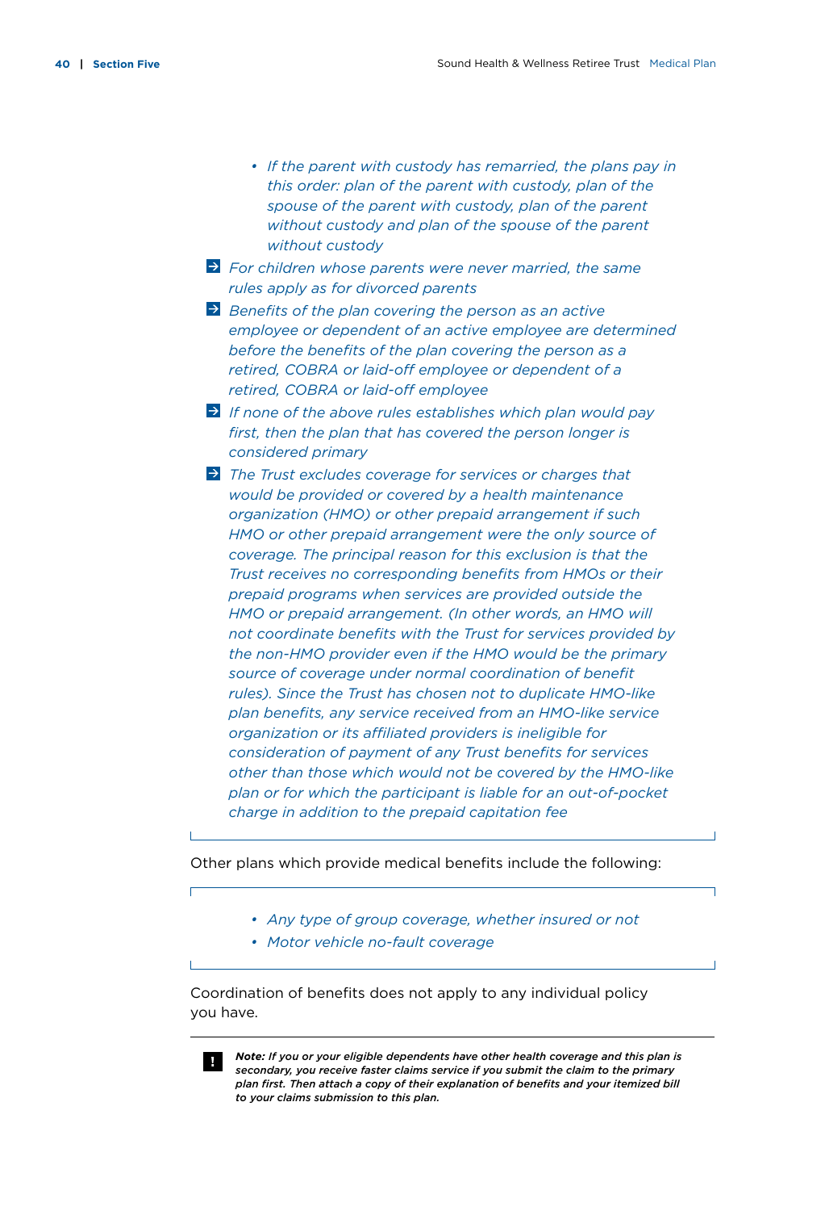- *If the parent with custody has remarried, the plans pay in this order: plan of the parent with custody, plan of the spouse of the parent with custody, plan of the parent without custody and plan of the spouse of the parent without custody*

- *For children whose parents were never married, the same rules apply as for divorced parents*
- *Benefits of the plan covering the person as an active employee or dependent of an active employee are determined before the benefits of the plan covering the person as a retired, COBRA or laid-off employee or dependent of a retired, COBRA or laid-off employee*
- *If none of the above rules establishes which plan would pay first, then the plan that has covered the person longer is considered primary*
- *The Trust excludes coverage for services or charges that would be provided or covered by a health maintenance organization (HMO) or other prepaid arrangement if such HMO or other prepaid arrangement were the only source of coverage. The principal reason for this exclusion is that the Trust receives no corresponding benefits from HMOs or their prepaid programs when services are provided outside the HMO or prepaid arrangement. (In other words, an HMO will not coordinate benefits with the Trust for services provided by the non-HMO provider even if the HMO would be the primary source of coverage under normal coordination of benefit rules). Since the Trust has chosen not to duplicate HMO-like plan benefits, any service received from an HMO-like service organization or its affiliated providers is ineligible for consideration of payment of any Trust benefits for services other than those which would not be covered by the HMO-like plan or for which the participant is liable for an out-of-pocket charge in addition to the prepaid capitation fee*

Other plans which provide medical benefits include the following:

- *Any type of group coverage, whether insured or not*
- *Motor vehicle no-fault coverage*

Coordination of benefits does not apply to any individual policy you have.

**! *Note:*** ***If you or your eligible dependents have other health coverage and this plan is secondary, you receive faster claims service if you submit the claim to the primary plan first. Then attach a copy of their explanation of benefits and your itemized bill to your claims submission to this plan.***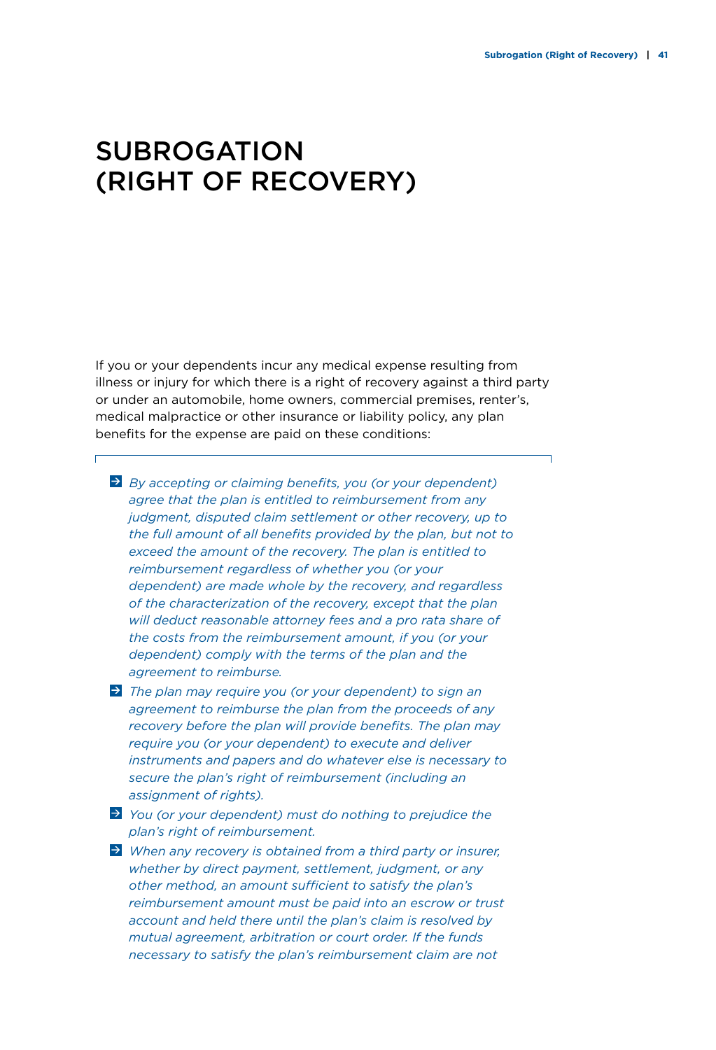# SUBROGATION (RIGHT OF RECOVERY)

If you or your dependents incur any medical expense resulting from illness or injury for which there is a right of recovery against a third party or under an automobile, home owners, commercial premises, renter's, medical malpractice or other insurance or liability policy, any plan benefits for the expense are paid on these conditions:

- *By accepting or claiming benefits, you (or your dependent) agree that the plan is entitled to reimbursement from any judgment, disputed claim settlement or other recovery, up to the full amount of all benefits provided by the plan, but not to exceed the amount of the recovery. The plan is entitled to reimbursement regardless of whether you (or your dependent) are made whole by the recovery, and regardless of the characterization of the recovery, except that the plan will deduct reasonable attorney fees and a pro rata share of the costs from the reimbursement amount, if you (or your dependent) comply with the terms of the plan and the agreement to reimburse.*
- *The plan may require you (or your dependent) to sign an agreement to reimburse the plan from the proceeds of any recovery before the plan will provide benefits. The plan may require you (or your dependent) to execute and deliver instruments and papers and do whatever else is necessary to secure the plan's right of reimbursement (including an assignment of rights).*
- *You (or your dependent) must do nothing to prejudice the plan's right of reimbursement.*
- *When any recovery is obtained from a third party or insurer, whether by direct payment, settlement, judgment, or any other method, an amount sufficient to satisfy the plan's reimbursement amount must be paid into an escrow or trust account and held there until the plan's claim is resolved by mutual agreement, arbitration or court order. If the funds necessary to satisfy the plan's reimbursement claim are not*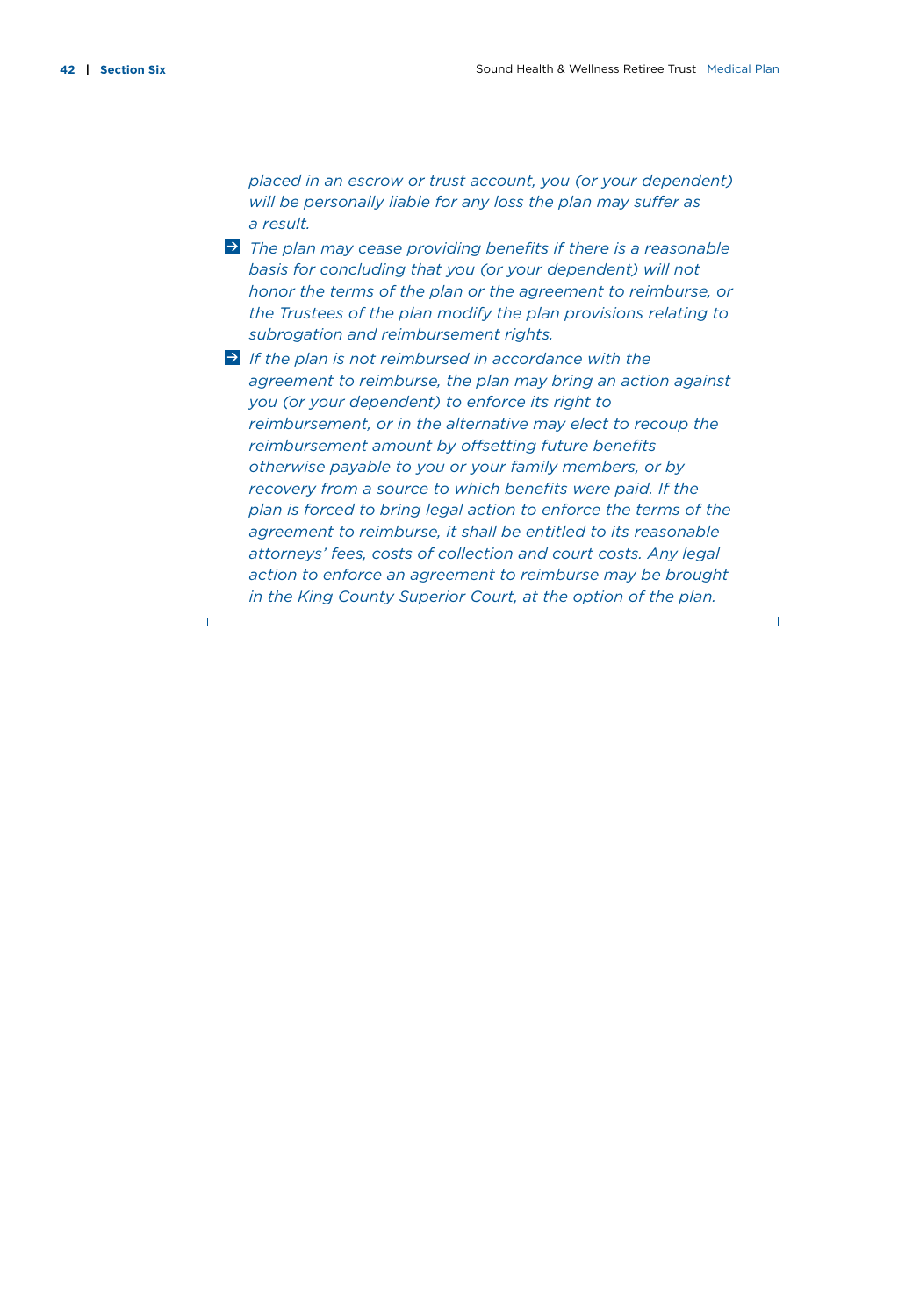*placed in an escrow or trust account, you (or your dependent) will be personally liable for any loss the plan may suffer as a result.*

- *The plan may cease providing benefits if there is a reasonable basis for concluding that you (or your dependent) will not honor the terms of the plan or the agreement to reimburse, or the Trustees of the plan modify the plan provisions relating to subrogation and reimbursement rights.*
- *If the plan is not reimbursed in accordance with the agreement to reimburse, the plan may bring an action against you (or your dependent) to enforce its right to reimbursement, or in the alternative may elect to recoup the reimbursement amount by offsetting future benefits otherwise payable to you or your family members, or by recovery from a source to which benefits were paid. If the plan is forced to bring legal action to enforce the terms of the agreement to reimburse, it shall be entitled to its reasonable attorneys' fees, costs of collection and court costs. Any legal action to enforce an agreement to reimburse may be brought in the King County Superior Court, at the option of the plan.*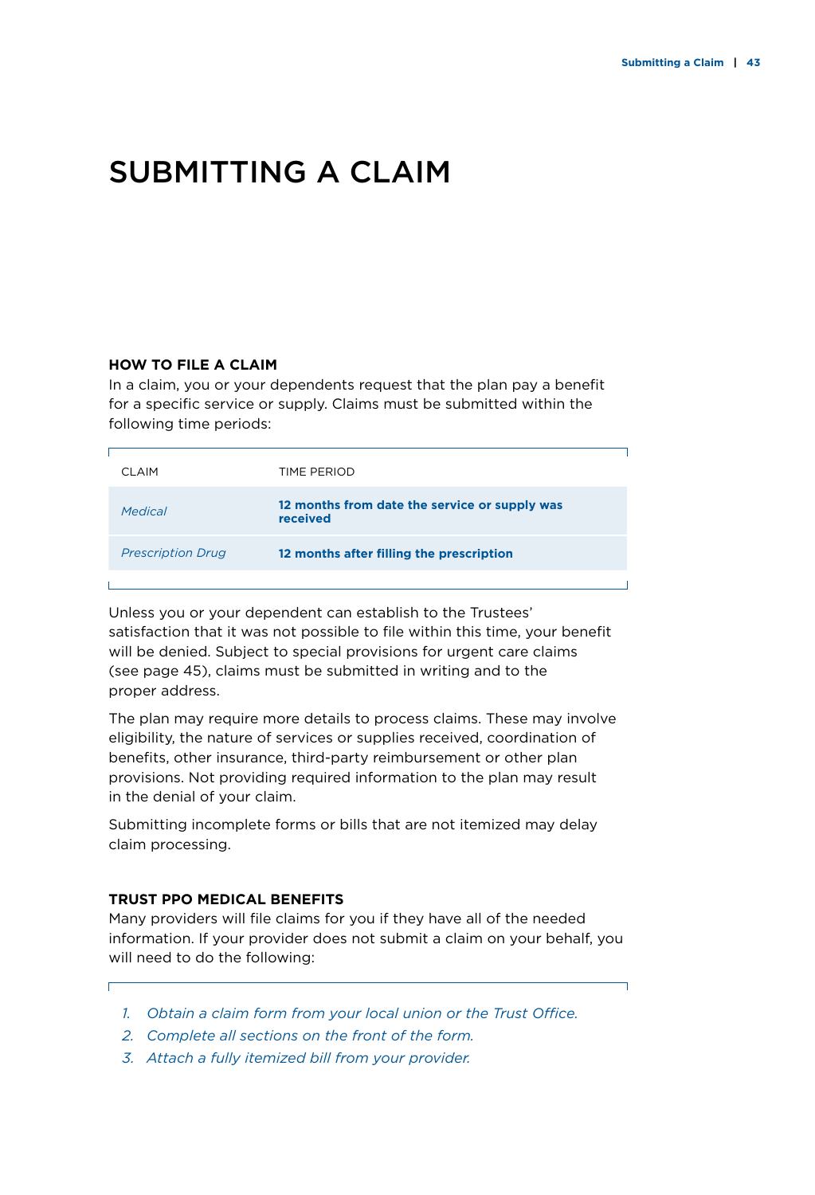# SUBMITTING A CLAIM

## HOW TO FILE A CLAIM

In a claim, you or your dependents request that the plan pay a benefit for a specific service or supply. Claims must be submitted within the following time periods:

| CLAIM | TIME PERIOD |
|---|---|
| *Medical* | **12 months from date the service or supply was received** |
| *Prescription Drug* | **12 months after filling the prescription** |

Unless you or your dependent can establish to the Trustees' satisfaction that it was not possible to file within this time, your benefit will be denied. Subject to special provisions for urgent care claims (see page 45), claims must be submitted in writing and to the proper address.

The plan may require more details to process claims. These may involve eligibility, the nature of services or supplies received, coordination of benefits, other insurance, third-party reimbursement or other plan provisions. Not providing required information to the plan may result in the denial of your claim.

Submitting incomplete forms or bills that are not itemized may delay claim processing.

## TRUST PPO MEDICAL BENEFITS

Many providers will file claims for you if they have all of the needed information. If your provider does not submit a claim on your behalf, you will need to do the following:

1. *Obtain a claim form from your local union or the Trust Office.*
2. *Complete all sections on the front of the form.*
3. *Attach a fully itemized bill from your provider.*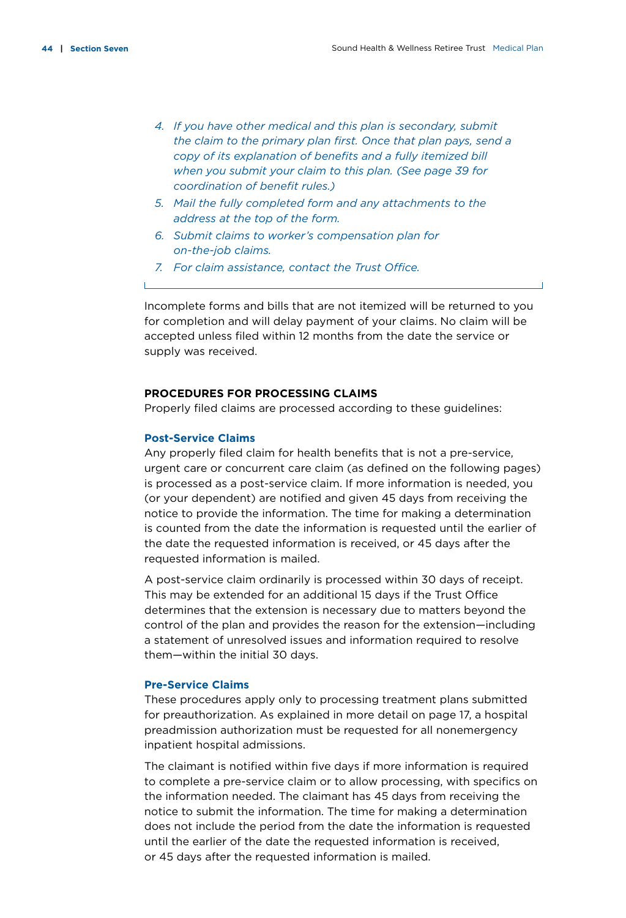4. *If you have other medical and this plan is secondary, submit the claim to the primary plan first. Once that plan pays, send a copy of its explanation of benefits and a fully itemized bill when you submit your claim to this plan. (See page 39 for coordination of benefit rules.)*
5. *Mail the fully completed form and any attachments to the address at the top of the form.*
6. *Submit claims to worker's compensation plan for on-the-job claims.*
7. *For claim assistance, contact the Trust Office.*

Incomplete forms and bills that are not itemized will be returned to you for completion and will delay payment of your claims. No claim will be accepted unless filed within 12 months from the date the service or supply was received.

## PROCEDURES FOR PROCESSING CLAIMS

Properly filed claims are processed according to these guidelines:

### Post-Service Claims

Any properly filed claim for health benefits that is not a pre-service, urgent care or concurrent care claim (as defined on the following pages) is processed as a post-service claim. If more information is needed, you (or your dependent) are notified and given 45 days from receiving the notice to provide the information. The time for making a determination is counted from the date the information is requested until the earlier of the date the requested information is received, or 45 days after the requested information is mailed.

A post-service claim ordinarily is processed within 30 days of receipt. This may be extended for an additional 15 days if the Trust Office determines that the extension is necessary due to matters beyond the control of the plan and provides the reason for the extension—including a statement of unresolved issues and information required to resolve them—within the initial 30 days.

### Pre-Service Claims

These procedures apply only to processing treatment plans submitted for preauthorization. As explained in more detail on page 17, a hospital preadmission authorization must be requested for all nonemergency inpatient hospital admissions.

The claimant is notified within five days if more information is required to complete a pre-service claim or to allow processing, with specifics on the information needed. The claimant has 45 days from receiving the notice to submit the information. The time for making a determination does not include the period from the date the information is requested until the earlier of the date the requested information is received, or 45 days after the requested information is mailed.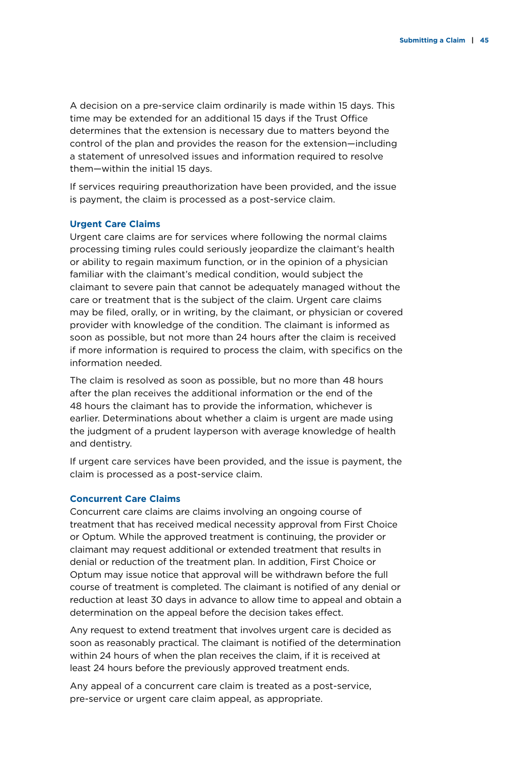A decision on a pre-service claim ordinarily is made within 15 days. This time may be extended for an additional 15 days if the Trust Office determines that the extension is necessary due to matters beyond the control of the plan and provides the reason for the extension—including a statement of unresolved issues and information required to resolve them—within the initial 15 days.

If services requiring preauthorization have been provided, and the issue is payment, the claim is processed as a post-service claim.

### Urgent Care Claims

Urgent care claims are for services where following the normal claims processing timing rules could seriously jeopardize the claimant's health or ability to regain maximum function, or in the opinion of a physician familiar with the claimant's medical condition, would subject the claimant to severe pain that cannot be adequately managed without the care or treatment that is the subject of the claim. Urgent care claims may be filed, orally, or in writing, by the claimant, or physician or covered provider with knowledge of the condition. The claimant is informed as soon as possible, but not more than 24 hours after the claim is received if more information is required to process the claim, with specifics on the information needed.

The claim is resolved as soon as possible, but no more than 48 hours after the plan receives the additional information or the end of the 48 hours the claimant has to provide the information, whichever is earlier. Determinations about whether a claim is urgent are made using the judgment of a prudent layperson with average knowledge of health and dentistry.

If urgent care services have been provided, and the issue is payment, the claim is processed as a post-service claim.

### Concurrent Care Claims

Concurrent care claims are claims involving an ongoing course of treatment that has received medical necessity approval from First Choice or Optum. While the approved treatment is continuing, the provider or claimant may request additional or extended treatment that results in denial or reduction of the treatment plan. In addition, First Choice or Optum may issue notice that approval will be withdrawn before the full course of treatment is completed. The claimant is notified of any denial or reduction at least 30 days in advance to allow time to appeal and obtain a determination on the appeal before the decision takes effect.

Any request to extend treatment that involves urgent care is decided as soon as reasonably practical. The claimant is notified of the determination within 24 hours of when the plan receives the claim, if it is received at least 24 hours before the previously approved treatment ends.

Any appeal of a concurrent care claim is treated as a post-service, pre-service or urgent care claim appeal, as appropriate.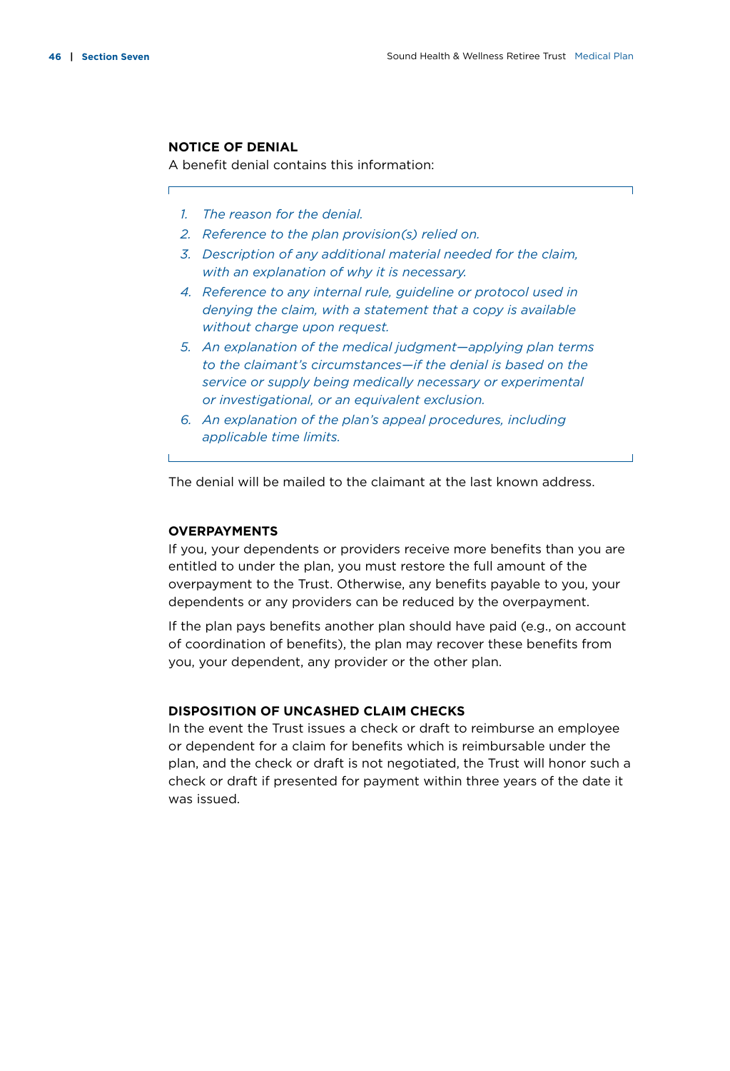## NOTICE OF DENIAL

A benefit denial contains this information:

1. *The reason for the denial.*
2. *Reference to the plan provision(s) relied on.*
3. *Description of any additional material needed for the claim, with an explanation of why it is necessary.*
4. *Reference to any internal rule, guideline or protocol used in denying the claim, with a statement that a copy is available without charge upon request.*
5. *An explanation of the medical judgment—applying plan terms to the claimant's circumstances—if the denial is based on the service or supply being medically necessary or experimental or investigational, or an equivalent exclusion.*
6. *An explanation of the plan's appeal procedures, including applicable time limits.*

The denial will be mailed to the claimant at the last known address.

## OVERPAYMENTS

If you, your dependents or providers receive more benefits than you are entitled to under the plan, you must restore the full amount of the overpayment to the Trust. Otherwise, any benefits payable to you, your dependents or any providers can be reduced by the overpayment.

If the plan pays benefits another plan should have paid (e.g., on account of coordination of benefits), the plan may recover these benefits from you, your dependent, any provider or the other plan.

## DISPOSITION OF UNCASHED CLAIM CHECKS

In the event the Trust issues a check or draft to reimburse an employee or dependent for a claim for benefits which is reimbursable under the plan, and the check or draft is not negotiated, the Trust will honor such a check or draft if presented for payment within three years of the date it was issued.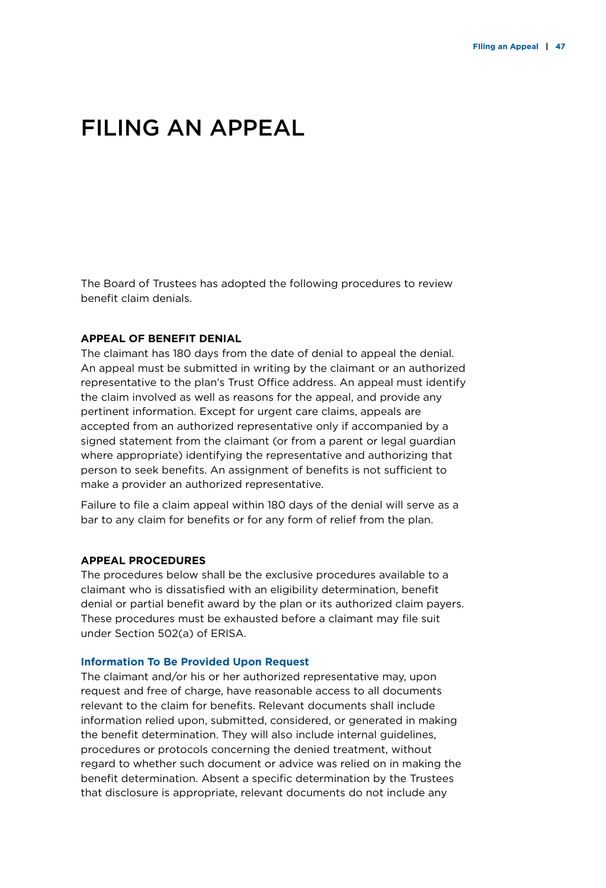# FILING AN APPEAL

The Board of Trustees has adopted the following procedures to review benefit claim denials.

### APPEAL OF BENEFIT DENIAL

The claimant has 180 days from the date of denial to appeal the denial. An appeal must be submitted in writing by the claimant or an authorized representative to the plan's Trust Office address. An appeal must identify the claim involved as well as reasons for the appeal, and provide any pertinent information. Except for urgent care claims, appeals are accepted from an authorized representative only if accompanied by a signed statement from the claimant (or from a parent or legal guardian where appropriate) identifying the representative and authorizing that person to seek benefits. An assignment of benefits is not sufficient to make a provider an authorized representative.

Failure to file a claim appeal within 180 days of the denial will serve as a bar to any claim for benefits or for any form of relief from the plan.

### APPEAL PROCEDURES

The procedures below shall be the exclusive procedures available to a claimant who is dissatisfied with an eligibility determination, benefit denial or partial benefit award by the plan or its authorized claim payers. These procedures must be exhausted before a claimant may file suit under Section 502(a) of ERISA.

#### Information To Be Provided Upon Request

The claimant and/or his or her authorized representative may, upon request and free of charge, have reasonable access to all documents relevant to the claim for benefits. Relevant documents shall include information relied upon, submitted, considered, or generated in making the benefit determination. They will also include internal guidelines, procedures or protocols concerning the denied treatment, without regard to whether such document or advice was relied on in making the benefit determination. Absent a specific determination by the Trustees that disclosure is appropriate, relevant documents do not include any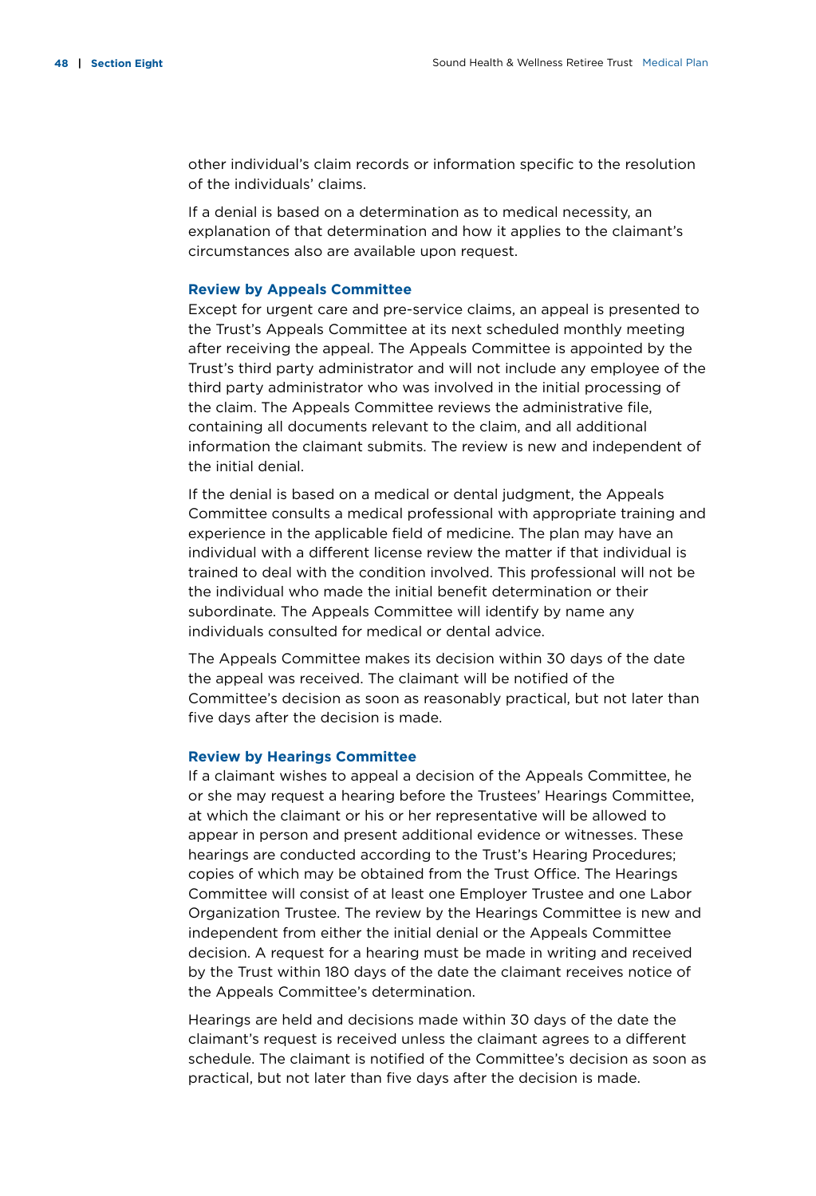other individual's claim records or information specific to the resolution of the individuals' claims.

If a denial is based on a determination as to medical necessity, an explanation of that determination and how it applies to the claimant's circumstances also are available upon request.

### Review by Appeals Committee

Except for urgent care and pre-service claims, an appeal is presented to the Trust's Appeals Committee at its next scheduled monthly meeting after receiving the appeal. The Appeals Committee is appointed by the Trust's third party administrator and will not include any employee of the third party administrator who was involved in the initial processing of the claim. The Appeals Committee reviews the administrative file, containing all documents relevant to the claim, and all additional information the claimant submits. The review is new and independent of the initial denial.

If the denial is based on a medical or dental judgment, the Appeals Committee consults a medical professional with appropriate training and experience in the applicable field of medicine. The plan may have an individual with a different license review the matter if that individual is trained to deal with the condition involved. This professional will not be the individual who made the initial benefit determination or their subordinate. The Appeals Committee will identify by name any individuals consulted for medical or dental advice.

The Appeals Committee makes its decision within 30 days of the date the appeal was received. The claimant will be notified of the Committee's decision as soon as reasonably practical, but not later than five days after the decision is made.

### Review by Hearings Committee

If a claimant wishes to appeal a decision of the Appeals Committee, he or she may request a hearing before the Trustees' Hearings Committee, at which the claimant or his or her representative will be allowed to appear in person and present additional evidence or witnesses. These hearings are conducted according to the Trust's Hearing Procedures; copies of which may be obtained from the Trust Office. The Hearings Committee will consist of at least one Employer Trustee and one Labor Organization Trustee. The review by the Hearings Committee is new and independent from either the initial denial or the Appeals Committee decision. A request for a hearing must be made in writing and received by the Trust within 180 days of the date the claimant receives notice of the Appeals Committee's determination.

Hearings are held and decisions made within 30 days of the date the claimant's request is received unless the claimant agrees to a different schedule. The claimant is notified of the Committee's decision as soon as practical, but not later than five days after the decision is made.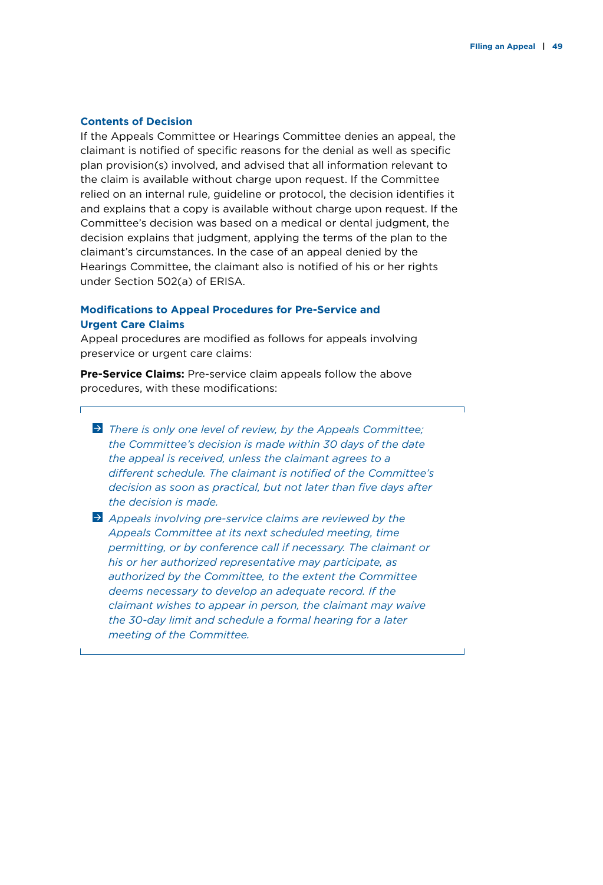### Contents of Decision

If the Appeals Committee or Hearings Committee denies an appeal, the claimant is notified of specific reasons for the denial as well as specific plan provision(s) involved, and advised that all information relevant to the claim is available without charge upon request. If the Committee relied on an internal rule, guideline or protocol, the decision identifies it and explains that a copy is available without charge upon request. If the Committee's decision was based on a medical or dental judgment, the decision explains that judgment, applying the terms of the plan to the claimant's circumstances. In the case of an appeal denied by the Hearings Committee, the claimant also is notified of his or her rights under Section 502(a) of ERISA.

### Modifications to Appeal Procedures for Pre-Service and Urgent Care Claims

Appeal procedures are modified as follows for appeals involving preservice or urgent care claims:

**Pre-Service Claims:** Pre-service claim appeals follow the above procedures, with these modifications:

- *There is only one level of review, by the Appeals Committee; the Committee's decision is made within 30 days of the date the appeal is received, unless the claimant agrees to a different schedule. The claimant is notified of the Committee's decision as soon as practical, but not later than five days after the decision is made.*
- *Appeals involving pre-service claims are reviewed by the Appeals Committee at its next scheduled meeting, time permitting, or by conference call if necessary. The claimant or his or her authorized representative may participate, as authorized by the Committee, to the extent the Committee deems necessary to develop an adequate record. If the claimant wishes to appear in person, the claimant may waive the 30-day limit and schedule a formal hearing for a later meeting of the Committee.*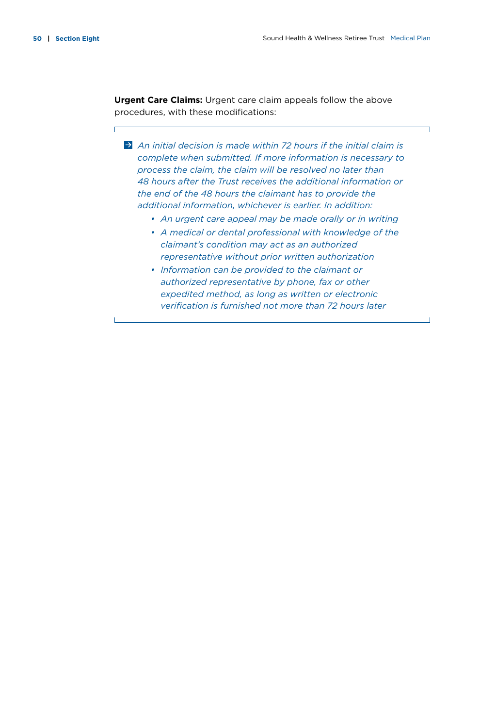**Urgent Care Claims:** Urgent care claim appeals follow the above procedures, with these modifications:

- *An initial decision is made within 72 hours if the initial claim is complete when submitted. If more information is necessary to process the claim, the claim will be resolved no later than 48 hours after the Trust receives the additional information or the end of the 48 hours the claimant has to provide the additional information, whichever is earlier. In addition:*
  - *An urgent care appeal may be made orally or in writing*
  - *A medical or dental professional with knowledge of the claimant's condition may act as an authorized representative without prior written authorization*
  - *Information can be provided to the claimant or authorized representative by phone, fax or other expedited method, as long as written or electronic verification is furnished not more than 72 hours later*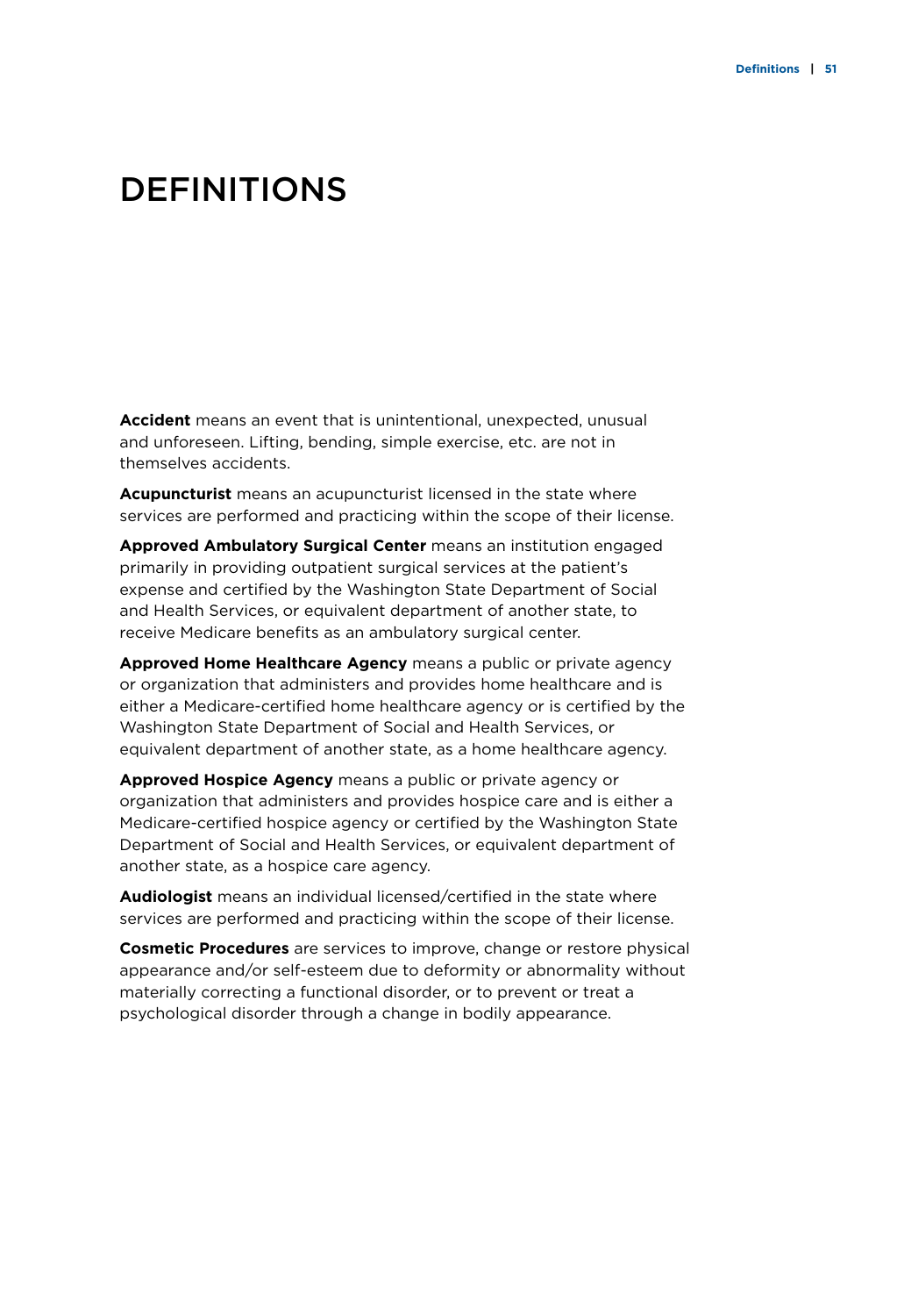# DEFINITIONS

**Accident** means an event that is unintentional, unexpected, unusual and unforeseen. Lifting, bending, simple exercise, etc. are not in themselves accidents.

**Acupuncturist** means an acupuncturist licensed in the state where services are performed and practicing within the scope of their license.

**Approved Ambulatory Surgical Center** means an institution engaged primarily in providing outpatient surgical services at the patient's expense and certified by the Washington State Department of Social and Health Services, or equivalent department of another state, to receive Medicare benefits as an ambulatory surgical center.

**Approved Home Healthcare Agency** means a public or private agency or organization that administers and provides home healthcare and is either a Medicare-certified home healthcare agency or is certified by the Washington State Department of Social and Health Services, or equivalent department of another state, as a home healthcare agency.

**Approved Hospice Agency** means a public or private agency or organization that administers and provides hospice care and is either a Medicare-certified hospice agency or certified by the Washington State Department of Social and Health Services, or equivalent department of another state, as a hospice care agency.

**Audiologist** means an individual licensed/certified in the state where services are performed and practicing within the scope of their license.

**Cosmetic Procedures** are services to improve, change or restore physical appearance and/or self-esteem due to deformity or abnormality without materially correcting a functional disorder, or to prevent or treat a psychological disorder through a change in bodily appearance.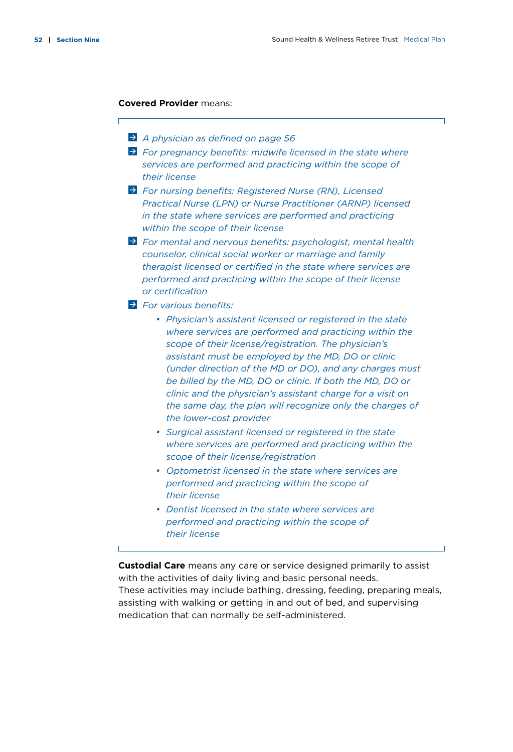**Covered Provider** means:

- *A physician as defined on page 56*
- *For pregnancy benefits: midwife licensed in the state where services are performed and practicing within the scope of their license*
- *For nursing benefits: Registered Nurse (RN), Licensed Practical Nurse (LPN) or Nurse Practitioner (ARNP) licensed in the state where services are performed and practicing within the scope of their license*
- *For mental and nervous benefits: psychologist, mental health counselor, clinical social worker or marriage and family therapist licensed or certified in the state where services are performed and practicing within the scope of their license or certification*
- *For various benefits:*
  - *Physician's assistant licensed or registered in the state where services are performed and practicing within the scope of their license/registration. The physician's assistant must be employed by the MD, DO or clinic (under direction of the MD or DO), and any charges must be billed by the MD, DO or clinic. If both the MD, DO or clinic and the physician's assistant charge for a visit on the same day, the plan will recognize only the charges of the lower-cost provider*
  - *Surgical assistant licensed or registered in the state where services are performed and practicing within the scope of their license/registration*
  - *Optometrist licensed in the state where services are performed and practicing within the scope of their license*
  - *Dentist licensed in the state where services are performed and practicing within the scope of their license*

**Custodial Care** means any care or service designed primarily to assist with the activities of daily living and basic personal needs. These activities may include bathing, dressing, feeding, preparing meals, assisting with walking or getting in and out of bed, and supervising medication that can normally be self-administered.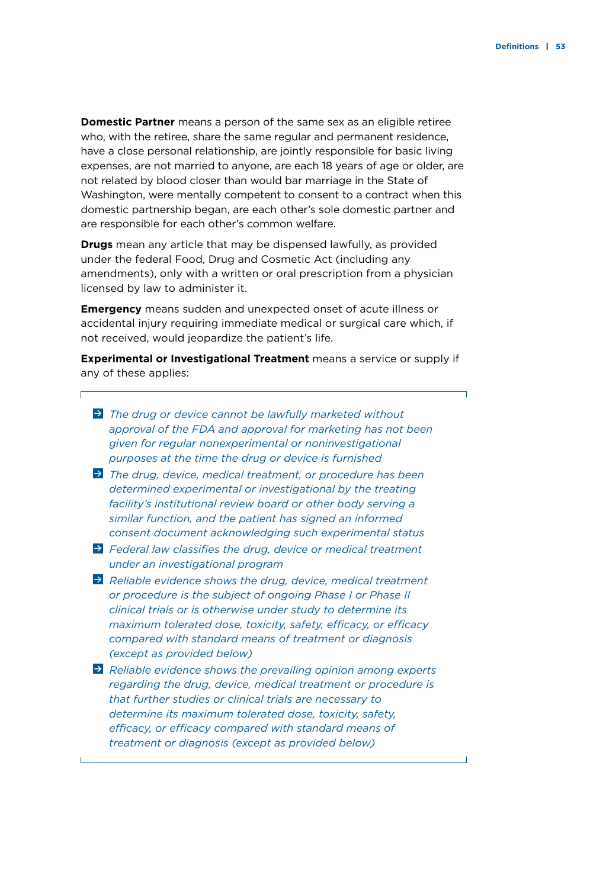**Domestic Partner** means a person of the same sex as an eligible retiree who, with the retiree, share the same regular and permanent residence, have a close personal relationship, are jointly responsible for basic living expenses, are not married to anyone, are each 18 years of age or older, are not related by blood closer than would bar marriage in the State of Washington, were mentally competent to consent to a contract when this domestic partnership began, are each other's sole domestic partner and are responsible for each other's common welfare.

**Drugs** mean any article that may be dispensed lawfully, as provided under the federal Food, Drug and Cosmetic Act (including any amendments), only with a written or oral prescription from a physician licensed by law to administer it.

**Emergency** means sudden and unexpected onset of acute illness or accidental injury requiring immediate medical or surgical care which, if not received, would jeopardize the patient's life.

**Experimental or Investigational Treatment** means a service or supply if any of these applies:

- *The drug or device cannot be lawfully marketed without approval of the FDA and approval for marketing has not been given for regular nonexperimental or noninvestigational purposes at the time the drug or device is furnished*
- *The drug, device, medical treatment, or procedure has been determined experimental or investigational by the treating facility's institutional review board or other body serving a similar function, and the patient has signed an informed consent document acknowledging such experimental status*
- *Federal law classifies the drug, device or medical treatment under an investigational program*
- *Reliable evidence shows the drug, device, medical treatment or procedure is the subject of ongoing Phase I or Phase II clinical trials or is otherwise under study to determine its maximum tolerated dose, toxicity, safety, efficacy, or efficacy compared with standard means of treatment or diagnosis (except as provided below)*
- *Reliable evidence shows the prevailing opinion among experts regarding the drug, device, medical treatment or procedure is that further studies or clinical trials are necessary to determine its maximum tolerated dose, toxicity, safety, efficacy, or efficacy compared with standard means of treatment or diagnosis (except as provided below)*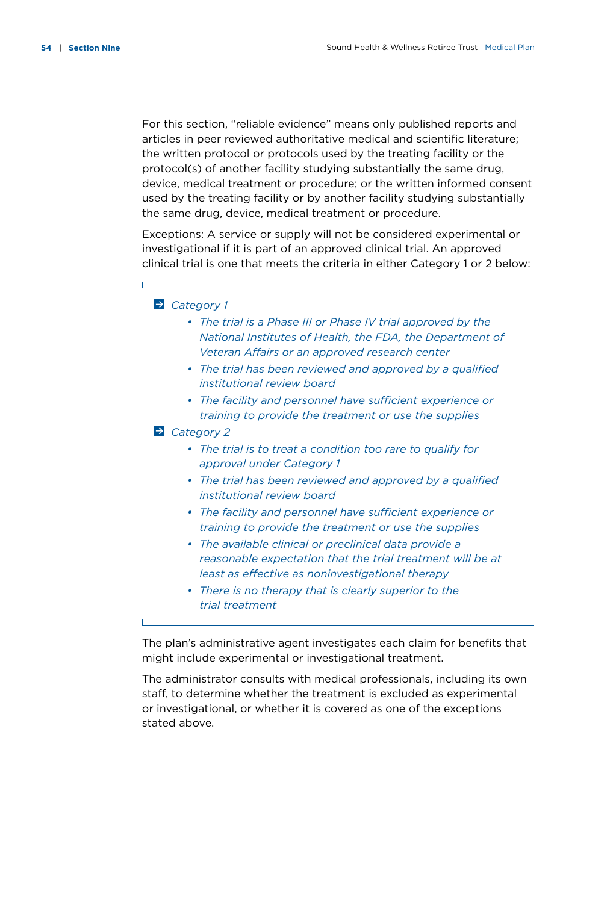For this section, "reliable evidence" means only published reports and articles in peer reviewed authoritative medical and scientific literature; the written protocol or protocols used by the treating facility or the protocol(s) of another facility studying substantially the same drug, device, medical treatment or procedure; or the written informed consent used by the treating facility or by another facility studying substantially the same drug, device, medical treatment or procedure.

Exceptions: A service or supply will not be considered experimental or investigational if it is part of an approved clinical trial. An approved clinical trial is one that meets the criteria in either Category 1 or 2 below:

*Category 1*

- *The trial is a Phase III or Phase IV trial approved by the National Institutes of Health, the FDA, the Department of Veteran Affairs or an approved research center*
- *The trial has been reviewed and approved by a qualified institutional review board*
- *The facility and personnel have sufficient experience or training to provide the treatment or use the supplies*

*Category 2*

- *The trial is to treat a condition too rare to qualify for approval under Category 1*
- *The trial has been reviewed and approved by a qualified institutional review board*
- *The facility and personnel have sufficient experience or training to provide the treatment or use the supplies*
- *The available clinical or preclinical data provide a reasonable expectation that the trial treatment will be at least as effective as noninvestigational therapy*
- *There is no therapy that is clearly superior to the trial treatment*

The plan's administrative agent investigates each claim for benefits that might include experimental or investigational treatment.

The administrator consults with medical professionals, including its own staff, to determine whether the treatment is excluded as experimental or investigational, or whether it is covered as one of the exceptions stated above.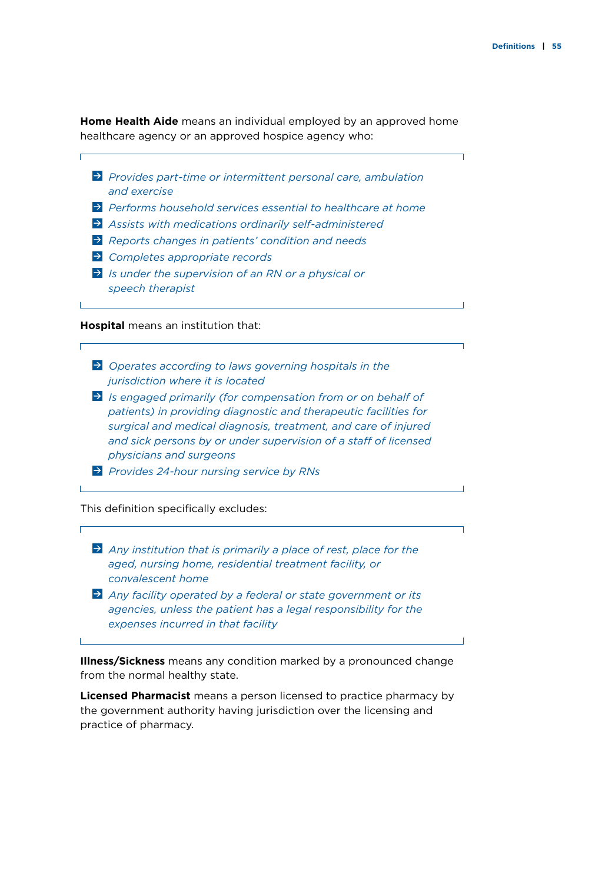**Home Health Aide** means an individual employed by an approved home healthcare agency or an approved hospice agency who:

- *Provides part-time or intermittent personal care, ambulation and exercise*
- *Performs household services essential to healthcare at home*
- *Assists with medications ordinarily self-administered*
- *Reports changes in patients' condition and needs*
- *Completes appropriate records*
- *Is under the supervision of an RN or a physical or speech therapist*

**Hospital** means an institution that:

- *Operates according to laws governing hospitals in the jurisdiction where it is located*
- *Is engaged primarily (for compensation from or on behalf of patients) in providing diagnostic and therapeutic facilities for surgical and medical diagnosis, treatment, and care of injured and sick persons by or under supervision of a staff of licensed physicians and surgeons*
- *Provides 24-hour nursing service by RNs*

This definition specifically excludes:

- *Any institution that is primarily a place of rest, place for the aged, nursing home, residential treatment facility, or convalescent home*
- *Any facility operated by a federal or state government or its agencies, unless the patient has a legal responsibility for the expenses incurred in that facility*

**Illness/Sickness** means any condition marked by a pronounced change from the normal healthy state.

**Licensed Pharmacist** means a person licensed to practice pharmacy by the government authority having jurisdiction over the licensing and practice of pharmacy.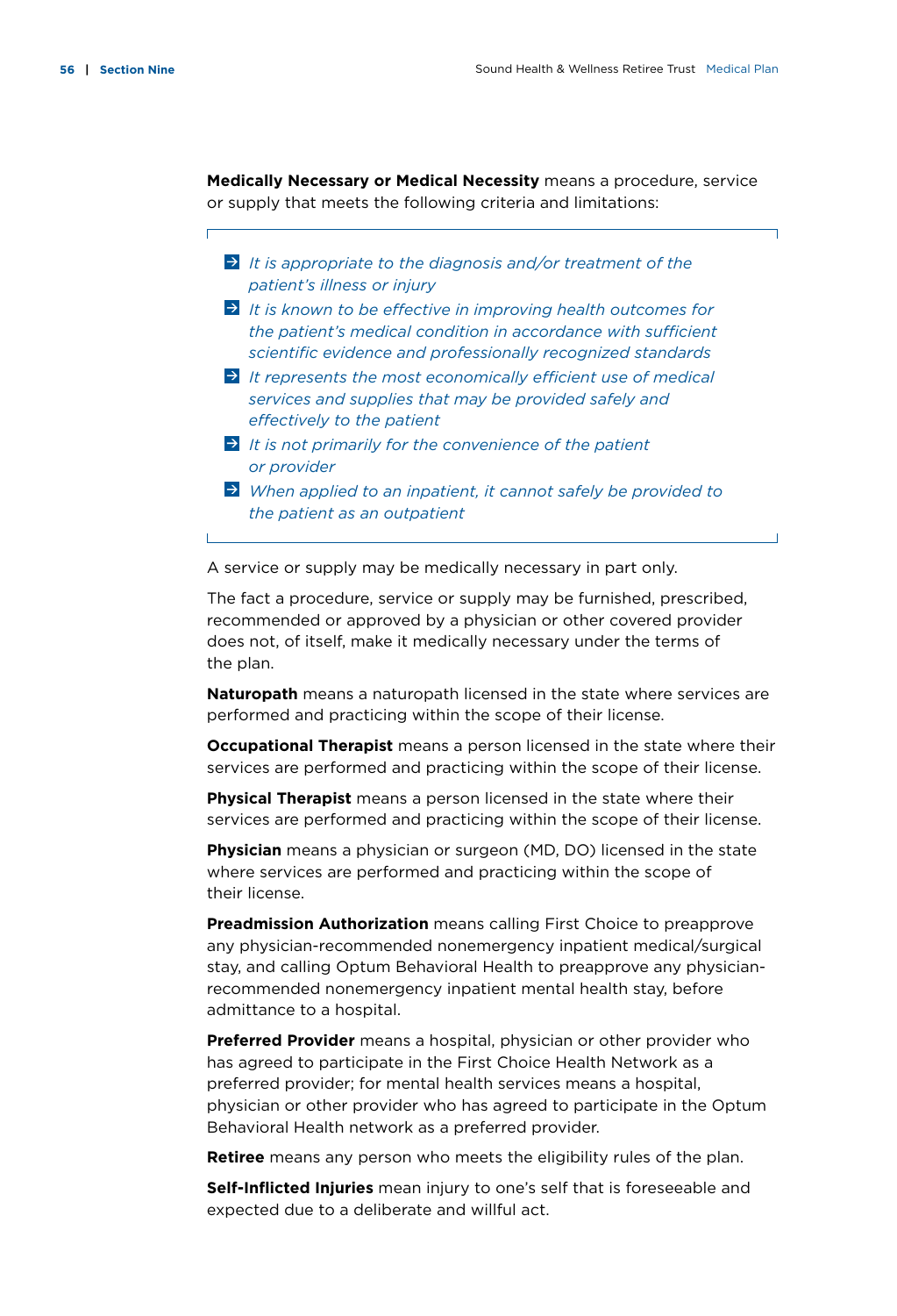**Medically Necessary or Medical Necessity** means a procedure, service or supply that meets the following criteria and limitations:

- *It is appropriate to the diagnosis and/or treatment of the patient's illness or injury*
- *It is known to be effective in improving health outcomes for the patient's medical condition in accordance with sufficient scientific evidence and professionally recognized standards*
- *It represents the most economically efficient use of medical services and supplies that may be provided safely and effectively to the patient*
- *It is not primarily for the convenience of the patient or provider*
- *When applied to an inpatient, it cannot safely be provided to the patient as an outpatient*

A service or supply may be medically necessary in part only.

The fact a procedure, service or supply may be furnished, prescribed, recommended or approved by a physician or other covered provider does not, of itself, make it medically necessary under the terms of the plan.

**Naturopath** means a naturopath licensed in the state where services are performed and practicing within the scope of their license.

**Occupational Therapist** means a person licensed in the state where their services are performed and practicing within the scope of their license.

**Physical Therapist** means a person licensed in the state where their services are performed and practicing within the scope of their license.

**Physician** means a physician or surgeon (MD, DO) licensed in the state where services are performed and practicing within the scope of their license.

**Preadmission Authorization** means calling First Choice to preapprove any physician-recommended nonemergency inpatient medical/surgical stay, and calling Optum Behavioral Health to preapprove any physician-recommended nonemergency inpatient mental health stay, before admittance to a hospital.

**Preferred Provider** means a hospital, physician or other provider who has agreed to participate in the First Choice Health Network as a preferred provider; for mental health services means a hospital, physician or other provider who has agreed to participate in the Optum Behavioral Health network as a preferred provider.

**Retiree** means any person who meets the eligibility rules of the plan.

**Self-Inflicted Injuries** mean injury to one's self that is foreseeable and expected due to a deliberate and willful act.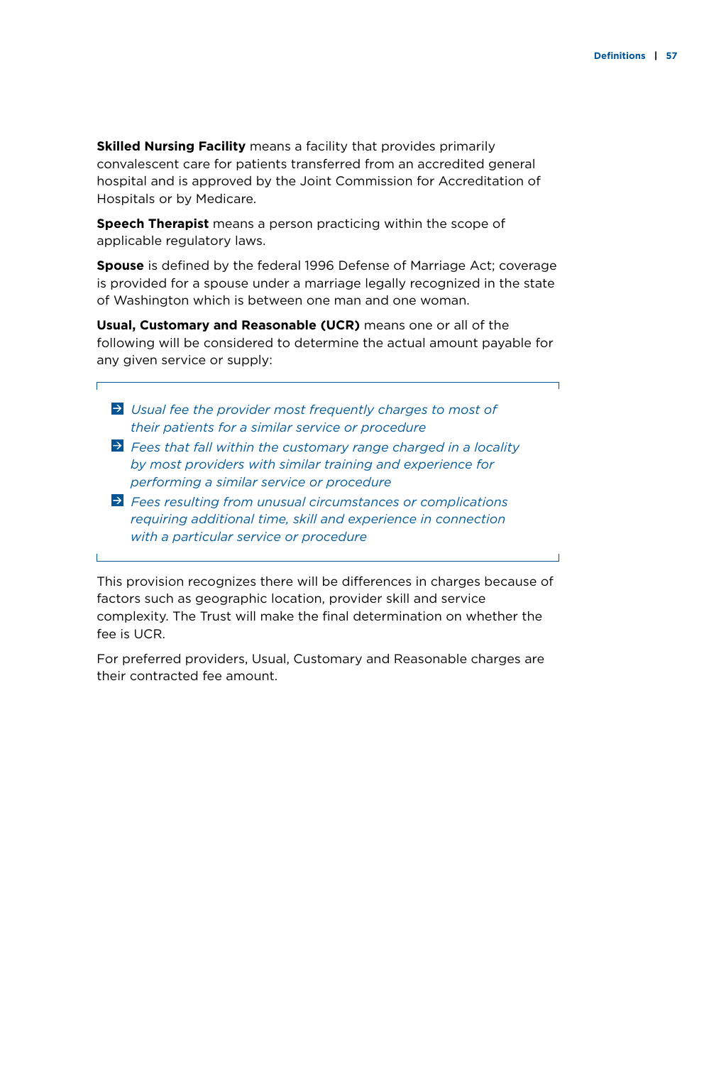**Skilled Nursing Facility** means a facility that provides primarily convalescent care for patients transferred from an accredited general hospital and is approved by the Joint Commission for Accreditation of Hospitals or by Medicare.

**Speech Therapist** means a person practicing within the scope of applicable regulatory laws.

**Spouse** is defined by the federal 1996 Defense of Marriage Act; coverage is provided for a spouse under a marriage legally recognized in the state of Washington which is between one man and one woman.

**Usual, Customary and Reasonable (UCR)** means one or all of the following will be considered to determine the actual amount payable for any given service or supply:

- *Usual fee the provider most frequently charges to most of their patients for a similar service or procedure*
- *Fees that fall within the customary range charged in a locality by most providers with similar training and experience for performing a similar service or procedure*
- *Fees resulting from unusual circumstances or complications requiring additional time, skill and experience in connection with a particular service or procedure*

This provision recognizes there will be differences in charges because of factors such as geographic location, provider skill and service complexity. The Trust will make the final determination on whether the fee is UCR.

For preferred providers, Usual, Customary and Reasonable charges are their contracted fee amount.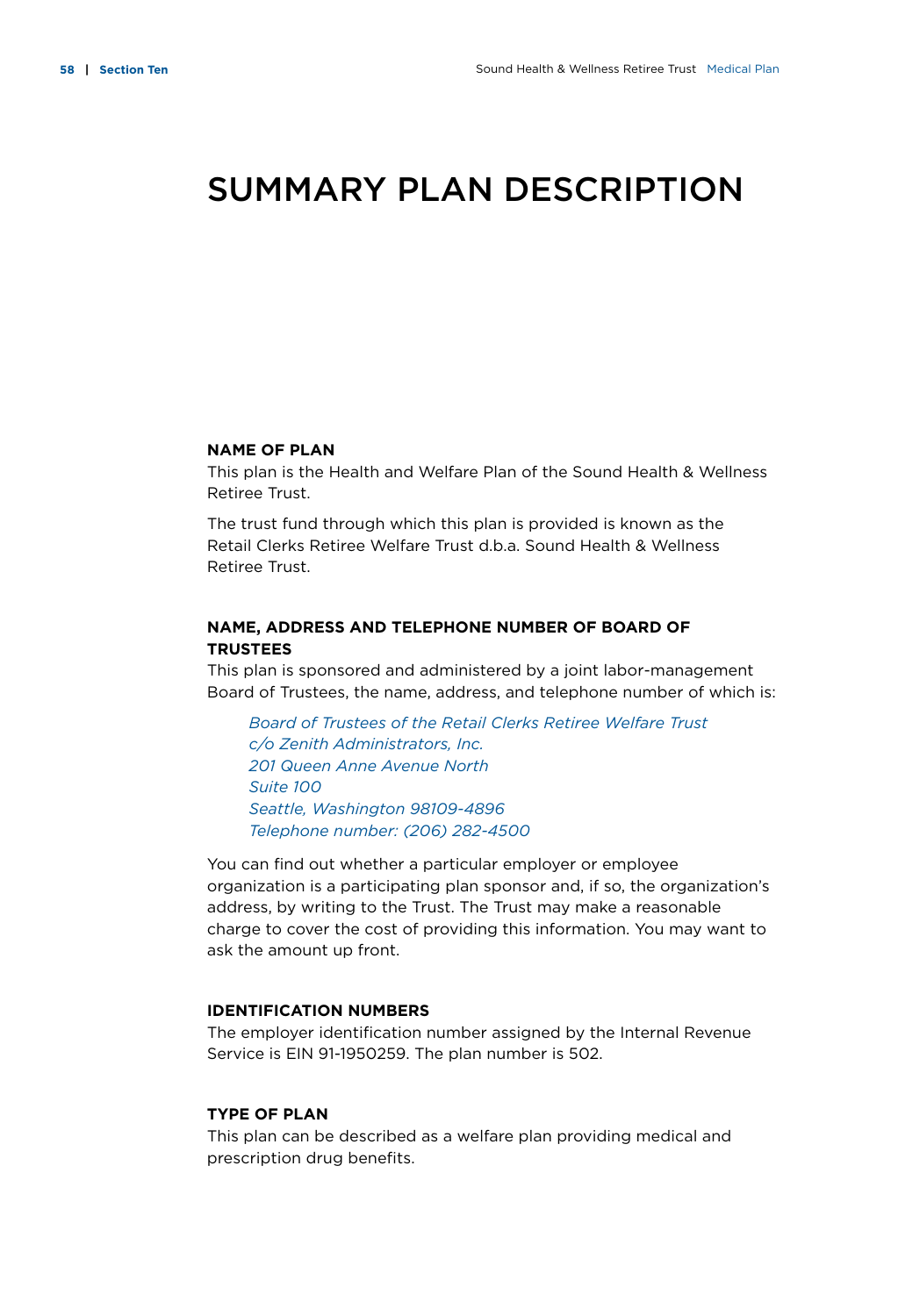# SUMMARY PLAN DESCRIPTION

### NAME OF PLAN

This plan is the Health and Welfare Plan of the Sound Health & Wellness Retiree Trust.

The trust fund through which this plan is provided is known as the Retail Clerks Retiree Welfare Trust d.b.a. Sound Health & Wellness Retiree Trust.

### NAME, ADDRESS AND TELEPHONE NUMBER OF BOARD OF TRUSTEES

This plan is sponsored and administered by a joint labor-management Board of Trustees, the name, address, and telephone number of which is:

*Board of Trustees of the Retail Clerks Retiree Welfare Trust*
*c/o Zenith Administrators, Inc.*
*201 Queen Anne Avenue North*
*Suite 100*
*Seattle, Washington 98109-4896*
*Telephone number: (206) 282-4500*

You can find out whether a particular employer or employee organization is a participating plan sponsor and, if so, the organization's address, by writing to the Trust. The Trust may make a reasonable charge to cover the cost of providing this information. You may want to ask the amount up front.

### IDENTIFICATION NUMBERS

The employer identification number assigned by the Internal Revenue Service is EIN 91-1950259. The plan number is 502.

### TYPE OF PLAN

This plan can be described as a welfare plan providing medical and prescription drug benefits.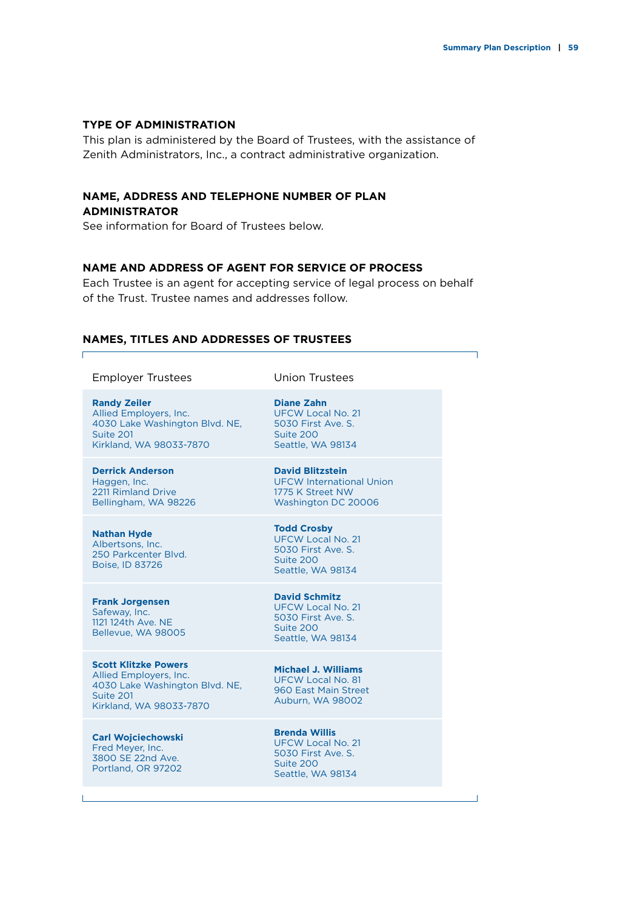### TYPE OF ADMINISTRATION

This plan is administered by the Board of Trustees, with the assistance of Zenith Administrators, Inc., a contract administrative organization.

### NAME, ADDRESS AND TELEPHONE NUMBER OF PLAN ADMINISTRATOR

See information for Board of Trustees below.

### NAME AND ADDRESS OF AGENT FOR SERVICE OF PROCESS

Each Trustee is an agent for accepting service of legal process on behalf of the Trust. Trustee names and addresses follow.

### NAMES, TITLES AND ADDRESSES OF TRUSTEES

| Employer Trustees | Union Trustees |
|---|---|
| **Randy Zeiler**<br>Allied Employers, Inc.<br>4030 Lake Washington Blvd. NE,<br>Suite 201<br>Kirkland, WA 98033-7870 | **Diane Zahn**<br>UFCW Local No. 21<br>5030 First Ave. S.<br>Suite 200<br>Seattle, WA 98134 |
| **Derrick Anderson**<br>Haggen, Inc.<br>2211 Rimland Drive<br>Bellingham, WA 98226 | **David Blitzstein**<br>UFCW International Union<br>1775 K Street NW<br>Washington DC 20006 |
| **Nathan Hyde**<br>Albertsons, Inc.<br>250 Parkcenter Blvd.<br>Boise, ID 83726 | **Todd Crosby**<br>UFCW Local No. 21<br>5030 First Ave. S.<br>Suite 200<br>Seattle, WA 98134 |
| **Frank Jorgensen**<br>Safeway, Inc.<br>1121 124th Ave. NE<br>Bellevue, WA 98005 | **David Schmitz**<br>UFCW Local No. 21<br>5030 First Ave. S.<br>Suite 200<br>Seattle, WA 98134 |
| **Scott Klitzke Powers**<br>Allied Employers, Inc.<br>4030 Lake Washington Blvd. NE,<br>Suite 201<br>Kirkland, WA 98033-7870 | **Michael J. Williams**<br>UFCW Local No. 81<br>960 East Main Street<br>Auburn, WA 98002 |
| **Carl Wojciechowski**<br>Fred Meyer, Inc.<br>3800 SE 22nd Ave.<br>Portland, OR 97202 | **Brenda Willis**<br>UFCW Local No. 21<br>5030 First Ave. S.<br>Suite 200<br>Seattle, WA 98134 |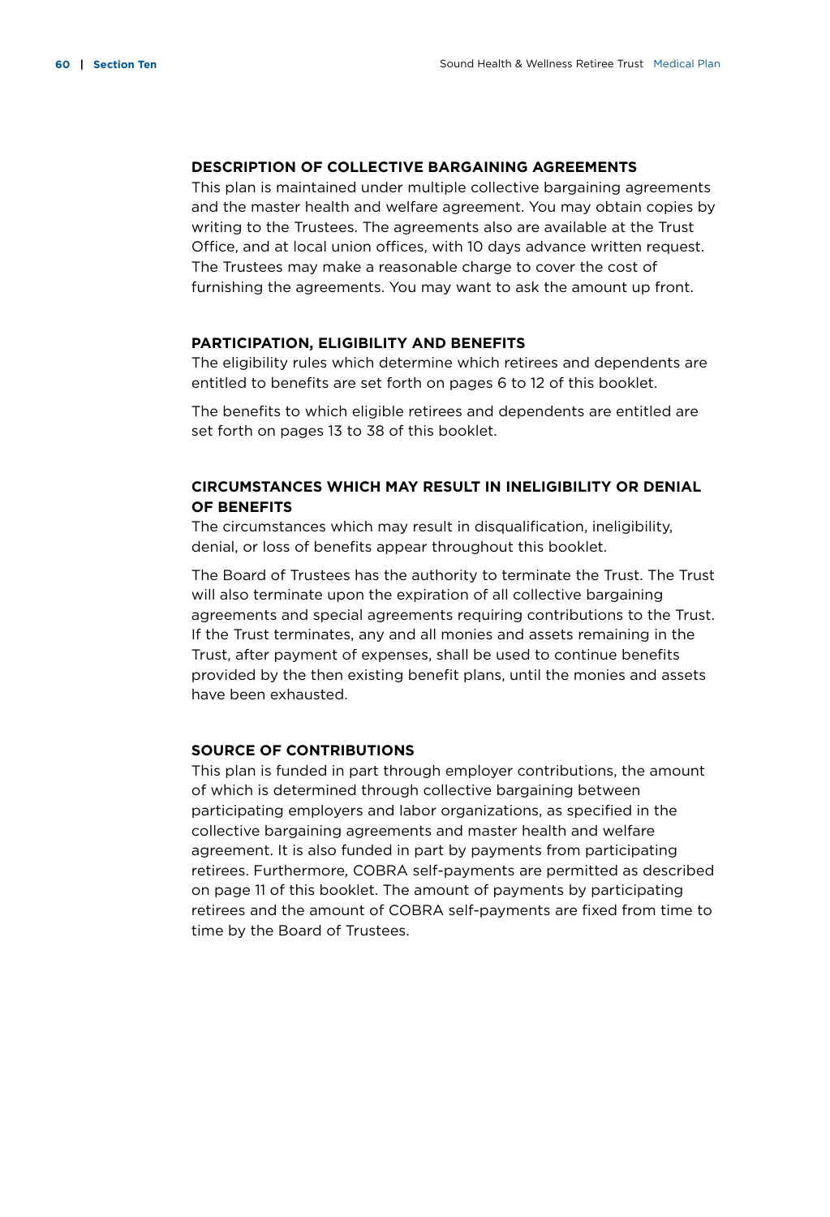## DESCRIPTION OF COLLECTIVE BARGAINING AGREEMENTS

This plan is maintained under multiple collective bargaining agreements and the master health and welfare agreement. You may obtain copies by writing to the Trustees. The agreements also are available at the Trust Office, and at local union offices, with 10 days advance written request. The Trustees may make a reasonable charge to cover the cost of furnishing the agreements. You may want to ask the amount up front.

## PARTICIPATION, ELIGIBILITY AND BENEFITS

The eligibility rules which determine which retirees and dependents are entitled to benefits are set forth on pages 6 to 12 of this booklet.

The benefits to which eligible retirees and dependents are entitled are set forth on pages 13 to 38 of this booklet.

## CIRCUMSTANCES WHICH MAY RESULT IN INELIGIBILITY OR DENIAL OF BENEFITS

The circumstances which may result in disqualification, ineligibility, denial, or loss of benefits appear throughout this booklet.

The Board of Trustees has the authority to terminate the Trust. The Trust will also terminate upon the expiration of all collective bargaining agreements and special agreements requiring contributions to the Trust. If the Trust terminates, any and all monies and assets remaining in the Trust, after payment of expenses, shall be used to continue benefits provided by the then existing benefit plans, until the monies and assets have been exhausted.

## SOURCE OF CONTRIBUTIONS

This plan is funded in part through employer contributions, the amount of which is determined through collective bargaining between participating employers and labor organizations, as specified in the collective bargaining agreements and master health and welfare agreement. It is also funded in part by payments from participating retirees. Furthermore, COBRA self-payments are permitted as described on page 11 of this booklet. The amount of payments by participating retirees and the amount of COBRA self-payments are fixed from time to time by the Board of Trustees.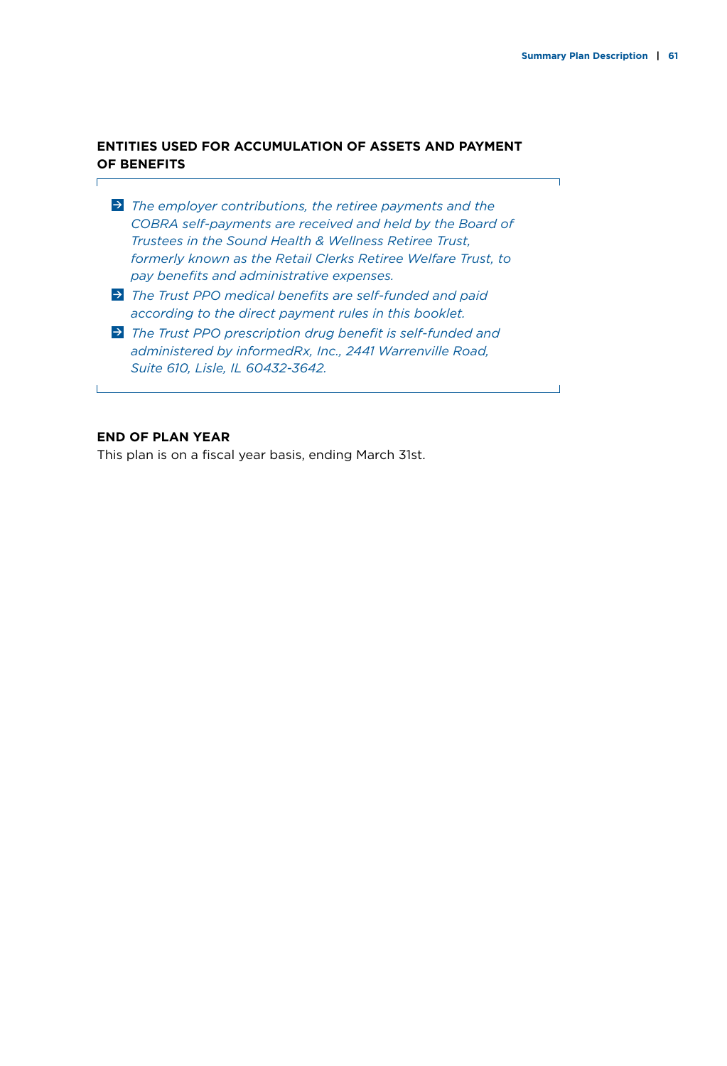## ENTITIES USED FOR ACCUMULATION OF ASSETS AND PAYMENT OF BENEFITS

- *The employer contributions, the retiree payments and the COBRA self-payments are received and held by the Board of Trustees in the Sound Health & Wellness Retiree Trust, formerly known as the Retail Clerks Retiree Welfare Trust, to pay benefits and administrative expenses.*
- *The Trust PPO medical benefits are self-funded and paid according to the direct payment rules in this booklet.*
- *The Trust PPO prescription drug benefit is self-funded and administered by informedRx, Inc., 2441 Warrenville Road, Suite 610, Lisle, IL 60432-3642.*

## END OF PLAN YEAR

This plan is on a fiscal year basis, ending March 31st.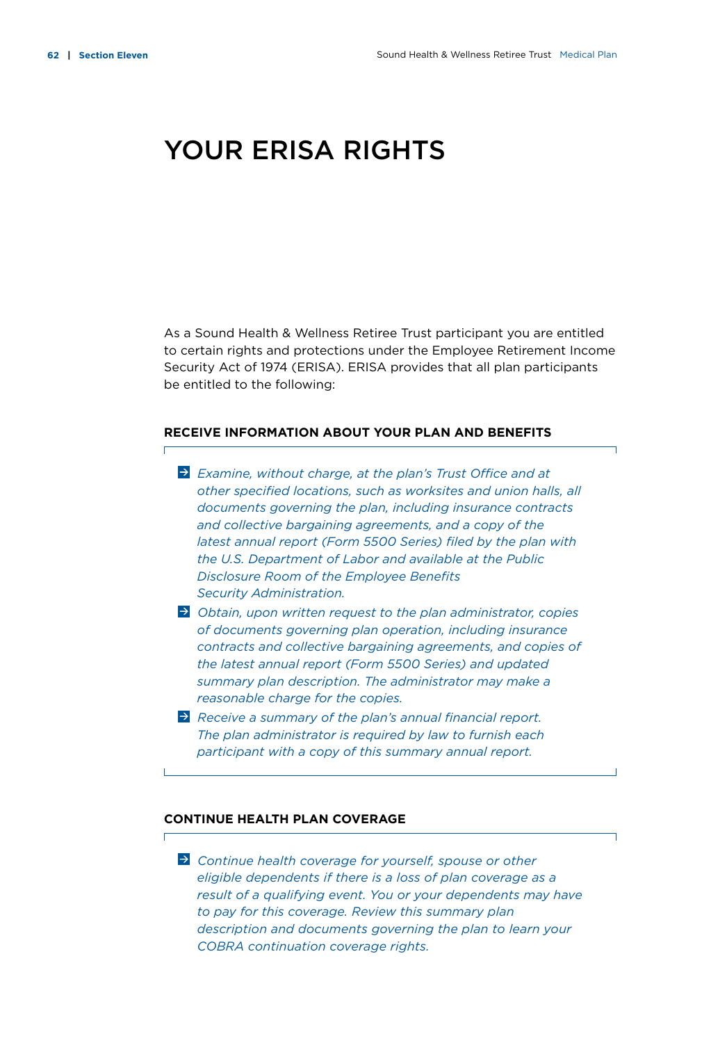# YOUR ERISA RIGHTS

As a Sound Health & Wellness Retiree Trust participant you are entitled to certain rights and protections under the Employee Retirement Income Security Act of 1974 (ERISA). ERISA provides that all plan participants be entitled to the following:

### RECEIVE INFORMATION ABOUT YOUR PLAN AND BENEFITS

- *Examine, without charge, at the plan's Trust Office and at other specified locations, such as worksites and union halls, all documents governing the plan, including insurance contracts and collective bargaining agreements, and a copy of the latest annual report (Form 5500 Series) filed by the plan with the U.S. Department of Labor and available at the Public Disclosure Room of the Employee Benefits Security Administration.*
- *Obtain, upon written request to the plan administrator, copies of documents governing plan operation, including insurance contracts and collective bargaining agreements, and copies of the latest annual report (Form 5500 Series) and updated summary plan description. The administrator may make a reasonable charge for the copies.*
- *Receive a summary of the plan's annual financial report. The plan administrator is required by law to furnish each participant with a copy of this summary annual report.*

### CONTINUE HEALTH PLAN COVERAGE

- *Continue health coverage for yourself, spouse or other eligible dependents if there is a loss of plan coverage as a result of a qualifying event. You or your dependents may have to pay for this coverage. Review this summary plan description and documents governing the plan to learn your COBRA continuation coverage rights.*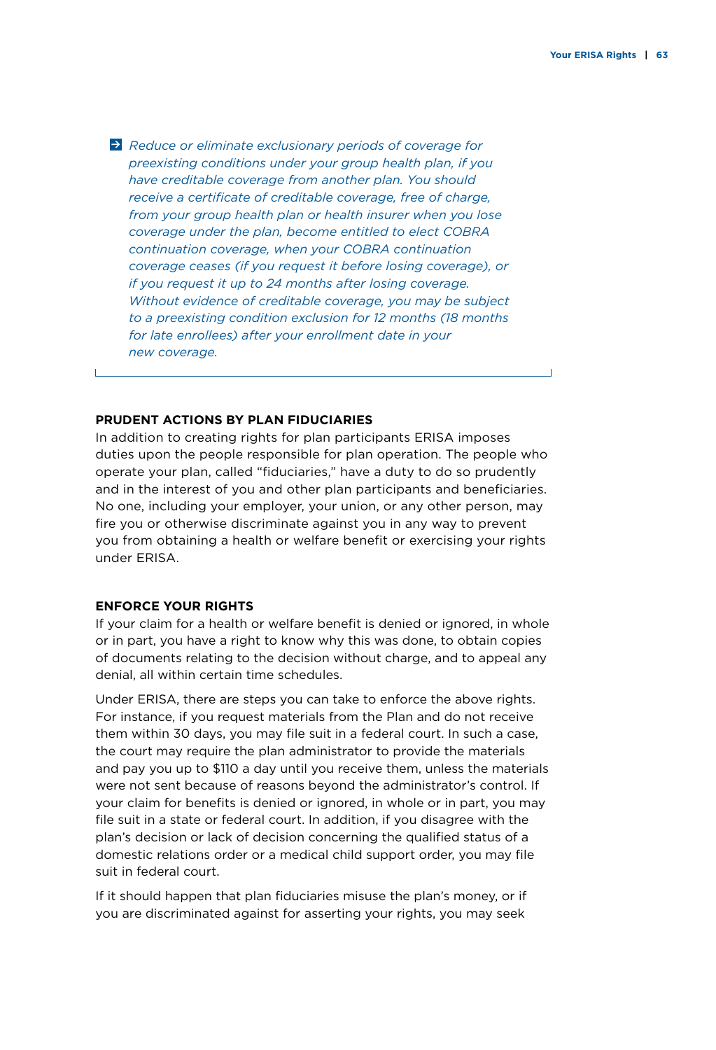→ *Reduce or eliminate exclusionary periods of coverage for preexisting conditions under your group health plan, if you have creditable coverage from another plan. You should receive a certificate of creditable coverage, free of charge, from your group health plan or health insurer when you lose coverage under the plan, become entitled to elect COBRA continuation coverage, when your COBRA continuation coverage ceases (if you request it before losing coverage), or if you request it up to 24 months after losing coverage. Without evidence of creditable coverage, you may be subject to a preexisting condition exclusion for 12 months (18 months for late enrollees) after your enrollment date in your new coverage.*

### PRUDENT ACTIONS BY PLAN FIDUCIARIES

In addition to creating rights for plan participants ERISA imposes duties upon the people responsible for plan operation. The people who operate your plan, called "fiduciaries," have a duty to do so prudently and in the interest of you and other plan participants and beneficiaries. No one, including your employer, your union, or any other person, may fire you or otherwise discriminate against you in any way to prevent you from obtaining a health or welfare benefit or exercising your rights under ERISA.

### ENFORCE YOUR RIGHTS

If your claim for a health or welfare benefit is denied or ignored, in whole or in part, you have a right to know why this was done, to obtain copies of documents relating to the decision without charge, and to appeal any denial, all within certain time schedules.

Under ERISA, there are steps you can take to enforce the above rights. For instance, if you request materials from the Plan and do not receive them within 30 days, you may file suit in a federal court. In such a case, the court may require the plan administrator to provide the materials and pay you up to $110 a day until you receive them, unless the materials were not sent because of reasons beyond the administrator's control. If your claim for benefits is denied or ignored, in whole or in part, you may file suit in a state or federal court. In addition, if you disagree with the plan's decision or lack of decision concerning the qualified status of a domestic relations order or a medical child support order, you may file suit in federal court.

If it should happen that plan fiduciaries misuse the plan's money, or if you are discriminated against for asserting your rights, you may seek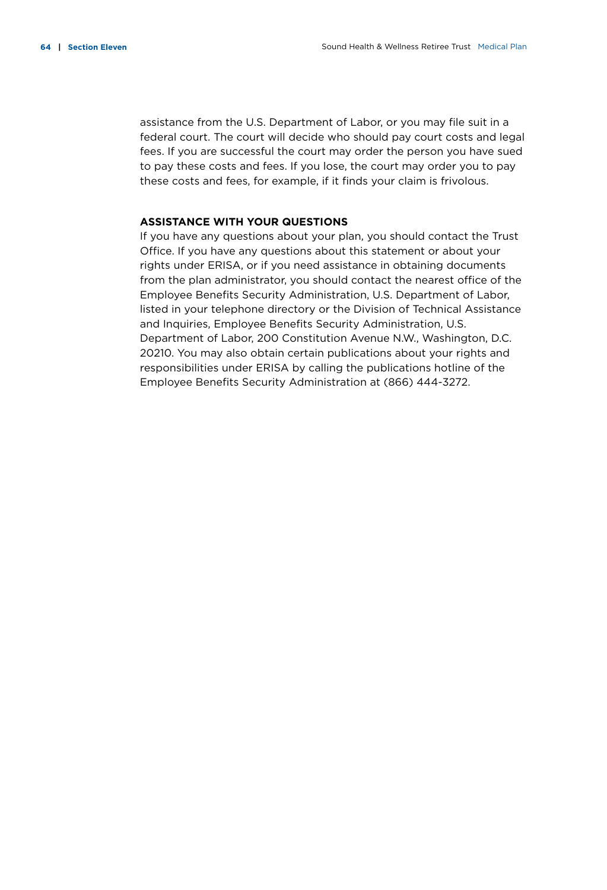assistance from the U.S. Department of Labor, or you may file suit in a federal court. The court will decide who should pay court costs and legal fees. If you are successful the court may order the person you have sued to pay these costs and fees. If you lose, the court may order you to pay these costs and fees, for example, if it finds your claim is frivolous.

**ASSISTANCE WITH YOUR QUESTIONS**

If you have any questions about your plan, you should contact the Trust Office. If you have any questions about this statement or about your rights under ERISA, or if you need assistance in obtaining documents from the plan administrator, you should contact the nearest office of the Employee Benefits Security Administration, U.S. Department of Labor, listed in your telephone directory or the Division of Technical Assistance and Inquiries, Employee Benefits Security Administration, U.S. Department of Labor, 200 Constitution Avenue N.W., Washington, D.C. 20210. You may also obtain certain publications about your rights and responsibilities under ERISA by calling the publications hotline of the Employee Benefits Security Administration at (866) 444-3272.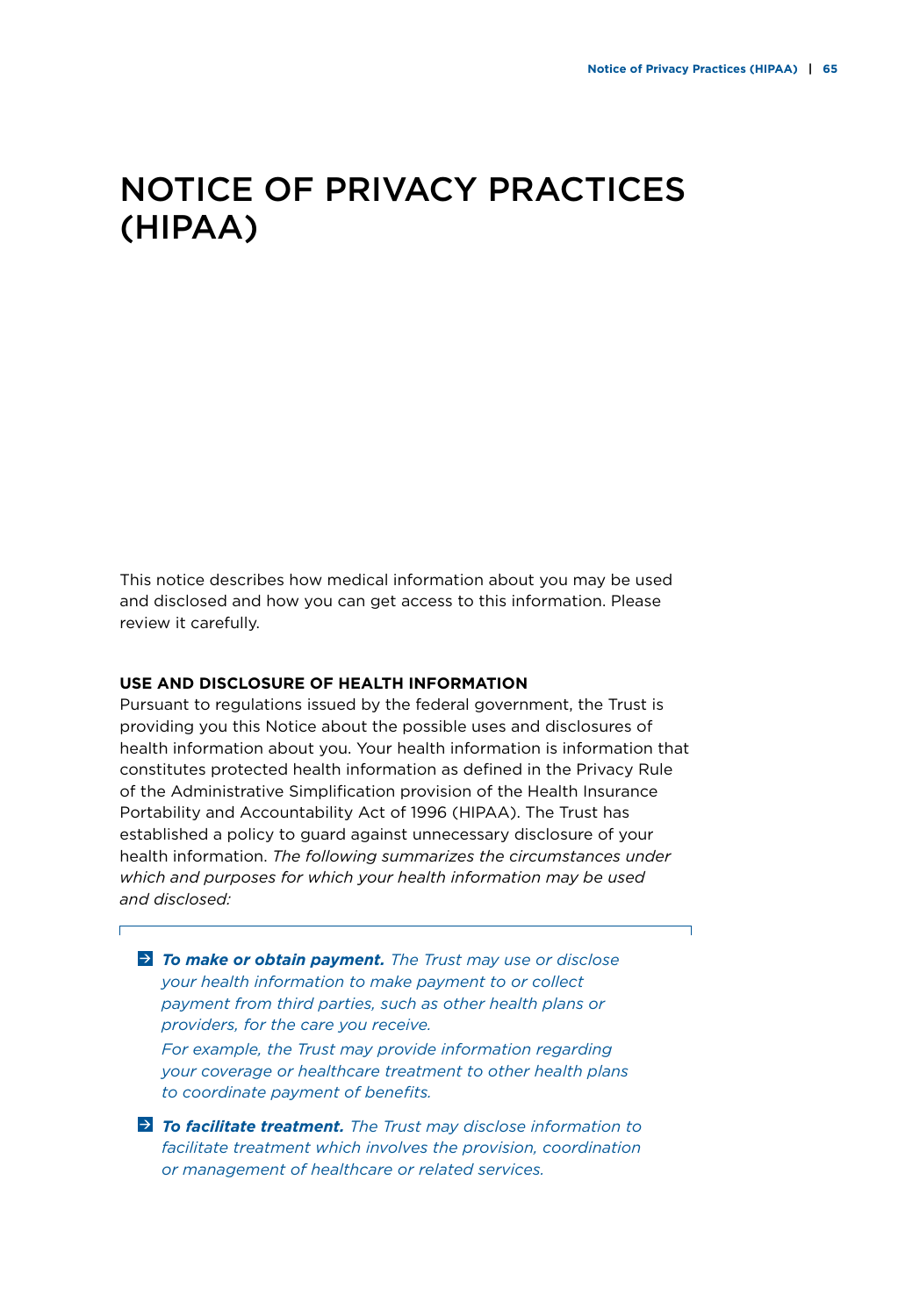# NOTICE OF PRIVACY PRACTICES (HIPAA)

This notice describes how medical information about you may be used and disclosed and how you can get access to this information. Please review it carefully.

## USE AND DISCLOSURE OF HEALTH INFORMATION

Pursuant to regulations issued by the federal government, the Trust is providing you this Notice about the possible uses and disclosures of health information about you. Your health information is information that constitutes protected health information as defined in the Privacy Rule of the Administrative Simplification provision of the Health Insurance Portability and Accountability Act of 1996 (HIPAA). The Trust has established a policy to guard against unnecessary disclosure of your health information. *The following summarizes the circumstances under which and purposes for which your health information may be used and disclosed:*

- ***To make or obtain payment.*** *The Trust may use or disclose your health information to make payment to or collect payment from third parties, such as other health plans or providers, for the care you receive.*

  *For example, the Trust may provide information regarding your coverage or healthcare treatment to other health plans to coordinate payment of benefits.*

- ***To facilitate treatment.*** *The Trust may disclose information to facilitate treatment which involves the provision, coordination or management of healthcare or related services.*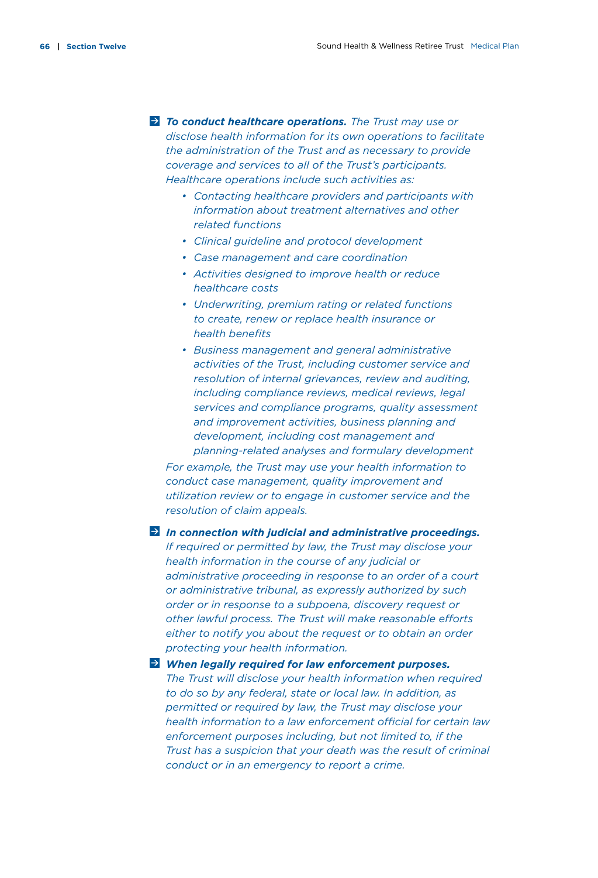- ***To conduct healthcare operations.*** *The Trust may use or disclose health information for its own operations to facilitate the administration of the Trust and as necessary to provide coverage and services to all of the Trust's participants. Healthcare operations include such activities as:*
  - *Contacting healthcare providers and participants with information about treatment alternatives and other related functions*
  - *Clinical guideline and protocol development*
  - *Case management and care coordination*
  - *Activities designed to improve health or reduce healthcare costs*
  - *Underwriting, premium rating or related functions to create, renew or replace health insurance or health benefits*
  - *Business management and general administrative activities of the Trust, including customer service and resolution of internal grievances, review and auditing, including compliance reviews, medical reviews, legal services and compliance programs, quality assessment and improvement activities, business planning and development, including cost management and planning-related analyses and formulary development*

  *For example, the Trust may use your health information to conduct case management, quality improvement and utilization review or to engage in customer service and the resolution of claim appeals.*

- ***In connection with judicial and administrative proceedings.*** *If required or permitted by law, the Trust may disclose your health information in the course of any judicial or administrative proceeding in response to an order of a court or administrative tribunal, as expressly authorized by such order or in response to a subpoena, discovery request or other lawful process. The Trust will make reasonable efforts either to notify you about the request or to obtain an order protecting your health information.*

- ***When legally required for law enforcement purposes.*** *The Trust will disclose your health information when required to do so by any federal, state or local law. In addition, as permitted or required by law, the Trust may disclose your health information to a law enforcement official for certain law enforcement purposes including, but not limited to, if the Trust has a suspicion that your death was the result of criminal conduct or in an emergency to report a crime.*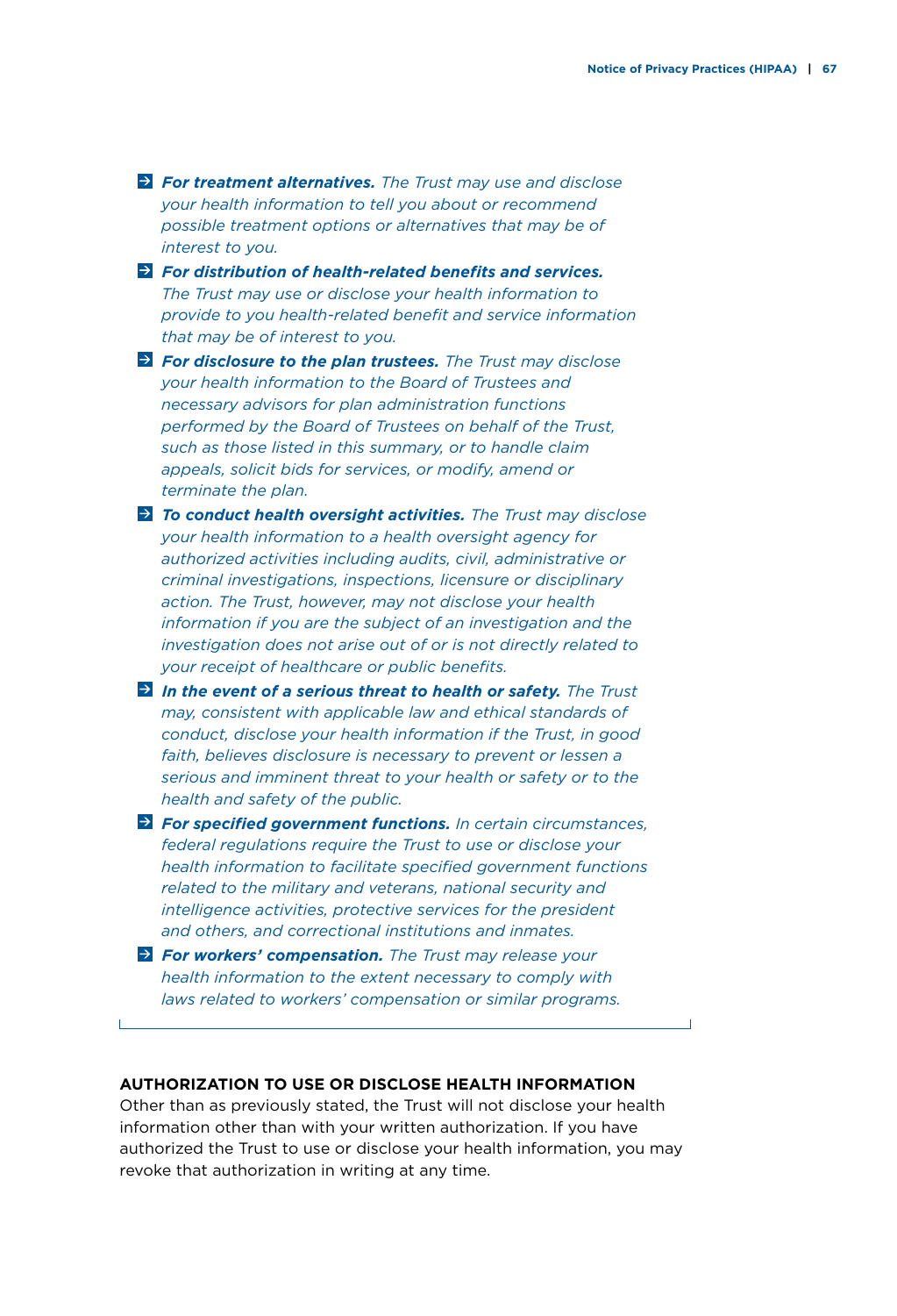- ***For treatment alternatives.*** *The Trust may use and disclose your health information to tell you about or recommend possible treatment options or alternatives that may be of interest to you.*
- ***For distribution of health-related benefits and services.*** *The Trust may use or disclose your health information to provide to you health-related benefit and service information that may be of interest to you.*
- ***For disclosure to the plan trustees.*** *The Trust may disclose your health information to the Board of Trustees and necessary advisors for plan administration functions performed by the Board of Trustees on behalf of the Trust, such as those listed in this summary, or to handle claim appeals, solicit bids for services, or modify, amend or terminate the plan.*
- ***To conduct health oversight activities.*** *The Trust may disclose your health information to a health oversight agency for authorized activities including audits, civil, administrative or criminal investigations, inspections, licensure or disciplinary action. The Trust, however, may not disclose your health information if you are the subject of an investigation and the investigation does not arise out of or is not directly related to your receipt of healthcare or public benefits.*
- ***In the event of a serious threat to health or safety.*** *The Trust may, consistent with applicable law and ethical standards of conduct, disclose your health information if the Trust, in good faith, believes disclosure is necessary to prevent or lessen a serious and imminent threat to your health or safety or to the health and safety of the public.*
- ***For specified government functions.*** *In certain circumstances, federal regulations require the Trust to use or disclose your health information to facilitate specified government functions related to the military and veterans, national security and intelligence activities, protective services for the president and others, and correctional institutions and inmates.*
- ***For workers' compensation.*** *The Trust may release your health information to the extent necessary to comply with laws related to workers' compensation or similar programs.*

## AUTHORIZATION TO USE OR DISCLOSE HEALTH INFORMATION

Other than as previously stated, the Trust will not disclose your health information other than with your written authorization. If you have authorized the Trust to use or disclose your health information, you may revoke that authorization in writing at any time.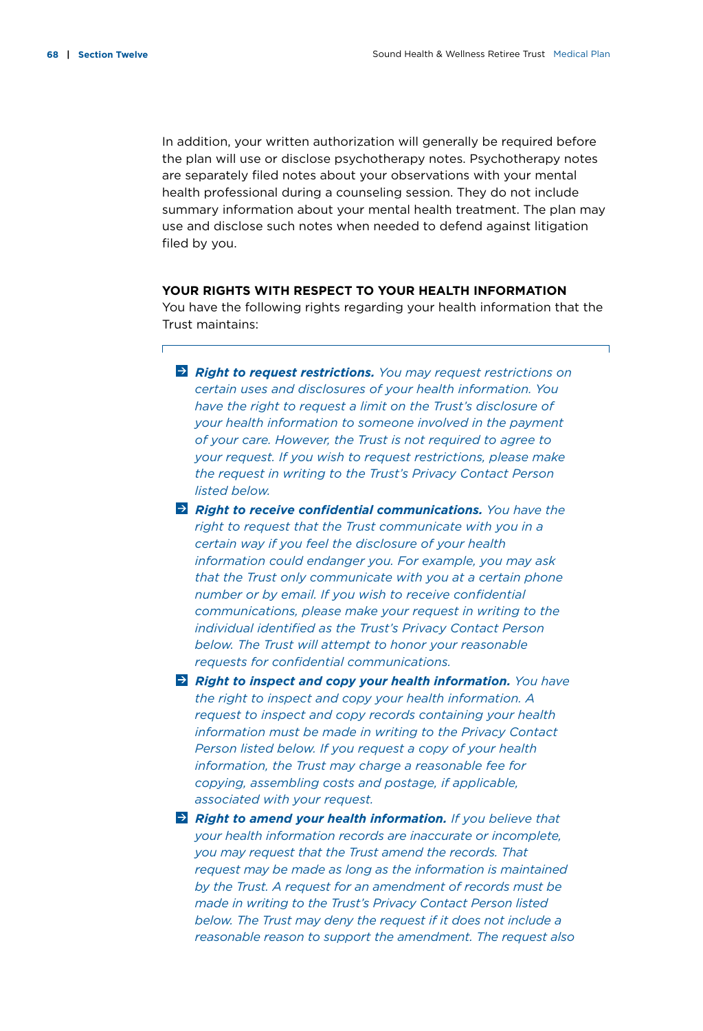In addition, your written authorization will generally be required before the plan will use or disclose psychotherapy notes. Psychotherapy notes are separately filed notes about your observations with your mental health professional during a counseling session. They do not include summary information about your mental health treatment. The plan may use and disclose such notes when needed to defend against litigation filed by you.

## YOUR RIGHTS WITH RESPECT TO YOUR HEALTH INFORMATION

You have the following rights regarding your health information that the Trust maintains:

- ***Right to request restrictions.*** *You may request restrictions on certain uses and disclosures of your health information. You have the right to request a limit on the Trust's disclosure of your health information to someone involved in the payment of your care. However, the Trust is not required to agree to your request. If you wish to request restrictions, please make the request in writing to the Trust's Privacy Contact Person listed below.*
- ***Right to receive confidential communications.*** *You have the right to request that the Trust communicate with you in a certain way if you feel the disclosure of your health information could endanger you. For example, you may ask that the Trust only communicate with you at a certain phone number or by email. If you wish to receive confidential communications, please make your request in writing to the individual identified as the Trust's Privacy Contact Person below. The Trust will attempt to honor your reasonable requests for confidential communications.*
- ***Right to inspect and copy your health information.*** *You have the right to inspect and copy your health information. A request to inspect and copy records containing your health information must be made in writing to the Privacy Contact Person listed below. If you request a copy of your health information, the Trust may charge a reasonable fee for copying, assembling costs and postage, if applicable, associated with your request.*
- ***Right to amend your health information.*** *If you believe that your health information records are inaccurate or incomplete, you may request that the Trust amend the records. That request may be made as long as the information is maintained by the Trust. A request for an amendment of records must be made in writing to the Trust's Privacy Contact Person listed below. The Trust may deny the request if it does not include a reasonable reason to support the amendment. The request also*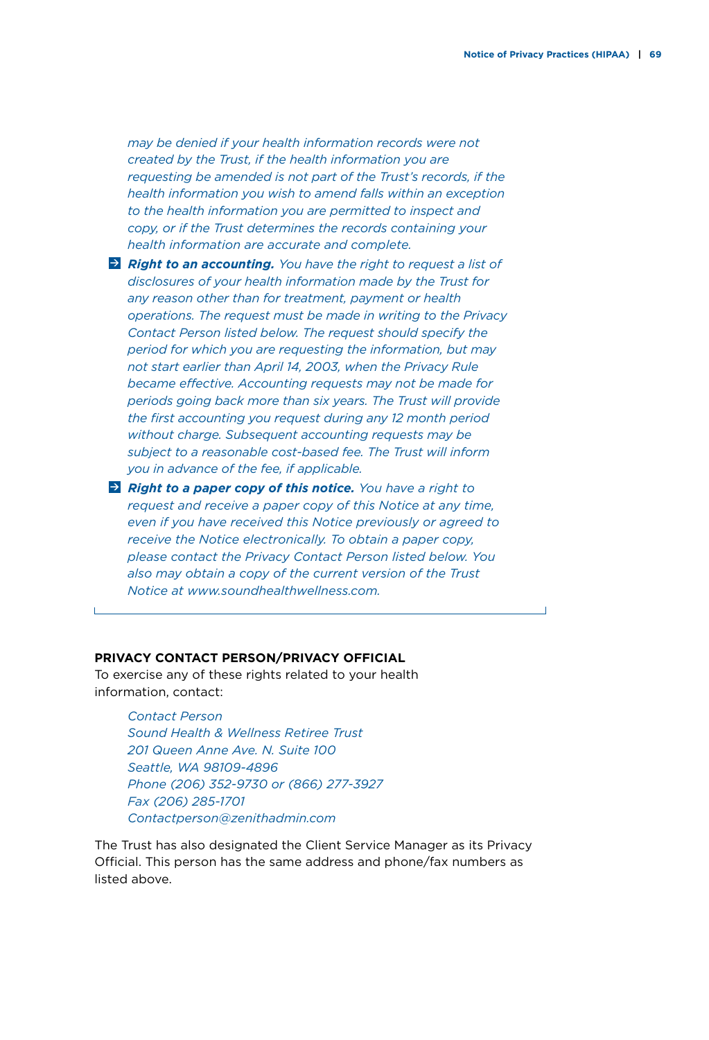*may be denied if your health information records were not created by the Trust, if the health information you are requesting be amended is not part of the Trust's records, if the health information you wish to amend falls within an exception to the health information you are permitted to inspect and copy, or if the Trust determines the records containing your health information are accurate and complete.*

- ***Right to an accounting.*** *You have the right to request a list of disclosures of your health information made by the Trust for any reason other than for treatment, payment or health operations. The request must be made in writing to the Privacy Contact Person listed below. The request should specify the period for which you are requesting the information, but may not start earlier than April 14, 2003, when the Privacy Rule became effective. Accounting requests may not be made for periods going back more than six years. The Trust will provide the first accounting you request during any 12 month period without charge. Subsequent accounting requests may be subject to a reasonable cost-based fee. The Trust will inform you in advance of the fee, if applicable.*
- ***Right to a paper copy of this notice.*** *You have a right to request and receive a paper copy of this Notice at any time, even if you have received this Notice previously or agreed to receive the Notice electronically. To obtain a paper copy, please contact the Privacy Contact Person listed below. You also may obtain a copy of the current version of the Trust Notice at www.soundhealthwellness.com.*

**PRIVACY CONTACT PERSON/PRIVACY OFFICIAL**

To exercise any of these rights related to your health information, contact:

*Contact Person*
*Sound Health & Wellness Retiree Trust*
*201 Queen Anne Ave. N. Suite 100*
*Seattle, WA 98109-4896*
*Phone (206) 352-9730 or (866) 277-3927*
*Fax (206) 285-1701*
*Contactperson@zenithadmin.com*

The Trust has also designated the Client Service Manager as its Privacy Official. This person has the same address and phone/fax numbers as listed above.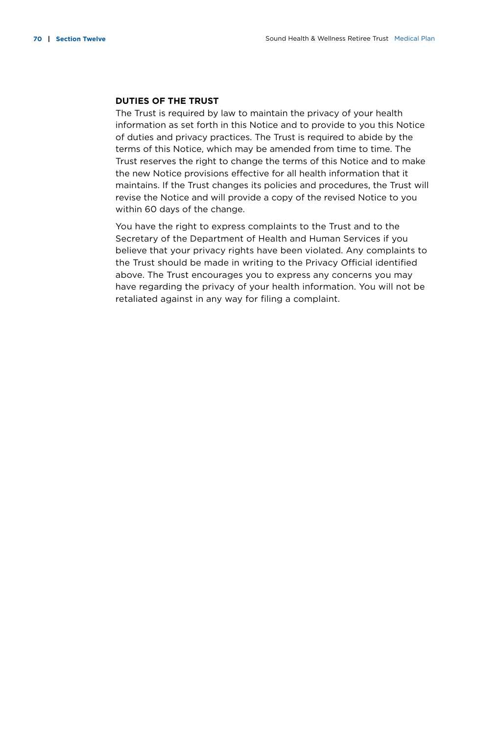### DUTIES OF THE TRUST

The Trust is required by law to maintain the privacy of your health information as set forth in this Notice and to provide to you this Notice of duties and privacy practices. The Trust is required to abide by the terms of this Notice, which may be amended from time to time. The Trust reserves the right to change the terms of this Notice and to make the new Notice provisions effective for all health information that it maintains. If the Trust changes its policies and procedures, the Trust will revise the Notice and will provide a copy of the revised Notice to you within 60 days of the change.

You have the right to express complaints to the Trust and to the Secretary of the Department of Health and Human Services if you believe that your privacy rights have been violated. Any complaints to the Trust should be made in writing to the Privacy Official identified above. The Trust encourages you to express any concerns you may have regarding the privacy of your health information. You will not be retaliated against in any way for filing a complaint.